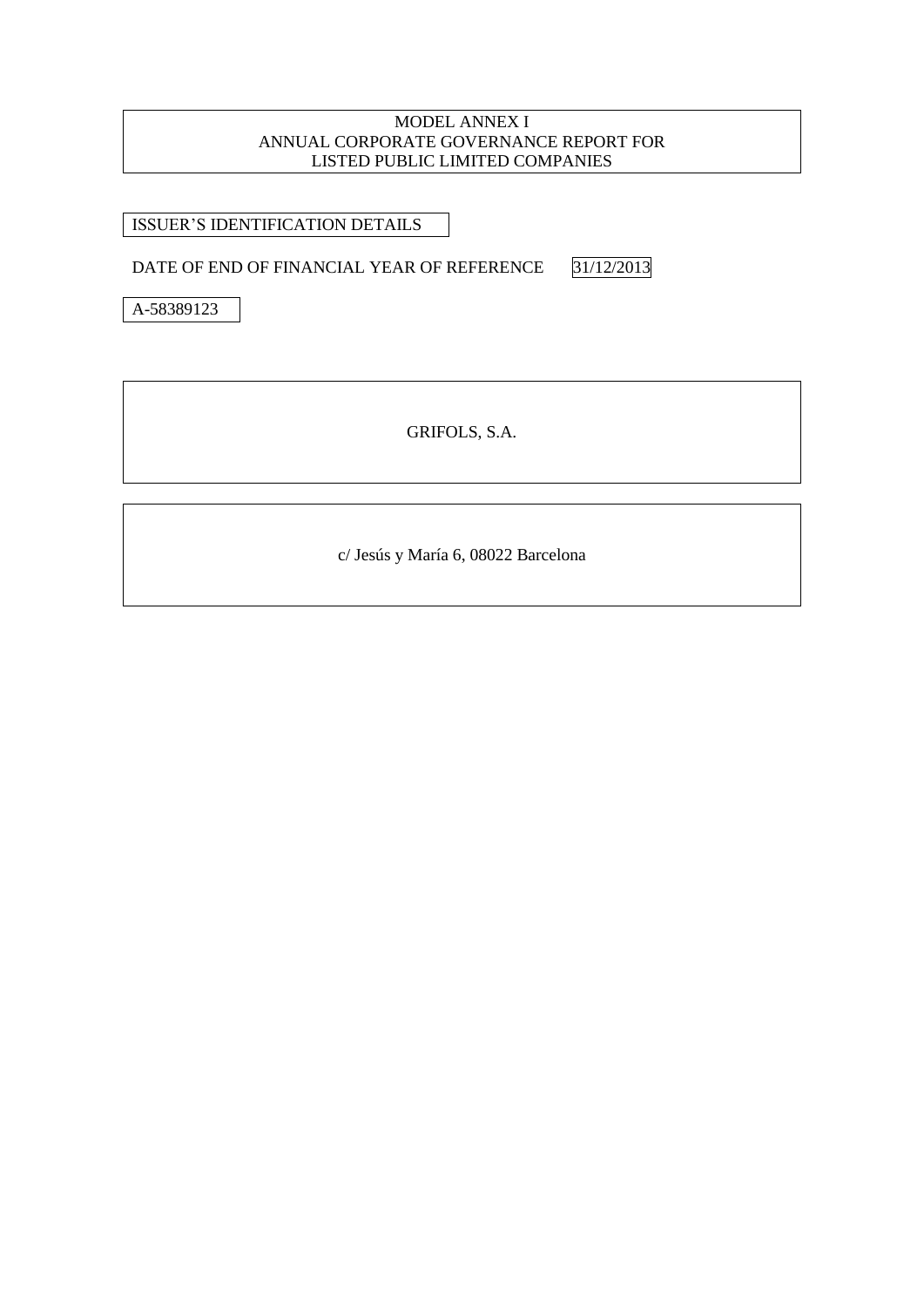# MODEL ANNEX I
# ANNUAL CORPORATE GOVERNANCE REPORT FOR LISTED PUBLIC LIMITED COMPANIES

ISSUER'S IDENTIFICATION DETAILS

DATE OF END OF FINANCIAL YEAR OF REFERENCE 31/12/2013

A-58389123

GRIFOLS, S.A.

c/ Jesús y María 6, 08022 Barcelona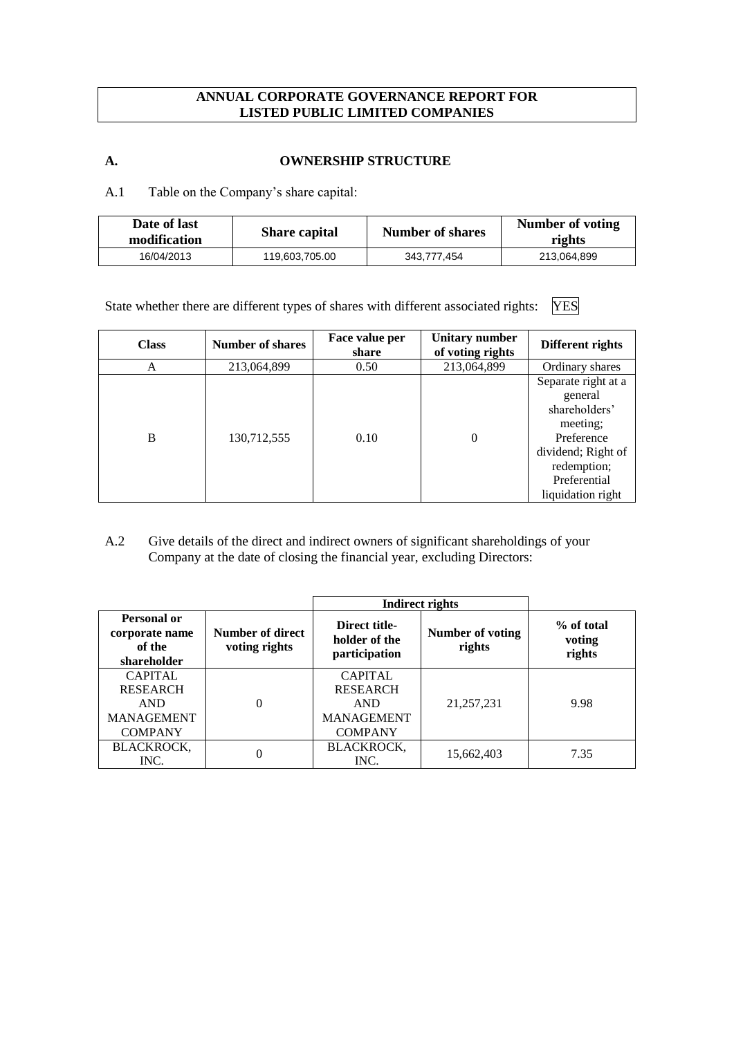# ANNUAL CORPORATE GOVERNANCE REPORT FOR LISTED PUBLIC LIMITED COMPANIES

## A. OWNERSHIP STRUCTURE

A.1 Table on the Company's share capital:

| Date of last modification | Share capital | Number of shares | Number of voting rights |
|---|---|---|---|
| 16/04/2013 | 119,603,705.00 | 343,777,454 | 213,064,899 |

State whether there are different types of shares with different associated rights: YES

| Class | Number of shares | Face value per share | Unitary number of voting rights | Different rights |
|---|---|---|---|---|
| A | 213,064,899 | 0.50 | 213,064,899 | Ordinary shares |
| B | 130,712,555 | 0.10 | 0 | Separate right at a general shareholders' meeting; Preference dividend; Right of redemption; Preferential liquidation right |

A.2 Give details of the direct and indirect owners of significant shareholdings of your Company at the date of closing the financial year, excluding Directors:

| | | Indirect rights | | |
|---|---|---|---|---|
| Personal or corporate name of the shareholder | Number of direct voting rights | Direct title-holder of the participation | Number of voting rights | % of total voting rights |
| CAPITAL RESEARCH AND MANAGEMENT COMPANY | 0 | CAPITAL RESEARCH AND MANAGEMENT COMPANY | 21,257,231 | 9.98 |
| BLACKROCK, INC. | 0 | BLACKROCK, INC. | 15,662,403 | 7.35 |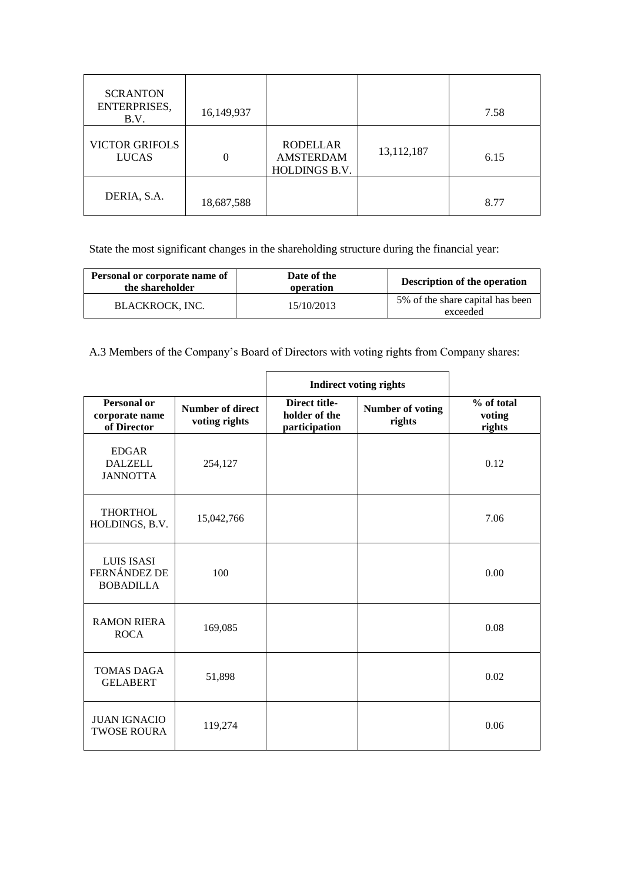| | | | | |
|---|---|---|---|---|
| SCRANTON ENTERPRISES, B.V. | 16,149,937 | | | 7.58 |
| VICTOR GRIFOLS LUCAS | 0 | RODELLAR AMSTERDAM HOLDINGS B.V. | 13,112,187 | 6.15 |
| DERIA, S.A. | 18,687,588 | | | 8.77 |

State the most significant changes in the shareholding structure during the financial year:

| Personal or corporate name of the shareholder | Date of the operation | Description of the operation |
|---|---|---|
| BLACKROCK, INC. | 15/10/2013 | 5% of the share capital has been exceeded |

A.3 Members of the Company's Board of Directors with voting rights from Company shares:

| | | Indirect voting rights | | |
|---|---|---|---|---|
| **Personal or corporate name of Director** | **Number of direct voting rights** | **Direct title-holder of the participation** | **Number of voting rights** | **% of total voting rights** |
| EDGAR DALZELL JANNOTTA | 254,127 | | | 0.12 |
| THORTHOL HOLDINGS, B.V. | 15,042,766 | | | 7.06 |
| LUIS ISASI FERNÁNDEZ DE BOBADILLA | 100 | | | 0.00 |
| RAMON RIERA ROCA | 169,085 | | | 0.08 |
| TOMAS DAGA GELABERT | 51,898 | | | 0.02 |
| JUAN IGNACIO TWOSE ROURA | 119,274 | | | 0.06 |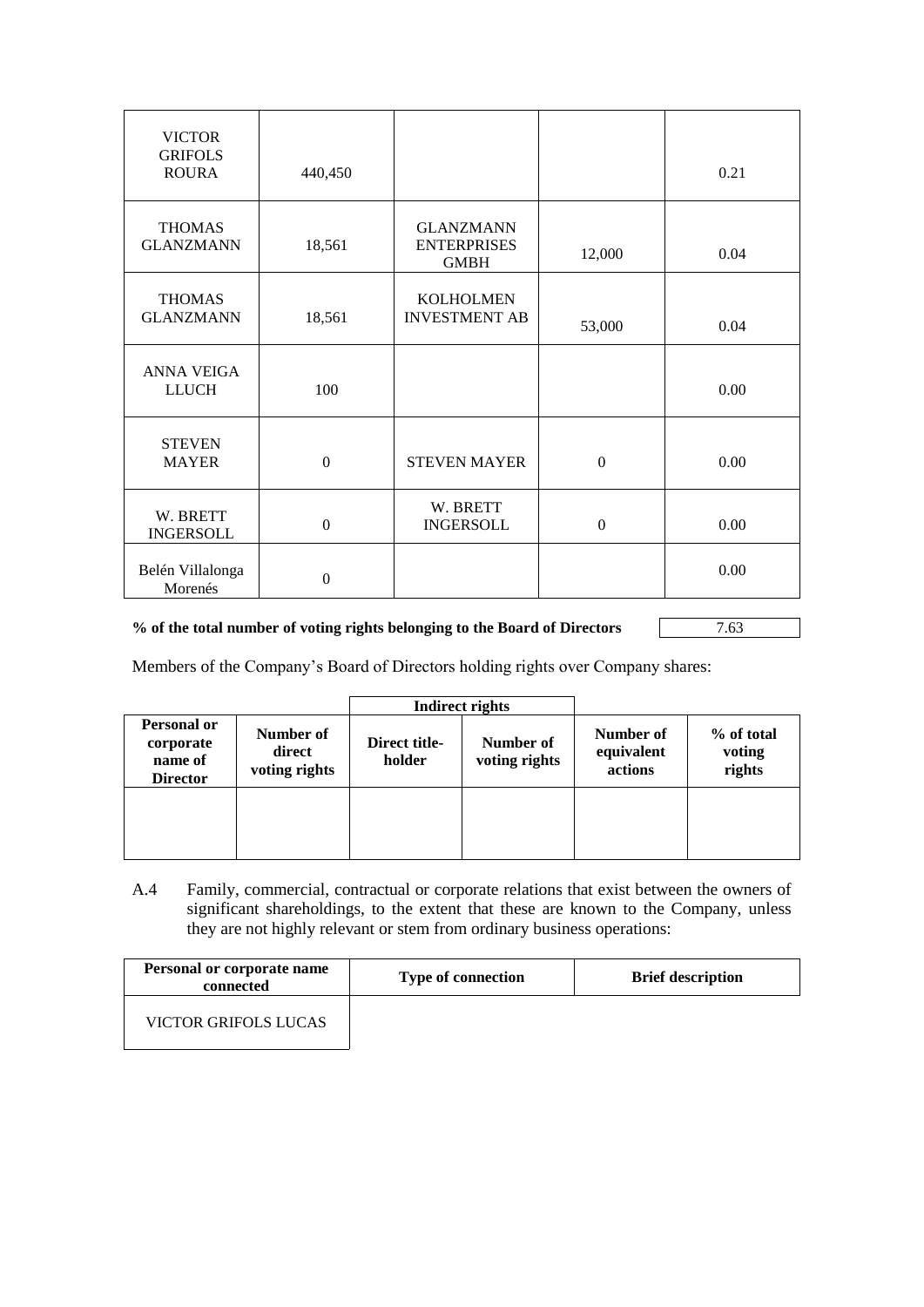| | | | | |
|---|---|---|---|---|
| VICTOR GRIFOLS ROURA | 440,450 | | | 0.21 |
| THOMAS GLANZMANN | 18,561 | GLANZMANN ENTERPRISES GMBH | 12,000 | 0.04 |
| THOMAS GLANZMANN | 18,561 | KOLHOLMEN INVESTMENT AB | 53,000 | 0.04 |
| ANNA VEIGA LLUCH | 100 | | | 0.00 |
| STEVEN MAYER | 0 | STEVEN MAYER | 0 | 0.00 |
| W. BRETT INGERSOLL | 0 | W. BRETT INGERSOLL | 0 | 0.00 |
| Belén Villalonga Morenés | 0 | | | 0.00 |

**% of the total number of voting rights belonging to the Board of Directors** 7.63

Members of the Company's Board of Directors holding rights over Company shares:

| | | Indirect rights | | | |
|---|---|---|---|---|---|
| **Personal or corporate name of Director** | **Number of direct voting rights** | **Direct title-holder** | **Number of voting rights** | **Number of equivalent actions** | **% of total voting rights** |
| | | | | | |

A.4 Family, commercial, contractual or corporate relations that exist between the owners of significant shareholdings, to the extent that these are known to the Company, unless they are not highly relevant or stem from ordinary business operations:

| Personal or corporate name connected | Type of connection | Brief description |
|---|---|---|
| VICTOR GRIFOLS LUCAS | | |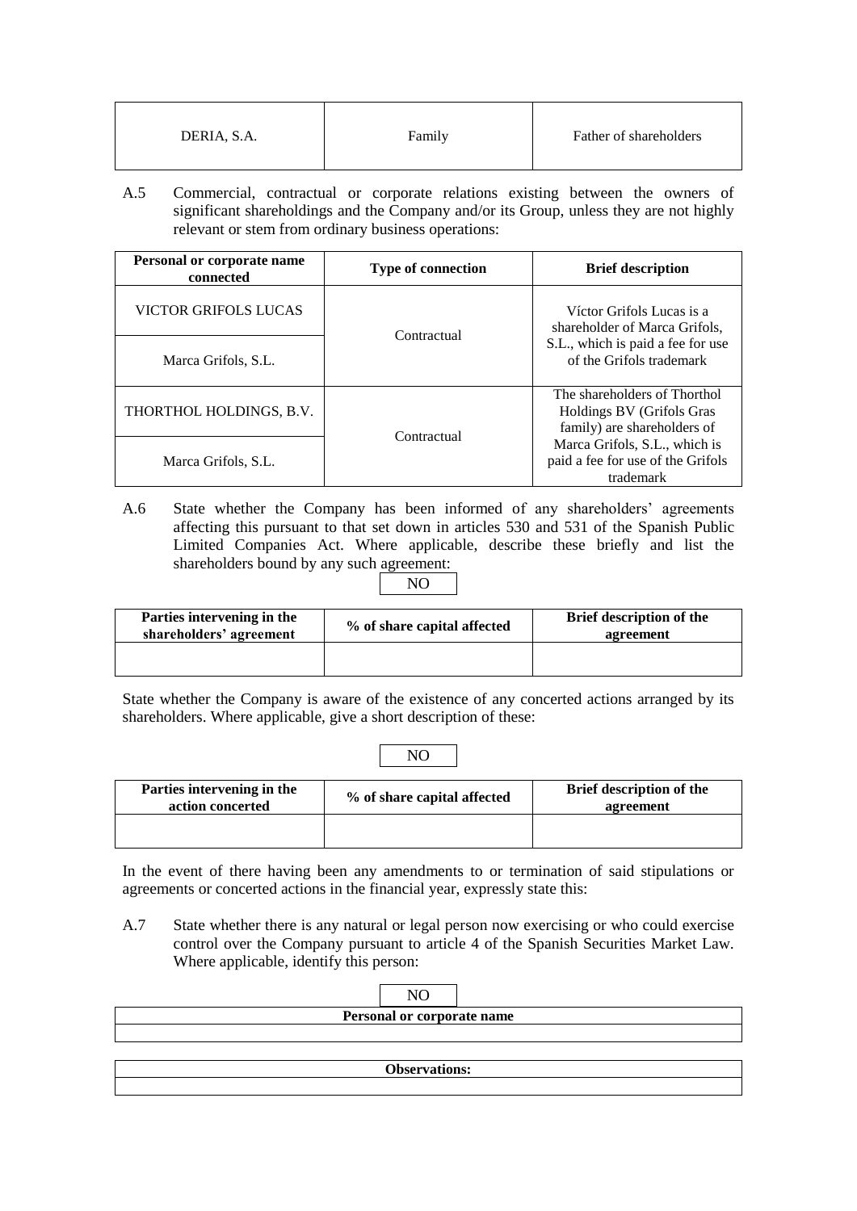| DERIA, S.A. | Family | Father of shareholders |
|---|---|---|

A.5 Commercial, contractual or corporate relations existing between the owners of significant shareholdings and the Company and/or its Group, unless they are not highly relevant or stem from ordinary business operations:

| Personal or corporate name connected | Type of connection | Brief description |
|---|---|---|
| VICTOR GRIFOLS LUCAS | Contractual | Víctor Grifols Lucas is a shareholder of Marca Grifols, S.L., which is paid a fee for use of the Grifols trademark |
| Marca Grifols, S.L. | | |
| THORTHOL HOLDINGS, B.V. | Contractual | The shareholders of Thorthol Holdings BV (Grifols Gras family) are shareholders of Marca Grifols, S.L., which is paid a fee for use of the Grifols trademark |
| Marca Grifols, S.L. | | |

A.6 State whether the Company has been informed of any shareholders' agreements affecting this pursuant to that set down in articles 530 and 531 of the Spanish Public Limited Companies Act. Where applicable, describe these briefly and list the shareholders bound by any such agreement:

NO

| Parties intervening in the shareholders' agreement | % of share capital affected | Brief description of the agreement |
|---|---|---|
| | | |

State whether the Company is aware of the existence of any concerted actions arranged by its shareholders. Where applicable, give a short description of these:

NO

| Parties intervening in the action concerted | % of share capital affected | Brief description of the agreement |
|---|---|---|
| | | |

In the event of there having been any amendments to or termination of said stipulations or agreements or concerted actions in the financial year, expressly state this:

A.7 State whether there is any natural or legal person now exercising or who could exercise control over the Company pursuant to article 4 of the Spanish Securities Market Law. Where applicable, identify this person:

NO

| Personal or corporate name |
|---|
| |

| Observations: |
|---|
| |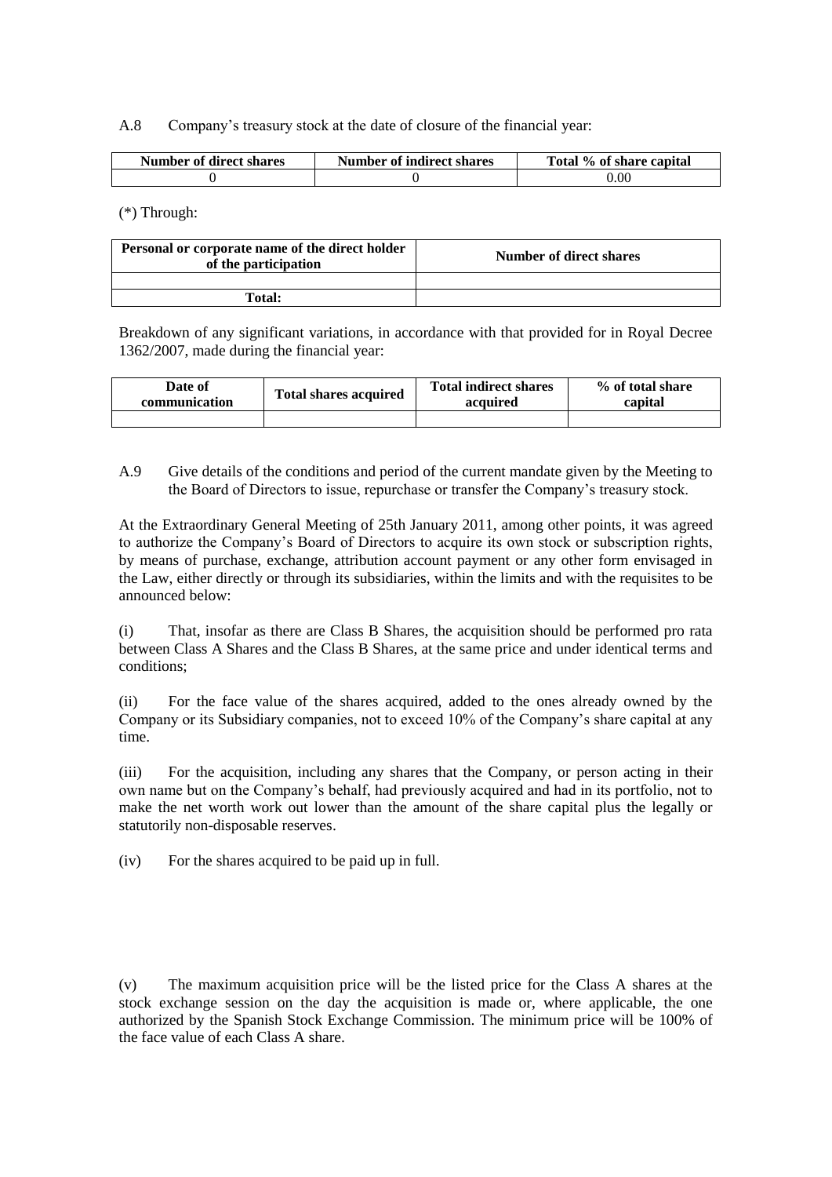A.8 Company's treasury stock at the date of closure of the financial year:

| Number of direct shares | Number of indirect shares | Total % of share capital |
|---|---|---|
| 0 | 0 | 0.00 |

(*) Through:

| Personal or corporate name of the direct holder of the participation | Number of direct shares |
|---|---|
| | |
| Total: | |

Breakdown of any significant variations, in accordance with that provided for in Royal Decree 1362/2007, made during the financial year:

| Date of communication | Total shares acquired | Total indirect shares acquired | % of total share capital |
|---|---|---|---|
| | | | |

A.9 Give details of the conditions and period of the current mandate given by the Meeting to the Board of Directors to issue, repurchase or transfer the Company's treasury stock.

At the Extraordinary General Meeting of 25th January 2011, among other points, it was agreed to authorize the Company's Board of Directors to acquire its own stock or subscription rights, by means of purchase, exchange, attribution account payment or any other form envisaged in the Law, either directly or through its subsidiaries, within the limits and with the requisites to be announced below:

(i) That, insofar as there are Class B Shares, the acquisition should be performed pro rata between Class A Shares and the Class B Shares, at the same price and under identical terms and conditions;

(ii) For the face value of the shares acquired, added to the ones already owned by the Company or its Subsidiary companies, not to exceed 10% of the Company's share capital at any time.

(iii) For the acquisition, including any shares that the Company, or person acting in their own name but on the Company's behalf, had previously acquired and had in its portfolio, not to make the net worth work out lower than the amount of the share capital plus the legally or statutorily non-disposable reserves.

(iv) For the shares acquired to be paid up in full.

(v) The maximum acquisition price will be the listed price for the Class A shares at the stock exchange session on the day the acquisition is made or, where applicable, the one authorized by the Spanish Stock Exchange Commission. The minimum price will be 100% of the face value of each Class A share.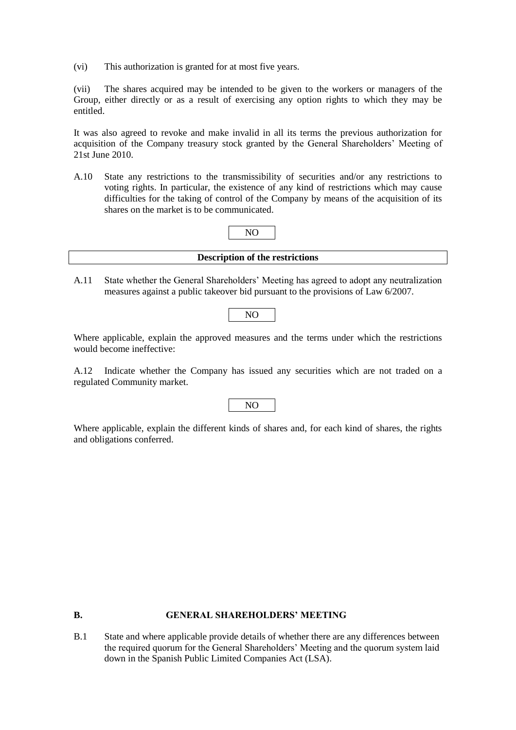(vi) This authorization is granted for at most five years.

(vii) The shares acquired may be intended to be given to the workers or managers of the Group, either directly or as a result of exercising any option rights to which they may be entitled.

It was also agreed to revoke and make invalid in all its terms the previous authorization for acquisition of the Company treasury stock granted by the General Shareholders' Meeting of 21st June 2010.

A.10 State any restrictions to the transmissibility of securities and/or any restrictions to voting rights. In particular, the existence of any kind of restrictions which may cause difficulties for the taking of control of the Company by means of the acquisition of its shares on the market is to be communicated.

| NO |
|---|

| **Description of the restrictions** |
|---|

A.11 State whether the General Shareholders' Meeting has agreed to adopt any neutralization measures against a public takeover bid pursuant to the provisions of Law 6/2007.

| NO |
|---|

Where applicable, explain the approved measures and the terms under which the restrictions would become ineffective:

A.12 Indicate whether the Company has issued any securities which are not traded on a regulated Community market.

| NO |
|---|

Where applicable, explain the different kinds of shares and, for each kind of shares, the rights and obligations conferred.

## B. GENERAL SHAREHOLDERS' MEETING

B.1 State and where applicable provide details of whether there are any differences between the required quorum for the General Shareholders' Meeting and the quorum system laid down in the Spanish Public Limited Companies Act (LSA).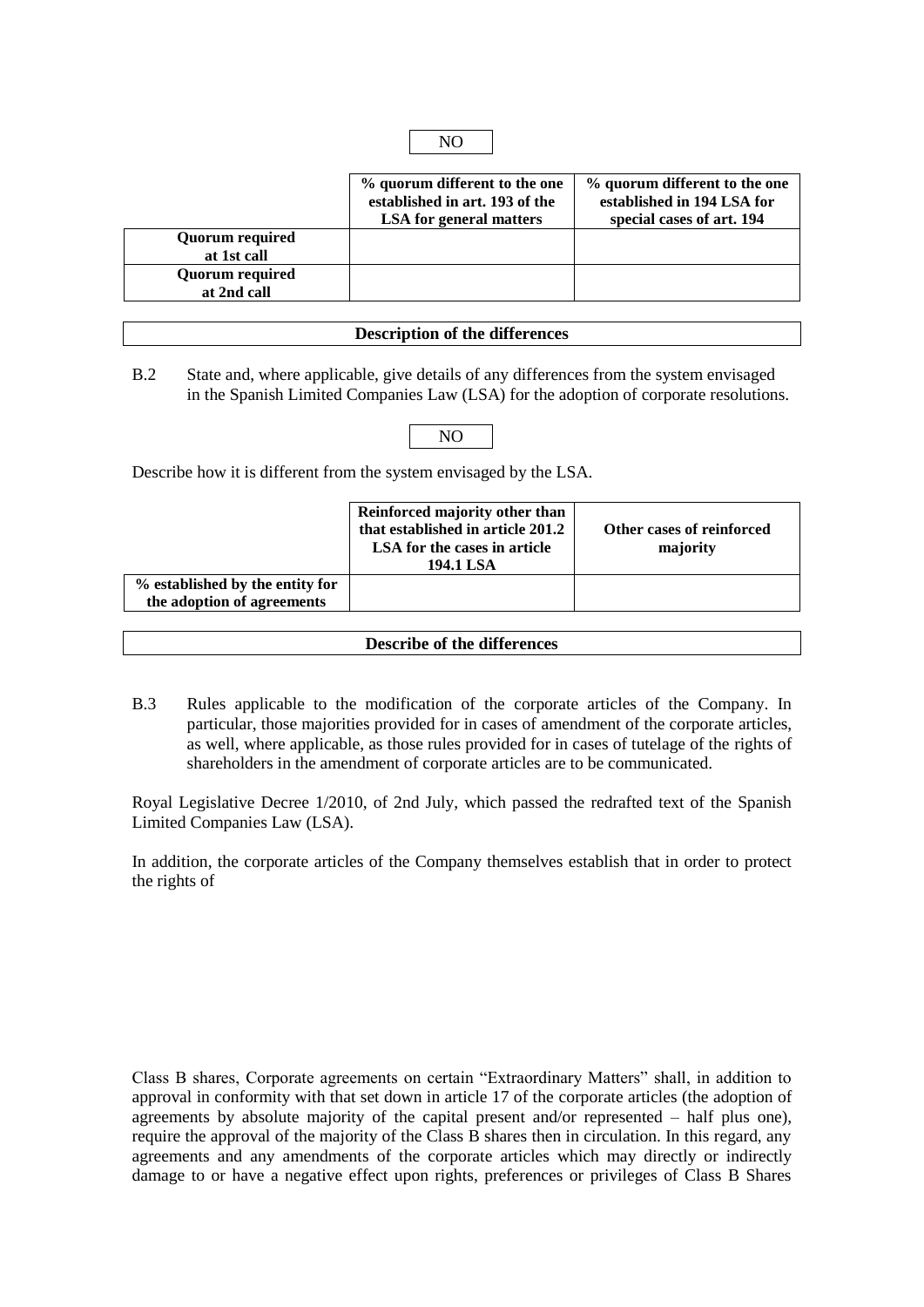NO

| | % quorum different to the one established in art. 193 of the LSA for general matters | % quorum different to the one established in 194 LSA for special cases of art. 194 |
|---|---|---|
| **Quorum required at 1st call** | | |
| **Quorum required at 2nd call** | | |

| Description of the differences |
|---|
| |

B.2 State and, where applicable, give details of any differences from the system envisaged in the Spanish Limited Companies Law (LSA) for the adoption of corporate resolutions.

NO

Describe how it is different from the system envisaged by the LSA.

| | Reinforced majority other than that established in article 201.2 LSA for the cases in article 194.1 LSA | Other cases of reinforced majority |
|---|---|---|
| **% established by the entity for the adoption of agreements** | | |

| Describe of the differences |
|---|
| |

B.3 Rules applicable to the modification of the corporate articles of the Company. In particular, those majorities provided for in cases of amendment of the corporate articles, as well, where applicable, as those rules provided for in cases of tutelage of the rights of shareholders in the amendment of corporate articles are to be communicated.

Royal Legislative Decree 1/2010, of 2nd July, which passed the redrafted text of the Spanish Limited Companies Law (LSA).

In addition, the corporate articles of the Company themselves establish that in order to protect the rights of

Class B shares, Corporate agreements on certain "Extraordinary Matters" shall, in addition to approval in conformity with that set down in article 17 of the corporate articles (the adoption of agreements by absolute majority of the capital present and/or represented – half plus one), require the approval of the majority of the Class B shares then in circulation. In this regard, any agreements and any amendments of the corporate articles which may directly or indirectly damage to or have a negative effect upon rights, preferences or privileges of Class B Shares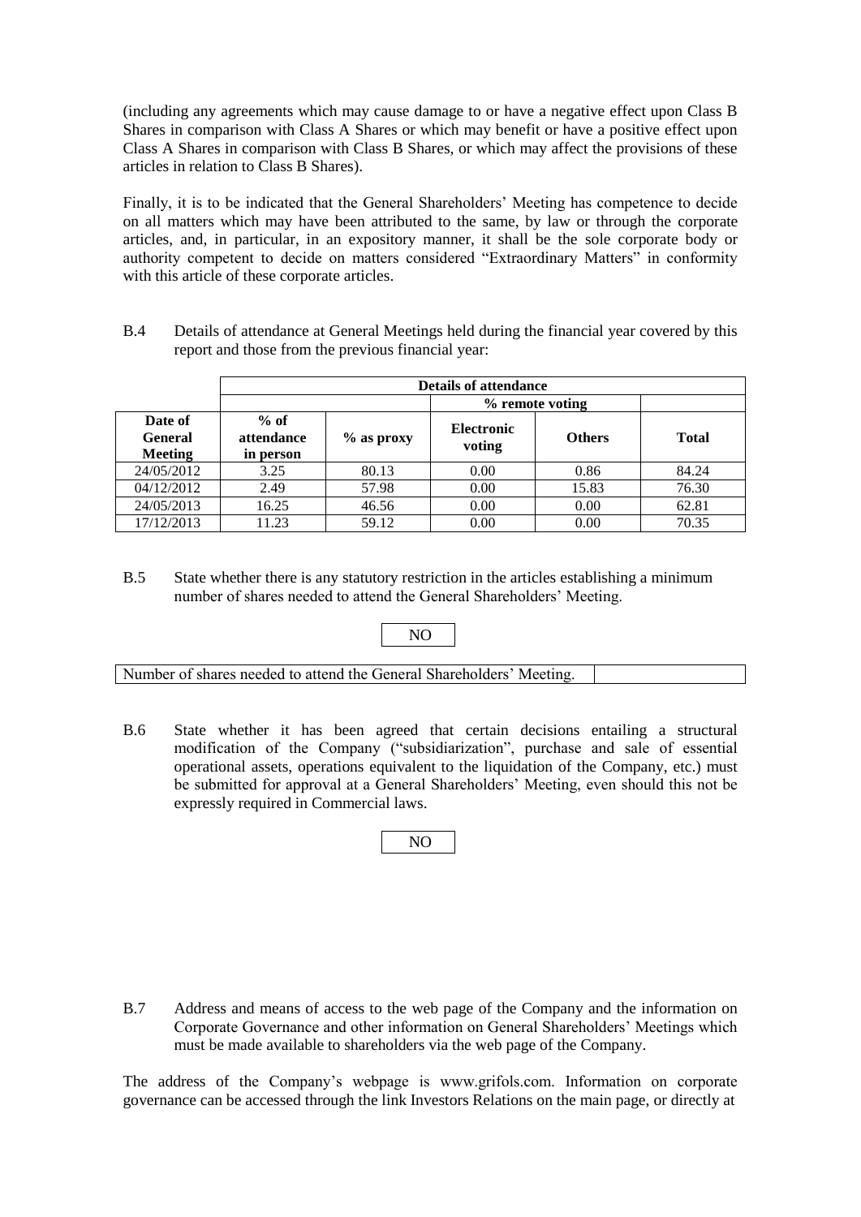(including any agreements which may cause damage to or have a negative effect upon Class B Shares in comparison with Class A Shares or which may benefit or have a positive effect upon Class A Shares in comparison with Class B Shares, or which may affect the provisions of these articles in relation to Class B Shares).

Finally, it is to be indicated that the General Shareholders' Meeting has competence to decide on all matters which may have been attributed to the same, by law or through the corporate articles, and, in particular, in an expository manner, it shall be the sole corporate body or authority competent to decide on matters considered "Extraordinary Matters" in conformity with this article of these corporate articles.

B.4 Details of attendance at General Meetings held during the financial year covered by this report and those from the previous financial year:

| | Details of attendance | | | | |
|---|---|---|---|---|---|
| | | | % remote voting | | |
| **Date of General Meeting** | **% of attendance in person** | **% as proxy** | **Electronic voting** | **Others** | **Total** |
| 24/05/2012 | 3.25 | 80.13 | 0.00 | 0.86 | 84.24 |
| 04/12/2012 | 2.49 | 57.98 | 0.00 | 15.83 | 76.30 |
| 24/05/2013 | 16.25 | 46.56 | 0.00 | 0.00 | 62.81 |
| 17/12/2013 | 11.23 | 59.12 | 0.00 | 0.00 | 70.35 |

B.5 State whether there is any statutory restriction in the articles establishing a minimum number of shares needed to attend the General Shareholders' Meeting.

NO

| Number of shares needed to attend the General Shareholders' Meeting. | |
|---|---|

B.6 State whether it has been agreed that certain decisions entailing a structural modification of the Company ("subsidiarization", purchase and sale of essential operational assets, operations equivalent to the liquidation of the Company, etc.) must be submitted for approval at a General Shareholders' Meeting, even should this not be expressly required in Commercial laws.

NO

B.7 Address and means of access to the web page of the Company and the information on Corporate Governance and other information on General Shareholders' Meetings which must be made available to shareholders via the web page of the Company.

The address of the Company's webpage is www.grifols.com. Information on corporate governance can be accessed through the link Investors Relations on the main page, or directly at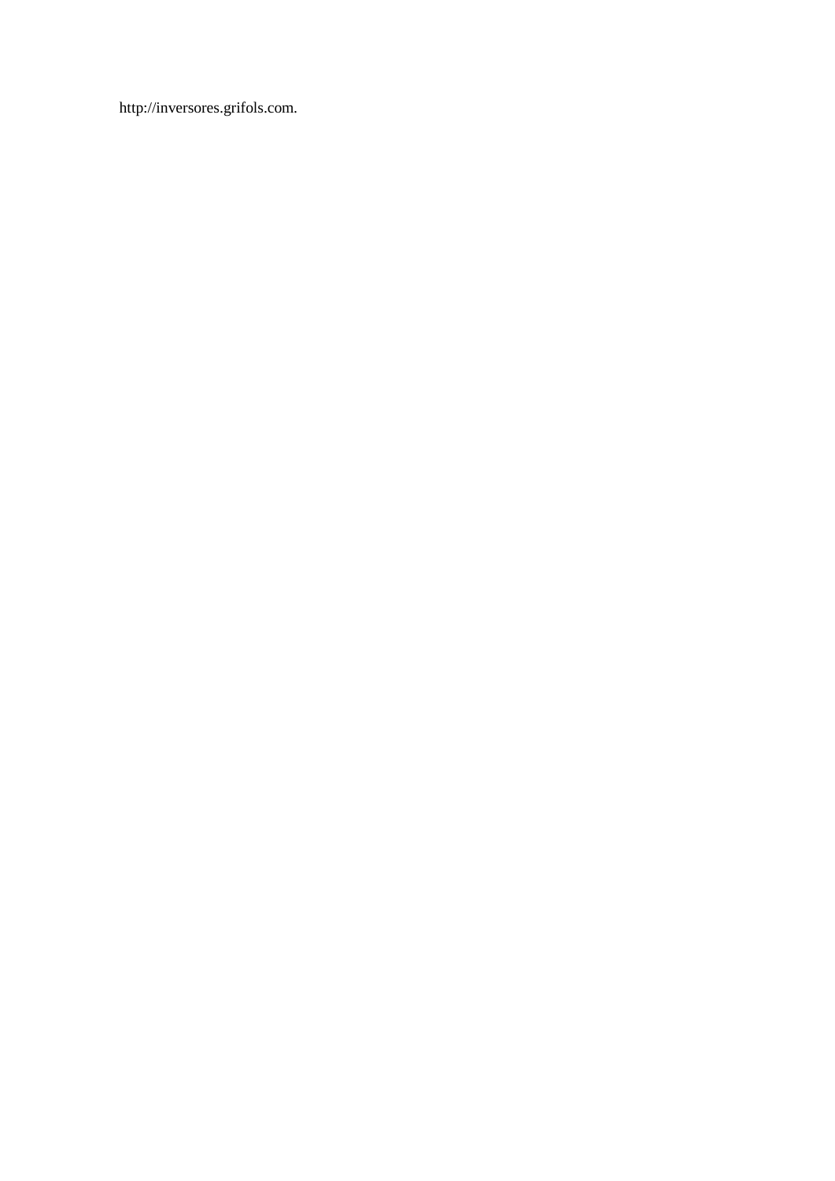http://inversores.grifols.com.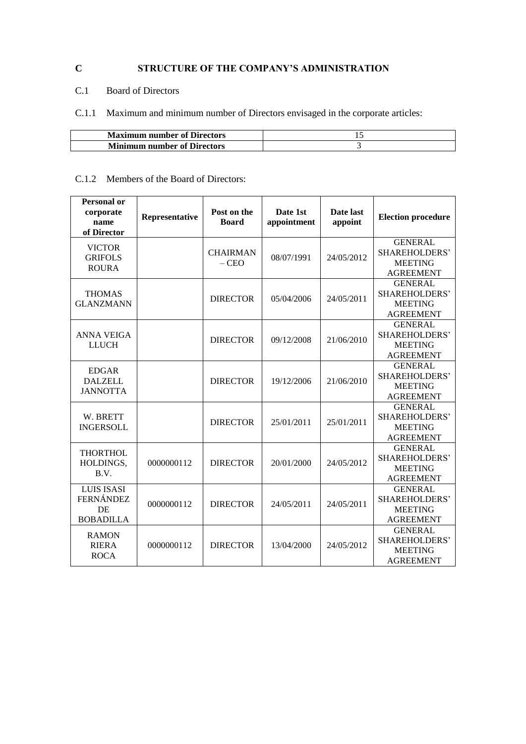# C STRUCTURE OF THE COMPANY'S ADMINISTRATION

## C.1 Board of Directors

C.1.1 Maximum and minimum number of Directors envisaged in the corporate articles:

| **Maximum number of Directors** | 15 |
|---|---|
| **Minimum number of Directors** | 3 |

C.1.2 Members of the Board of Directors:

| Personal or corporate name of Director | Representative | Post on the Board | Date 1st appointment | Date last appoint | Election procedure |
|---|---|---|---|---|---|
| VICTOR GRIFOLS ROURA | | CHAIRMAN – CEO | 08/07/1991 | 24/05/2012 | GENERAL SHAREHOLDERS' MEETING AGREEMENT |
| THOMAS GLANZMANN | | DIRECTOR | 05/04/2006 | 24/05/2011 | GENERAL SHAREHOLDERS' MEETING AGREEMENT |
| ANNA VEIGA LLUCH | | DIRECTOR | 09/12/2008 | 21/06/2010 | GENERAL SHAREHOLDERS' MEETING AGREEMENT |
| EDGAR DALZELL JANNOTTA | | DIRECTOR | 19/12/2006 | 21/06/2010 | GENERAL SHAREHOLDERS' MEETING AGREEMENT |
| W. BRETT INGERSOLL | | DIRECTOR | 25/01/2011 | 25/01/2011 | GENERAL SHAREHOLDERS' MEETING AGREEMENT |
| THORTHOL HOLDINGS, B.V. | 0000000112 | DIRECTOR | 20/01/2000 | 24/05/2012 | GENERAL SHAREHOLDERS' MEETING AGREEMENT |
| LUIS ISASI FERNÁNDEZ DE BOBADILLA | 0000000112 | DIRECTOR | 24/05/2011 | 24/05/2011 | GENERAL SHAREHOLDERS' MEETING AGREEMENT |
| RAMON RIERA ROCA | 0000000112 | DIRECTOR | 13/04/2000 | 24/05/2012 | GENERAL SHAREHOLDERS' MEETING AGREEMENT |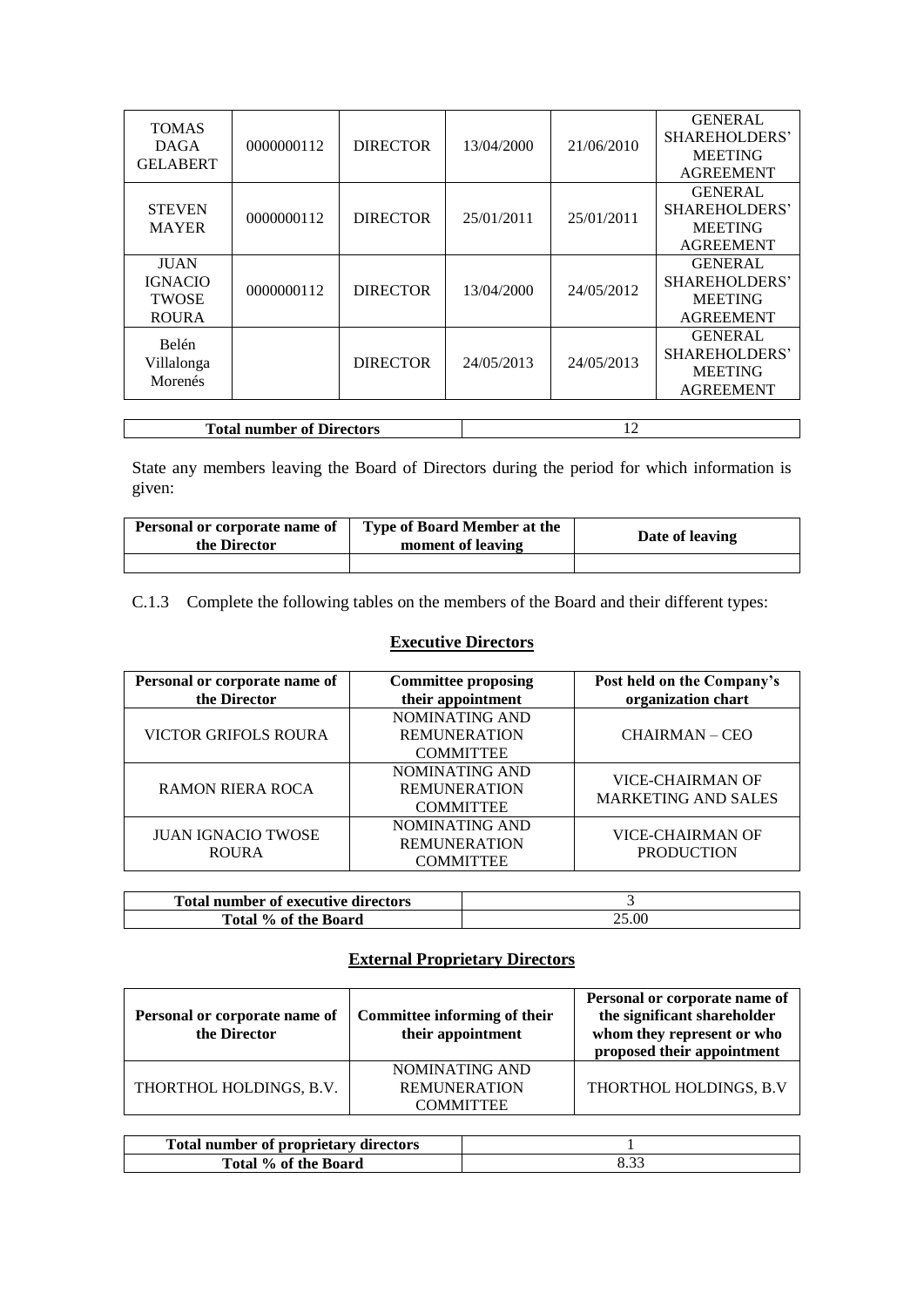| | | | | | |
|---|---|---|---|---|---|
| TOMAS DAGA GELABERT | 0000000112 | DIRECTOR | 13/04/2000 | 21/06/2010 | GENERAL SHAREHOLDERS' MEETING AGREEMENT |
| STEVEN MAYER | 0000000112 | DIRECTOR | 25/01/2011 | 25/01/2011 | GENERAL SHAREHOLDERS' MEETING AGREEMENT |
| JUAN IGNACIO TWOSE ROURA | 0000000112 | DIRECTOR | 13/04/2000 | 24/05/2012 | GENERAL SHAREHOLDERS' MEETING AGREEMENT |
| Belén Villalonga Morenés | | DIRECTOR | 24/05/2013 | 24/05/2013 | GENERAL SHAREHOLDERS' MEETING AGREEMENT |

| **Total number of Directors** | 12 |
|---|---|

State any members leaving the Board of Directors during the period for which information is given:

| Personal or corporate name of the Director | Type of Board Member at the moment of leaving | Date of leaving |
|---|---|---|
| | | |

C.1.3 Complete the following tables on the members of the Board and their different types:

## Executive Directors

| Personal or corporate name of the Director | Committee proposing their appointment | Post held on the Company's organization chart |
|---|---|---|
| VICTOR GRIFOLS ROURA | NOMINATING AND REMUNERATION COMMITTEE | CHAIRMAN – CEO |
| RAMON RIERA ROCA | NOMINATING AND REMUNERATION COMMITTEE | VICE-CHAIRMAN OF MARKETING AND SALES |
| JUAN IGNACIO TWOSE ROURA | NOMINATING AND REMUNERATION COMMITTEE | VICE-CHAIRMAN OF PRODUCTION |

| **Total number of executive directors** | 3 |
|---|---|
| **Total % of the Board** | 25.00 |

## External Proprietary Directors

| Personal or corporate name of the Director | Committee informing of their their appointment | Personal or corporate name of the significant shareholder whom they represent or who proposed their appointment |
|---|---|---|
| THORTHOL HOLDINGS, B.V. | NOMINATING AND REMUNERATION COMMITTEE | THORTHOL HOLDINGS, B.V |

| **Total number of proprietary directors** | 1 |
|---|---|
| **Total % of the Board** | 8.33 |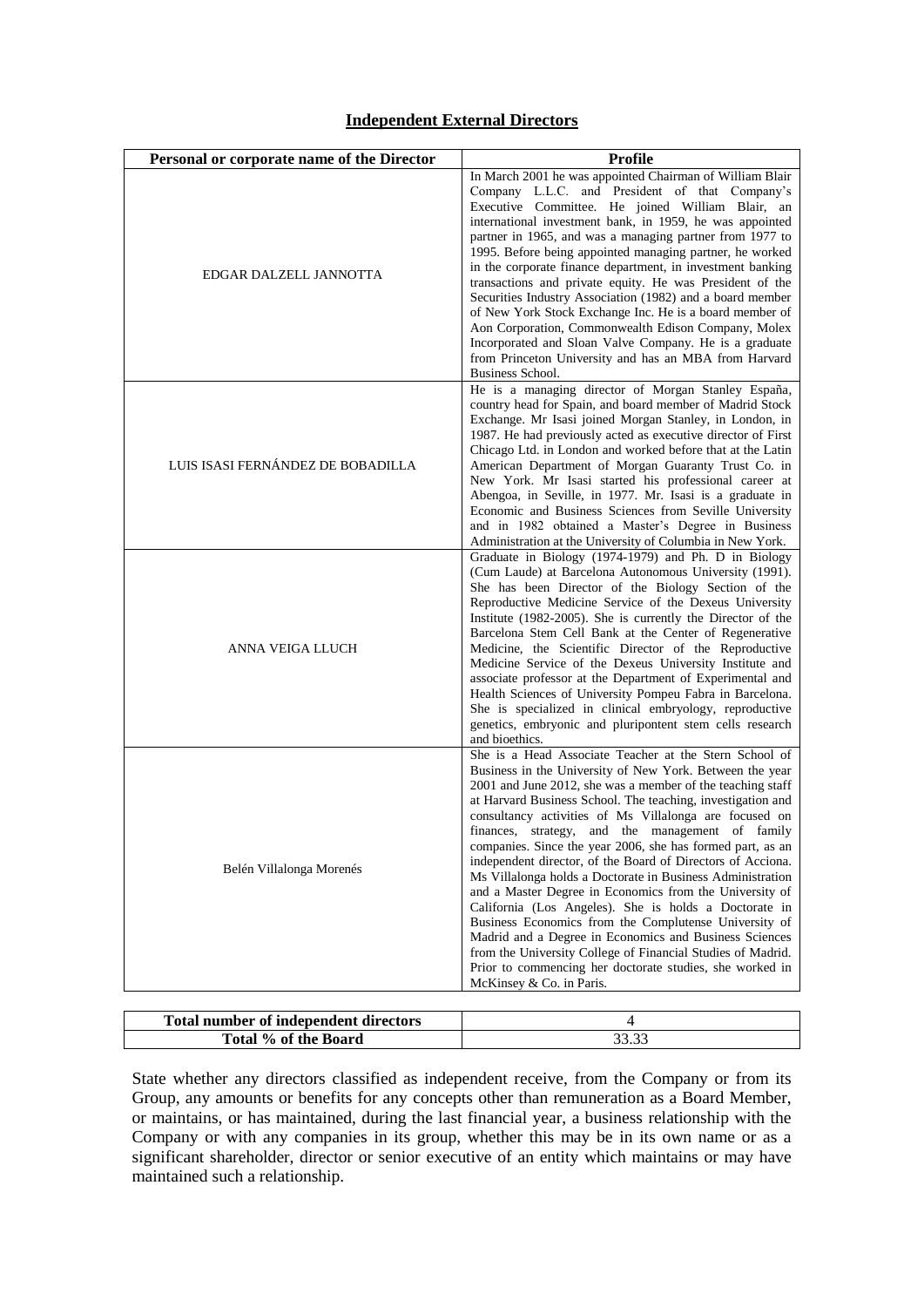## Independent External Directors

| Personal or corporate name of the Director | Profile |
|---|---|
| EDGAR DALZELL JANNOTTA | In March 2001 he was appointed Chairman of William Blair Company L.L.C. and President of that Company's Executive Committee. He joined William Blair, an international investment bank, in 1959, he was appointed partner in 1965, and was a managing partner from 1977 to 1995. Before being appointed managing partner, he worked in the corporate finance department, in investment banking transactions and private equity. He was President of the Securities Industry Association (1982) and a board member of New York Stock Exchange Inc. He is a board member of Aon Corporation, Commonwealth Edison Company, Molex Incorporated and Sloan Valve Company. He is a graduate from Princeton University and has an MBA from Harvard Business School. |
| LUIS ISASI FERNÁNDEZ DE BOBADILLA | He is a managing director of Morgan Stanley España, country head for Spain, and board member of Madrid Stock Exchange. Mr Isasi joined Morgan Stanley, in London, in 1987. He had previously acted as executive director of First Chicago Ltd. in London and worked before that at the Latin American Department of Morgan Guaranty Trust Co. in New York. Mr Isasi started his professional career at Abengoa, in Seville, in 1977. Mr. Isasi is a graduate in Economic and Business Sciences from Seville University and in 1982 obtained a Master's Degree in Business Administration at the University of Columbia in New York. |
| ANNA VEIGA LLUCH | Graduate in Biology (1974-1979) and Ph. D in Biology (Cum Laude) at Barcelona Autonomous University (1991). She has been Director of the Biology Section of the Reproductive Medicine Service of the Dexeus University Institute (1982-2005). She is currently the Director of the Barcelona Stem Cell Bank at the Center of Regenerative Medicine, the Scientific Director of the Reproductive Medicine Service of the Dexeus University Institute and associate professor at the Department of Experimental and Health Sciences of University Pompeu Fabra in Barcelona. She is specialized in clinical embryology, reproductive genetics, embryonic and pluripontent stem cells research and bioethics. |
| Belén Villalonga Morenés | She is a Head Associate Teacher at the Stern School of Business in the University of New York. Between the year 2001 and June 2012, she was a member of the teaching staff at Harvard Business School. The teaching, investigation and consultancy activities of Ms Villalonga are focused on finances, strategy, and the management of family companies. Since the year 2006, she has formed part, as an independent director, of the Board of Directors of Acciona. Ms Villalonga holds a Doctorate in Business Administration and a Master Degree in Economics from the University of California (Los Angeles). She is holds a Doctorate in Business Economics from the Complutense University of Madrid and a Degree in Economics and Business Sciences from the University College of Financial Studies of Madrid. Prior to commencing her doctorate studies, she worked in McKinsey & Co. in Paris. |

| Total number of independent directors | 4 |
|---|---|
| Total % of the Board | 33.33 |

State whether any directors classified as independent receive, from the Company or from its Group, any amounts or benefits for any concepts other than remuneration as a Board Member, or maintains, or has maintained, during the last financial year, a business relationship with the Company or with any companies in its group, whether this may be in its own name or as a significant shareholder, director or senior executive of an entity which maintains or may have maintained such a relationship.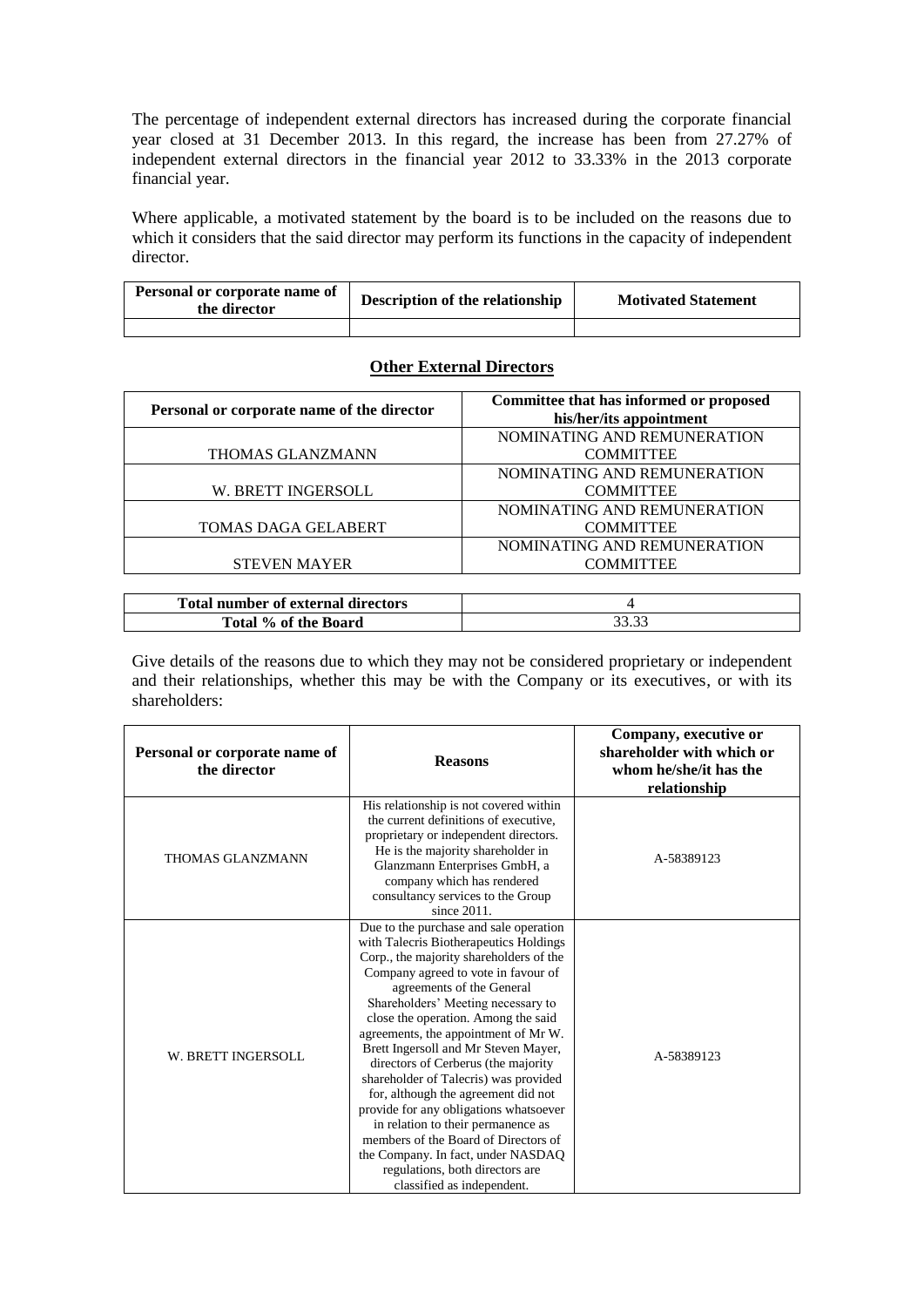The percentage of independent external directors has increased during the corporate financial year closed at 31 December 2013. In this regard, the increase has been from 27.27% of independent external directors in the financial year 2012 to 33.33% in the 2013 corporate financial year.

Where applicable, a motivated statement by the board is to be included on the reasons due to which it considers that the said director may perform its functions in the capacity of independent director.

| Personal or corporate name of the director | Description of the relationship | Motivated Statement |
|---|---|---|
| | | |

## Other External Directors

| Personal or corporate name of the director | Committee that has informed or proposed his/her/its appointment |
|---|---|
| THOMAS GLANZMANN | NOMINATING AND REMUNERATION COMMITTEE |
| W. BRETT INGERSOLL | NOMINATING AND REMUNERATION COMMITTEE |
| TOMAS DAGA GELABERT | NOMINATING AND REMUNERATION COMMITTEE |
| STEVEN MAYER | NOMINATING AND REMUNERATION COMMITTEE |

| | |
|---|---|
| **Total number of external directors** | 4 |
| **Total % of the Board** | 33.33 |

Give details of the reasons due to which they may not be considered proprietary or independent and their relationships, whether this may be with the Company or its executives, or with its shareholders:

| Personal or corporate name of the director | Reasons | Company, executive or shareholder with which or whom he/she/it has the relationship |
|---|---|---|
| THOMAS GLANZMANN | His relationship is not covered within the current definitions of executive, proprietary or independent directors. He is the majority shareholder in Glanzmann Enterprises GmbH, a company which has rendered consultancy services to the Group since 2011. | A-58389123 |
| W. BRETT INGERSOLL | Due to the purchase and sale operation with Talecris Biotherapeutics Holdings Corp., the majority shareholders of the Company agreed to vote in favour of agreements of the General Shareholders' Meeting necessary to close the operation. Among the said agreements, the appointment of Mr W. Brett Ingersoll and Mr Steven Mayer, directors of Cerberus (the majority shareholder of Talecris) was provided for, although the agreement did not provide for any obligations whatsoever in relation to their permanence as members of the Board of Directors of the Company. In fact, under NASDAQ regulations, both directors are classified as independent. | A-58389123 |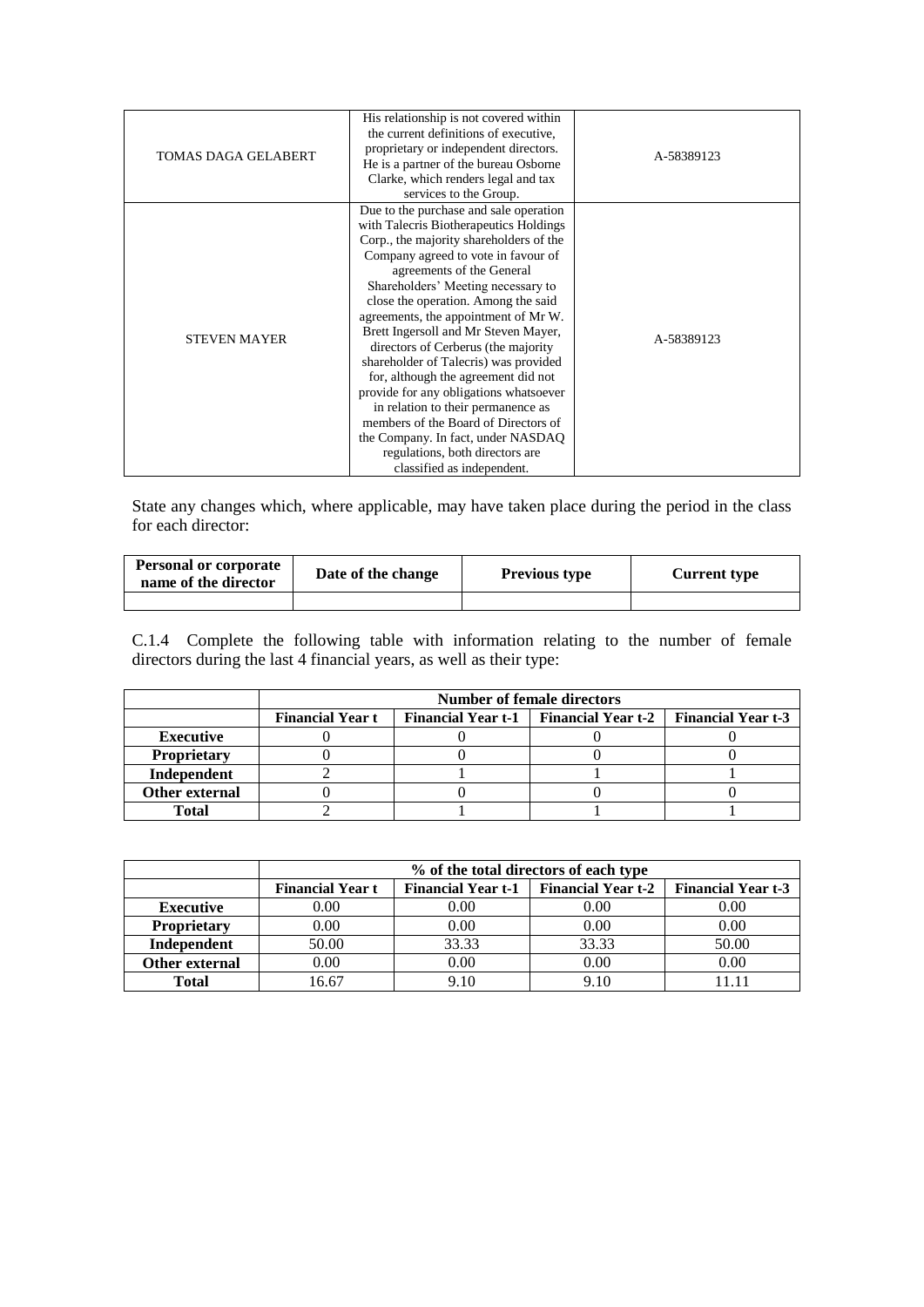| | | |
|---|---|---|
| TOMAS DAGA GELABERT | His relationship is not covered within the current definitions of executive, proprietary or independent directors. He is a partner of the bureau Osborne Clarke, which renders legal and tax services to the Group. | A-58389123 |
| STEVEN MAYER | Due to the purchase and sale operation with Talecris Biotherapeutics Holdings Corp., the majority shareholders of the Company agreed to vote in favour of agreements of the General Shareholders' Meeting necessary to close the operation. Among the said agreements, the appointment of Mr W. Brett Ingersoll and Mr Steven Mayer, directors of Cerberus (the majority shareholder of Talecris) was provided for, although the agreement did not provide for any obligations whatsoever in relation to their permanence as members of the Board of Directors of the Company. In fact, under NASDAQ regulations, both directors are classified as independent. | A-58389123 |

State any changes which, where applicable, may have taken place during the period in the class for each director:

| Personal or corporate name of the director | Date of the change | Previous type | Current type |
|---|---|---|---|
| | | | |

C.1.4 Complete the following table with information relating to the number of female directors during the last 4 financial years, as well as their type:

| | Number of female directors | | | |
|---|---|---|---|---|
| | **Financial Year t** | **Financial Year t-1** | **Financial Year t-2** | **Financial Year t-3** |
| **Executive** | 0 | 0 | 0 | 0 |
| **Proprietary** | 0 | 0 | 0 | 0 |
| **Independent** | 2 | 1 | 1 | 1 |
| **Other external** | 0 | 0 | 0 | 0 |
| **Total** | 2 | 1 | 1 | 1 |

| | % of the total directors of each type | | | |
|---|---|---|---|---|
| | **Financial Year t** | **Financial Year t-1** | **Financial Year t-2** | **Financial Year t-3** |
| **Executive** | 0.00 | 0.00 | 0.00 | 0.00 |
| **Proprietary** | 0.00 | 0.00 | 0.00 | 0.00 |
| **Independent** | 50.00 | 33.33 | 33.33 | 50.00 |
| **Other external** | 0.00 | 0.00 | 0.00 | 0.00 |
| **Total** | 16.67 | 9.10 | 9.10 | 11.11 |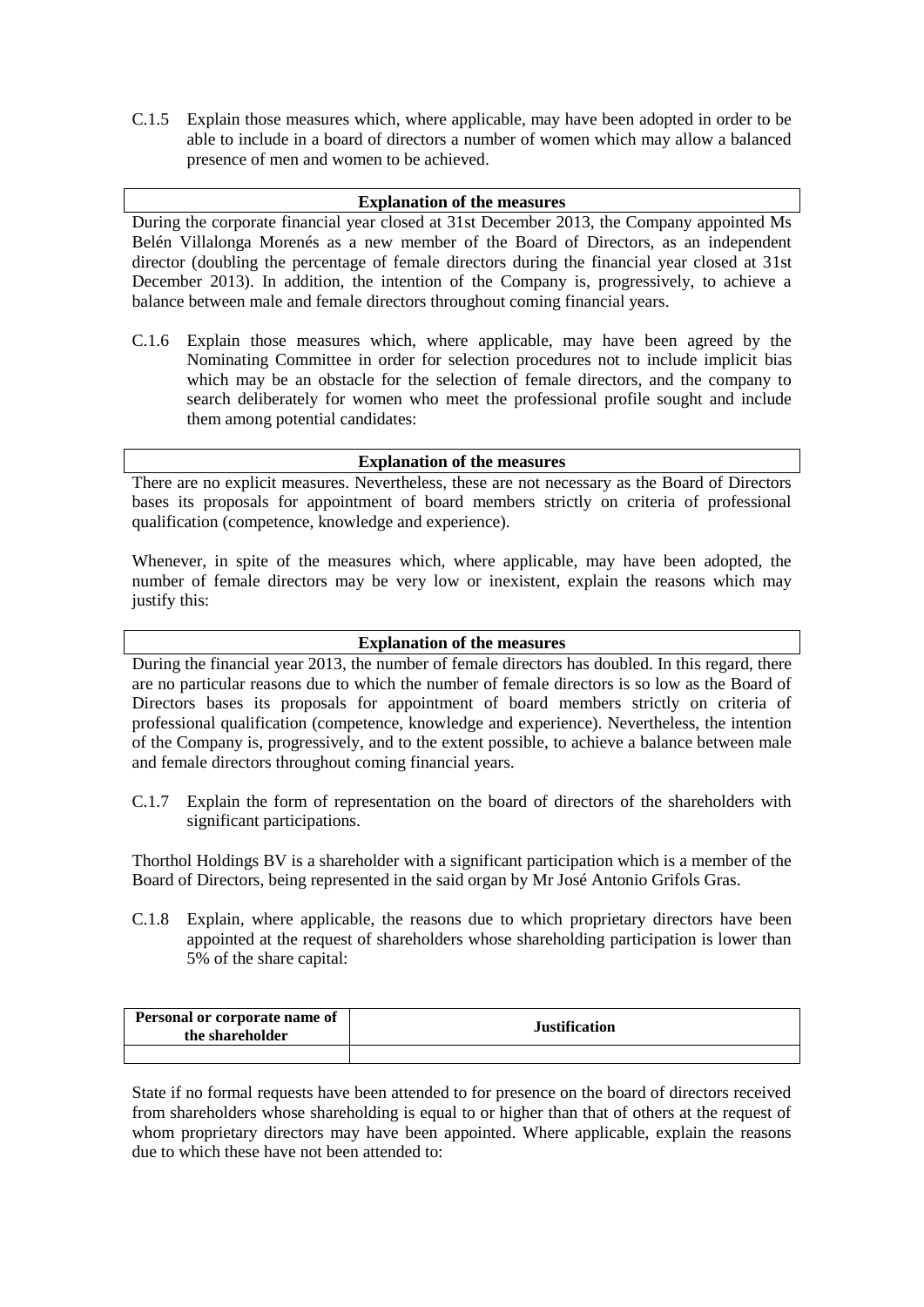C.1.5 Explain those measures which, where applicable, may have been adopted in order to be able to include in a board of directors a number of women which may allow a balanced presence of men and women to be achieved.

| Explanation of the measures |
|---|
| During the corporate financial year closed at 31st December 2013, the Company appointed Ms Belén Villalonga Morenés as a new member of the Board of Directors, as an independent director (doubling the percentage of female directors during the financial year closed at 31st December 2013). In addition, the intention of the Company is, progressively, to achieve a balance between male and female directors throughout coming financial years. |

C.1.6 Explain those measures which, where applicable, may have been agreed by the Nominating Committee in order for selection procedures not to include implicit bias which may be an obstacle for the selection of female directors, and the company to search deliberately for women who meet the professional profile sought and include them among potential candidates:

| Explanation of the measures |
|---|
| There are no explicit measures. Nevertheless, these are not necessary as the Board of Directors bases its proposals for appointment of board members strictly on criteria of professional qualification (competence, knowledge and experience). |

Whenever, in spite of the measures which, where applicable, may have been adopted, the number of female directors may be very low or inexistent, explain the reasons which may justify this:

| Explanation of the measures |
|---|
| During the financial year 2013, the number of female directors has doubled. In this regard, there are no particular reasons due to which the number of female directors is so low as the Board of Directors bases its proposals for appointment of board members strictly on criteria of professional qualification (competence, knowledge and experience). Nevertheless, the intention of the Company is, progressively, and to the extent possible, to achieve a balance between male and female directors throughout coming financial years. |

C.1.7 Explain the form of representation on the board of directors of the shareholders with significant participations.

Thorthol Holdings BV is a shareholder with a significant participation which is a member of the Board of Directors, being represented in the said organ by Mr José Antonio Grifols Gras.

C.1.8 Explain, where applicable, the reasons due to which proprietary directors have been appointed at the request of shareholders whose shareholding participation is lower than 5% of the share capital:

| Personal or corporate name of the shareholder | Justification |
|---|---|
| | |

State if no formal requests have been attended to for presence on the board of directors received from shareholders whose shareholding is equal to or higher than that of others at the request of whom proprietary directors may have been appointed. Where applicable, explain the reasons due to which these have not been attended to: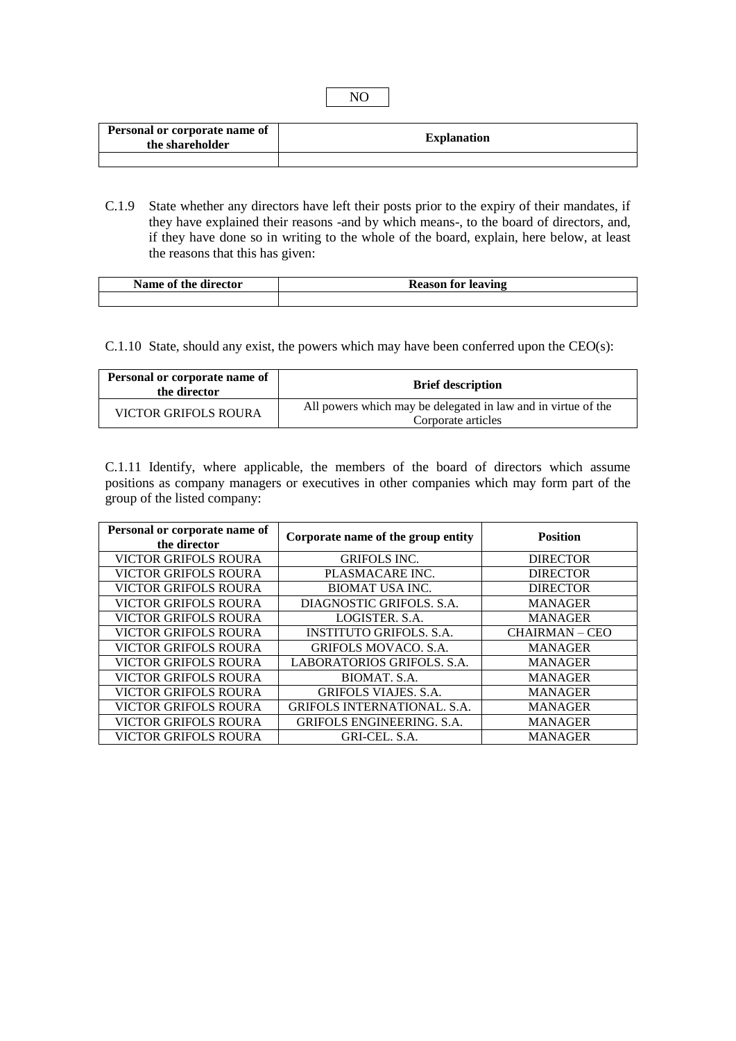NO

| Personal or corporate name of the shareholder | Explanation |
| --- | --- |
| | |

C.1.9 State whether any directors have left their posts prior to the expiry of their mandates, if they have explained their reasons -and by which means-, to the board of directors, and, if they have done so in writing to the whole of the board, explain, here below, at least the reasons that this has given:

| Name of the director | Reason for leaving |
| --- | --- |
| | |

C.1.10 State, should any exist, the powers which may have been conferred upon the CEO(s):

| Personal or corporate name of the director | Brief description |
| --- | --- |
| VICTOR GRIFOLS ROURA | All powers which may be delegated in law and in virtue of the Corporate articles |

C.1.11 Identify, where applicable, the members of the board of directors which assume positions as company managers or executives in other companies which may form part of the group of the listed company:

| Personal or corporate name of the director | Corporate name of the group entity | Position |
| --- | --- | --- |
| VICTOR GRIFOLS ROURA | GRIFOLS INC. | DIRECTOR |
| VICTOR GRIFOLS ROURA | PLASMACARE INC. | DIRECTOR |
| VICTOR GRIFOLS ROURA | BIOMAT USA INC. | DIRECTOR |
| VICTOR GRIFOLS ROURA | DIAGNOSTIC GRIFOLS. S.A. | MANAGER |
| VICTOR GRIFOLS ROURA | LOGISTER. S.A. | MANAGER |
| VICTOR GRIFOLS ROURA | INSTITUTO GRIFOLS. S.A. | CHAIRMAN – CEO |
| VICTOR GRIFOLS ROURA | GRIFOLS MOVACO. S.A. | MANAGER |
| VICTOR GRIFOLS ROURA | LABORATORIOS GRIFOLS. S.A. | MANAGER |
| VICTOR GRIFOLS ROURA | BIOMAT. S.A. | MANAGER |
| VICTOR GRIFOLS ROURA | GRIFOLS VIAJES. S.A. | MANAGER |
| VICTOR GRIFOLS ROURA | GRIFOLS INTERNATIONAL. S.A. | MANAGER |
| VICTOR GRIFOLS ROURA | GRIFOLS ENGINEERING. S.A. | MANAGER |
| VICTOR GRIFOLS ROURA | GRI-CEL. S.A. | MANAGER |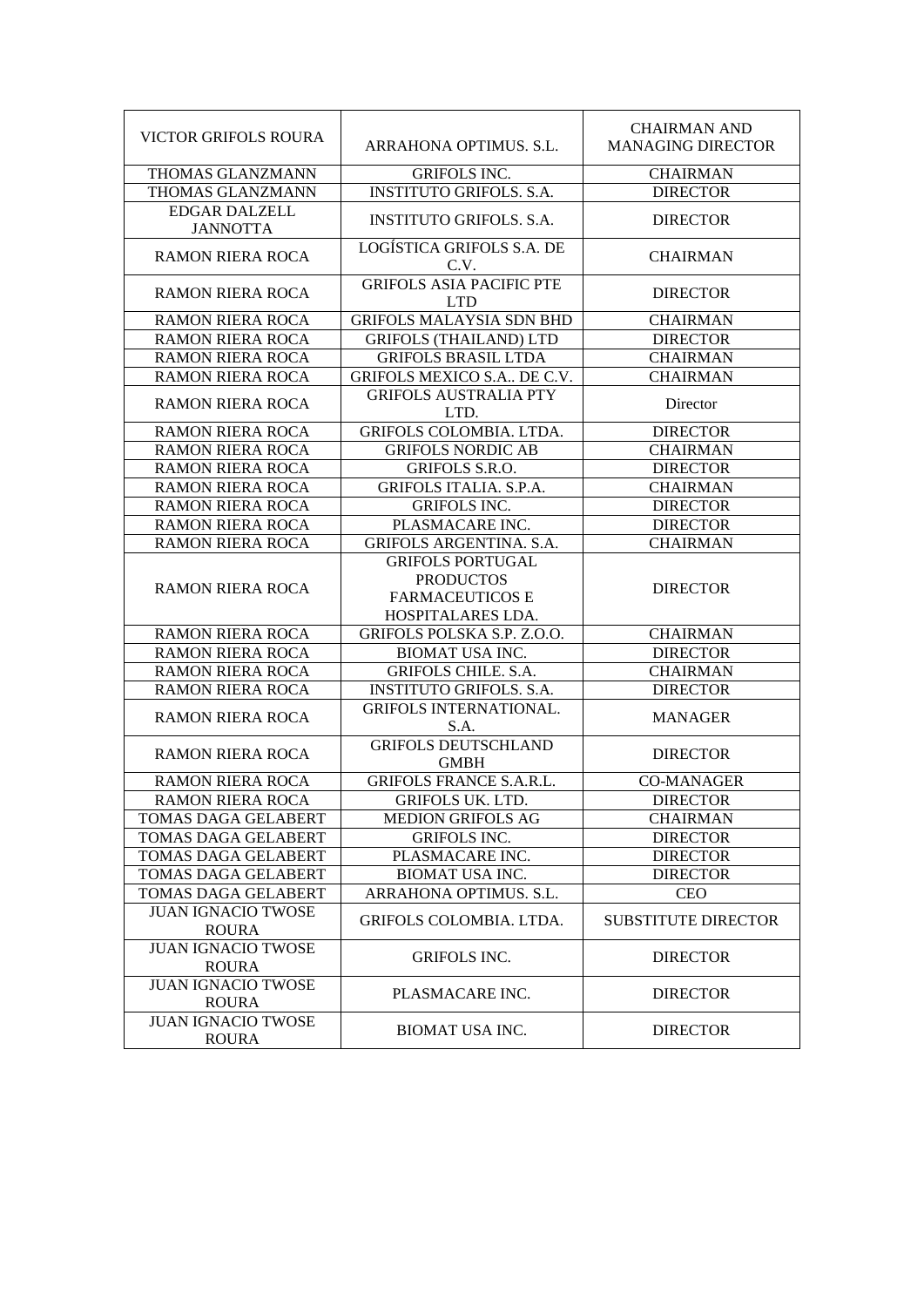| VICTOR GRIFOLS ROURA | ARRAHONA OPTIMUS. S.L. | CHAIRMAN AND MANAGING DIRECTOR |
|---|---|---|
| THOMAS GLANZMANN | GRIFOLS INC. | CHAIRMAN |
| THOMAS GLANZMANN | INSTITUTO GRIFOLS. S.A. | DIRECTOR |
| EDGAR DALZELL JANNOTTA | INSTITUTO GRIFOLS. S.A. | DIRECTOR |
| RAMON RIERA ROCA | LOGÍSTICA GRIFOLS S.A. DE C.V. | CHAIRMAN |
| RAMON RIERA ROCA | GRIFOLS ASIA PACIFIC PTE LTD | DIRECTOR |
| RAMON RIERA ROCA | GRIFOLS MALAYSIA SDN BHD | CHAIRMAN |
| RAMON RIERA ROCA | GRIFOLS (THAILAND) LTD | DIRECTOR |
| RAMON RIERA ROCA | GRIFOLS BRASIL LTDA | CHAIRMAN |
| RAMON RIERA ROCA | GRIFOLS MEXICO S.A.. DE C.V. | CHAIRMAN |
| RAMON RIERA ROCA | GRIFOLS AUSTRALIA PTY LTD. | Director |
| RAMON RIERA ROCA | GRIFOLS COLOMBIA. LTDA. | DIRECTOR |
| RAMON RIERA ROCA | GRIFOLS NORDIC AB | CHAIRMAN |
| RAMON RIERA ROCA | GRIFOLS S.R.O. | DIRECTOR |
| RAMON RIERA ROCA | GRIFOLS ITALIA. S.P.A. | CHAIRMAN |
| RAMON RIERA ROCA | GRIFOLS INC. | DIRECTOR |
| RAMON RIERA ROCA | PLASMACARE INC. | DIRECTOR |
| RAMON RIERA ROCA | GRIFOLS ARGENTINA. S.A. | CHAIRMAN |
| RAMON RIERA ROCA | GRIFOLS PORTUGAL PRODUCTOS FARMACEUTICOS E HOSPITALARES LDA. | DIRECTOR |
| RAMON RIERA ROCA | GRIFOLS POLSKA S.P. Z.O.O. | CHAIRMAN |
| RAMON RIERA ROCA | BIOMAT USA INC. | DIRECTOR |
| RAMON RIERA ROCA | GRIFOLS CHILE. S.A. | CHAIRMAN |
| RAMON RIERA ROCA | INSTITUTO GRIFOLS. S.A. | DIRECTOR |
| RAMON RIERA ROCA | GRIFOLS INTERNATIONAL. S.A. | MANAGER |
| RAMON RIERA ROCA | GRIFOLS DEUTSCHLAND GMBH | DIRECTOR |
| RAMON RIERA ROCA | GRIFOLS FRANCE S.A.R.L. | CO-MANAGER |
| RAMON RIERA ROCA | GRIFOLS UK. LTD. | DIRECTOR |
| TOMAS DAGA GELABERT | MEDION GRIFOLS AG | CHAIRMAN |
| TOMAS DAGA GELABERT | GRIFOLS INC. | DIRECTOR |
| TOMAS DAGA GELABERT | PLASMACARE INC. | DIRECTOR |
| TOMAS DAGA GELABERT | BIOMAT USA INC. | DIRECTOR |
| TOMAS DAGA GELABERT | ARRAHONA OPTIMUS. S.L. | CEO |
| JUAN IGNACIO TWOSE ROURA | GRIFOLS COLOMBIA. LTDA. | SUBSTITUTE DIRECTOR |
| JUAN IGNACIO TWOSE ROURA | GRIFOLS INC. | DIRECTOR |
| JUAN IGNACIO TWOSE ROURA | PLASMACARE INC. | DIRECTOR |
| JUAN IGNACIO TWOSE ROURA | BIOMAT USA INC. | DIRECTOR |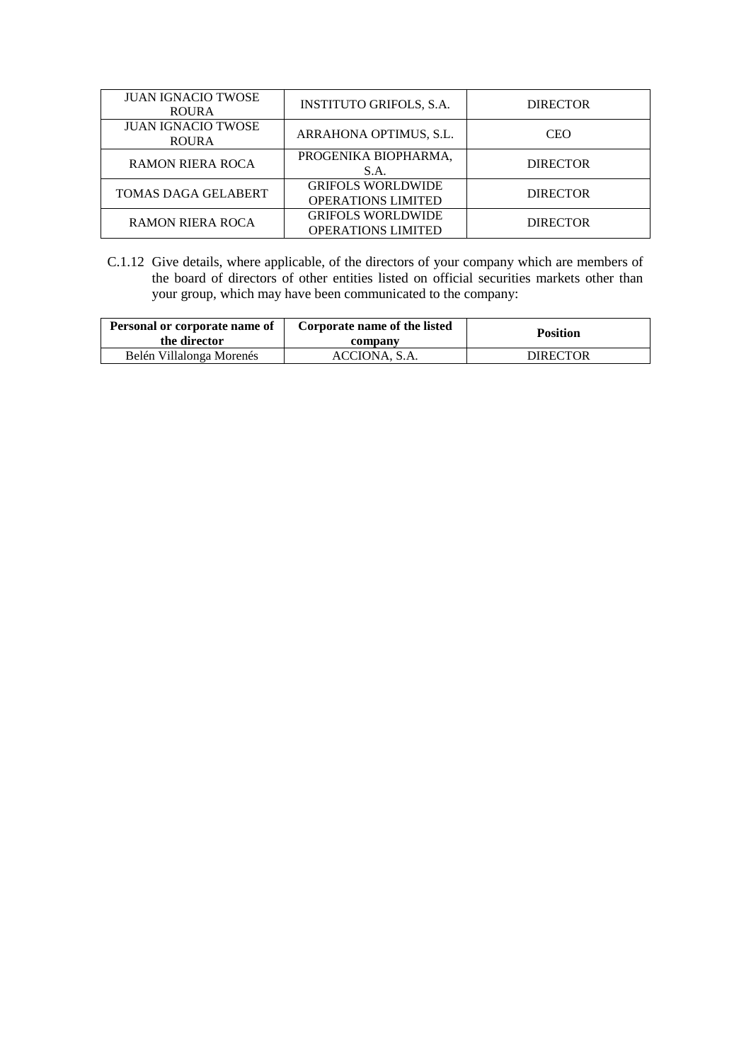| JUAN IGNACIO TWOSE ROURA | INSTITUTO GRIFOLS, S.A. | DIRECTOR |
|---|---|---|
| JUAN IGNACIO TWOSE ROURA | ARRAHONA OPTIMUS, S.L. | CEO |
| RAMON RIERA ROCA | PROGENIKA BIOPHARMA, S.A. | DIRECTOR |
| TOMAS DAGA GELABERT | GRIFOLS WORLDWIDE OPERATIONS LIMITED | DIRECTOR |
| RAMON RIERA ROCA | GRIFOLS WORLDWIDE OPERATIONS LIMITED | DIRECTOR |

C.1.12 Give details, where applicable, of the directors of your company which are members of the board of directors of other entities listed on official securities markets other than your group, which may have been communicated to the company:

| Personal or corporate name of the director | Corporate name of the listed company | Position |
|---|---|---|
| Belén Villalonga Morenés | ACCIONA, S.A. | DIRECTOR |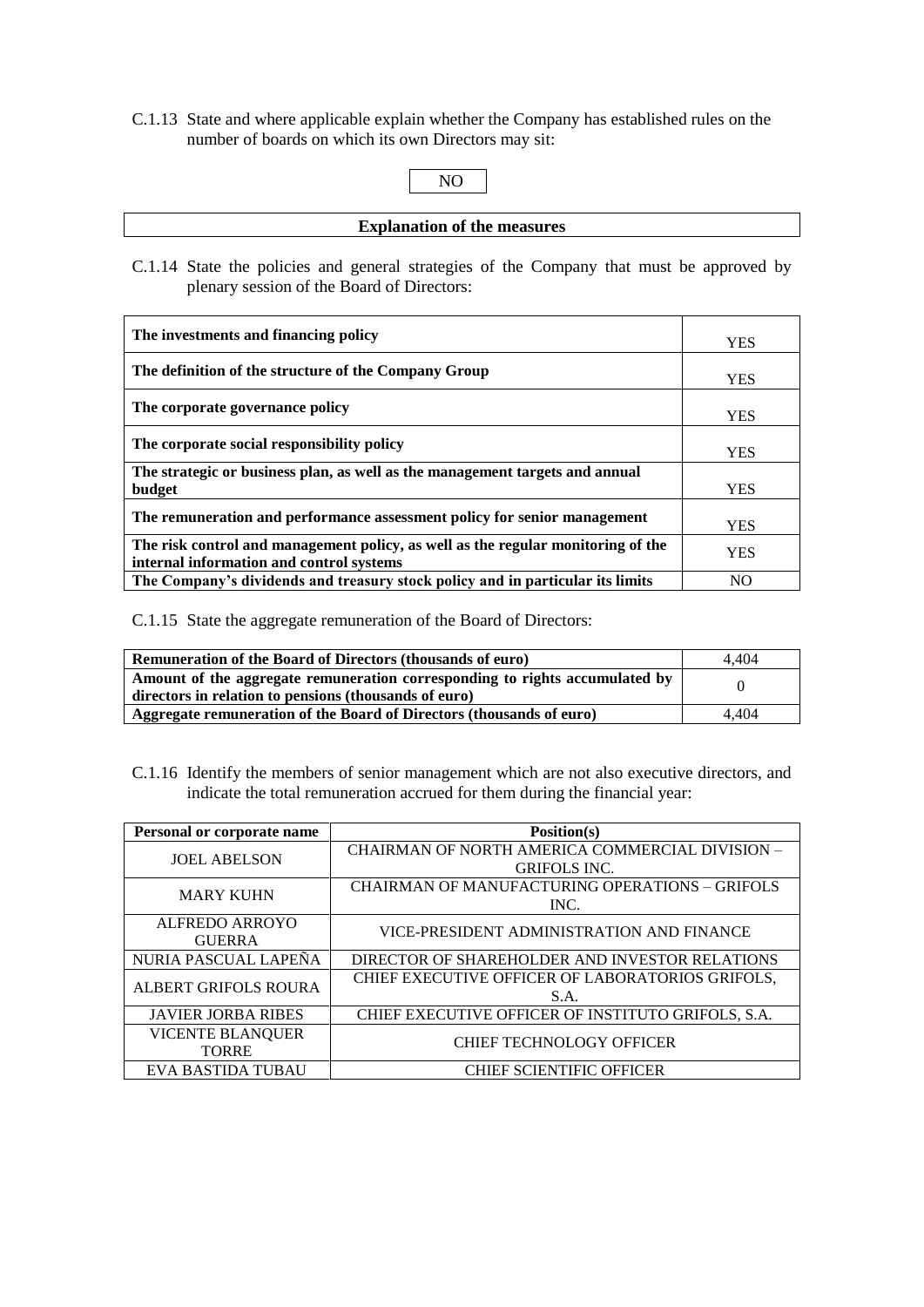C.1.13 State and where applicable explain whether the Company has established rules on the number of boards on which its own Directors may sit:

NO

| Explanation of the measures |
|---|

C.1.14 State the policies and general strategies of the Company that must be approved by plenary session of the Board of Directors:

| | |
|---|---|
| **The investments and financing policy** | YES |
| **The definition of the structure of the Company Group** | YES |
| **The corporate governance policy** | YES |
| **The corporate social responsibility policy** | YES |
| **The strategic or business plan, as well as the management targets and annual budget** | YES |
| **The remuneration and performance assessment policy for senior management** | YES |
| **The risk control and management policy, as well as the regular monitoring of the internal information and control systems** | YES |
| **The Company's dividends and treasury stock policy and in particular its limits** | NO |

C.1.15 State the aggregate remuneration of the Board of Directors:

| | |
|---|---|
| **Remuneration of the Board of Directors (thousands of euro)** | 4,404 |
| **Amount of the aggregate remuneration corresponding to rights accumulated by directors in relation to pensions (thousands of euro)** | 0 |
| **Aggregate remuneration of the Board of Directors (thousands of euro)** | 4,404 |

C.1.16 Identify the members of senior management which are not also executive directors, and indicate the total remuneration accrued for them during the financial year:

| Personal or corporate name | Position(s) |
|---|---|
| JOEL ABELSON | CHAIRMAN OF NORTH AMERICA COMMERCIAL DIVISION – GRIFOLS INC. |
| MARY KUHN | CHAIRMAN OF MANUFACTURING OPERATIONS – GRIFOLS INC. |
| ALFREDO ARROYO GUERRA | VICE-PRESIDENT ADMINISTRATION AND FINANCE |
| NURIA PASCUAL LAPEÑA | DIRECTOR OF SHAREHOLDER AND INVESTOR RELATIONS |
| ALBERT GRIFOLS ROURA | CHIEF EXECUTIVE OFFICER OF LABORATORIOS GRIFOLS, S.A. |
| JAVIER JORBA RIBES | CHIEF EXECUTIVE OFFICER OF INSTITUTO GRIFOLS, S.A. |
| VICENTE BLANQUER TORRE | CHIEF TECHNOLOGY OFFICER |
| EVA BASTIDA TUBAU | CHIEF SCIENTIFIC OFFICER |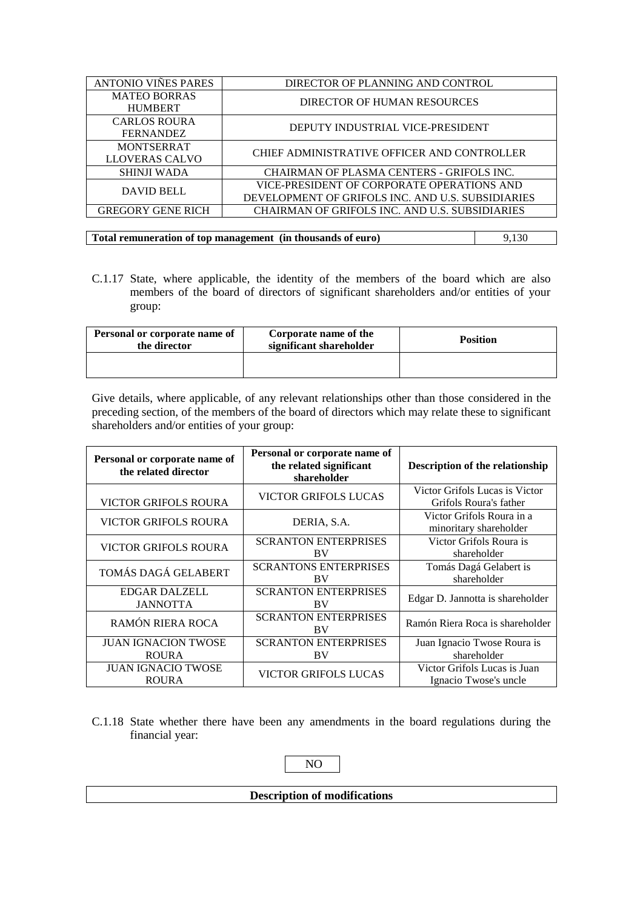| | |
|---|---|
| ANTONIO VIÑES PARES | DIRECTOR OF PLANNING AND CONTROL |
| MATEO BORRAS HUMBERT | DIRECTOR OF HUMAN RESOURCES |
| CARLOS ROURA FERNANDEZ | DEPUTY INDUSTRIAL VICE-PRESIDENT |
| MONTSERRAT LLOVERAS CALVO | CHIEF ADMINISTRATIVE OFFICER AND CONTROLLER |
| SHINJI WADA | CHAIRMAN OF PLASMA CENTERS - GRIFOLS INC. |
| DAVID BELL | VICE-PRESIDENT OF CORPORATE OPERATIONS AND DEVELOPMENT OF GRIFOLS INC. AND U.S. SUBSIDIARIES |
| GREGORY GENE RICH | CHAIRMAN OF GRIFOLS INC. AND U.S. SUBSIDIARIES |

| **Total remuneration of top management (in thousands of euro)** | 9,130 |
|---|---|

C.1.17 State, where applicable, the identity of the members of the board which are also members of the board of directors of significant shareholders and/or entities of your group:

| Personal or corporate name of the director | Corporate name of the significant shareholder | Position |
|---|---|---|
| | | |

Give details, where applicable, of any relevant relationships other than those considered in the preceding section, of the members of the board of directors which may relate these to significant shareholders and/or entities of your group:

| Personal or corporate name of the related director | Personal or corporate name of the related significant shareholder | Description of the relationship |
|---|---|---|
| VICTOR GRIFOLS ROURA | VICTOR GRIFOLS LUCAS | Victor Grifols Lucas is Victor Grifols Roura's father |
| VICTOR GRIFOLS ROURA | DERIA, S.A. | Victor Grifols Roura in a minoritary shareholder |
| VICTOR GRIFOLS ROURA | SCRANTON ENTERPRISES BV | Victor Grifols Roura is shareholder |
| TOMÁS DAGÁ GELABERT | SCRANTONS ENTERPRISES BV | Tomás Dagá Gelabert is shareholder |
| EDGAR DALZELL JANNOTTA | SCRANTON ENTERPRISES BV | Edgar D. Jannotta is shareholder |
| RAMÓN RIERA ROCA | SCRANTON ENTERPRISES BV | Ramón Riera Roca is shareholder |
| JUAN IGNACION TWOSE ROURA | SCRANTON ENTERPRISES BV | Juan Ignacio Twose Roura is shareholder |
| JUAN IGNACIO TWOSE ROURA | VICTOR GRIFOLS LUCAS | Victor Grifols Lucas is Juan Ignacio Twose's uncle |

C.1.18 State whether there have been any amendments in the board regulations during the financial year:

NO

| **Description of modifications** |
|---|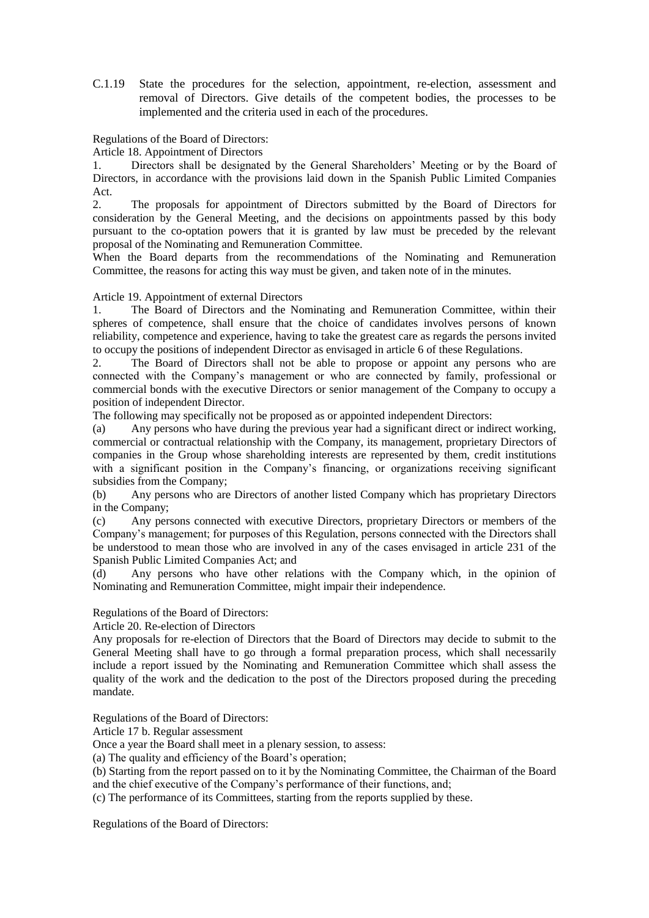C.1.19 State the procedures for the selection, appointment, re-election, assessment and removal of Directors. Give details of the competent bodies, the processes to be implemented and the criteria used in each of the procedures.

Regulations of the Board of Directors:

Article 18. Appointment of Directors

1. Directors shall be designated by the General Shareholders' Meeting or by the Board of Directors, in accordance with the provisions laid down in the Spanish Public Limited Companies Act.

2. The proposals for appointment of Directors submitted by the Board of Directors for consideration by the General Meeting, and the decisions on appointments passed by this body pursuant to the co-optation powers that it is granted by law must be preceded by the relevant proposal of the Nominating and Remuneration Committee.

When the Board departs from the recommendations of the Nominating and Remuneration Committee, the reasons for acting this way must be given, and taken note of in the minutes.

Article 19. Appointment of external Directors

1. The Board of Directors and the Nominating and Remuneration Committee, within their spheres of competence, shall ensure that the choice of candidates involves persons of known reliability, competence and experience, having to take the greatest care as regards the persons invited to occupy the positions of independent Director as envisaged in article 6 of these Regulations.

2. The Board of Directors shall not be able to propose or appoint any persons who are connected with the Company's management or who are connected by family, professional or commercial bonds with the executive Directors or senior management of the Company to occupy a position of independent Director.

The following may specifically not be proposed as or appointed independent Directors:

(a) Any persons who have during the previous year had a significant direct or indirect working, commercial or contractual relationship with the Company, its management, proprietary Directors of companies in the Group whose shareholding interests are represented by them, credit institutions with a significant position in the Company's financing, or organizations receiving significant subsidies from the Company;

(b) Any persons who are Directors of another listed Company which has proprietary Directors in the Company;

(c) Any persons connected with executive Directors, proprietary Directors or members of the Company's management; for purposes of this Regulation, persons connected with the Directors shall be understood to mean those who are involved in any of the cases envisaged in article 231 of the Spanish Public Limited Companies Act; and

(d) Any persons who have other relations with the Company which, in the opinion of Nominating and Remuneration Committee, might impair their independence.

Regulations of the Board of Directors:

Article 20. Re-election of Directors

Any proposals for re-election of Directors that the Board of Directors may decide to submit to the General Meeting shall have to go through a formal preparation process, which shall necessarily include a report issued by the Nominating and Remuneration Committee which shall assess the quality of the work and the dedication to the post of the Directors proposed during the preceding mandate.

Regulations of the Board of Directors:

Article 17 b. Regular assessment

Once a year the Board shall meet in a plenary session, to assess:

(a) The quality and efficiency of the Board's operation;

(b) Starting from the report passed on to it by the Nominating Committee, the Chairman of the Board and the chief executive of the Company's performance of their functions, and;

(c) The performance of its Committees, starting from the reports supplied by these.

Regulations of the Board of Directors: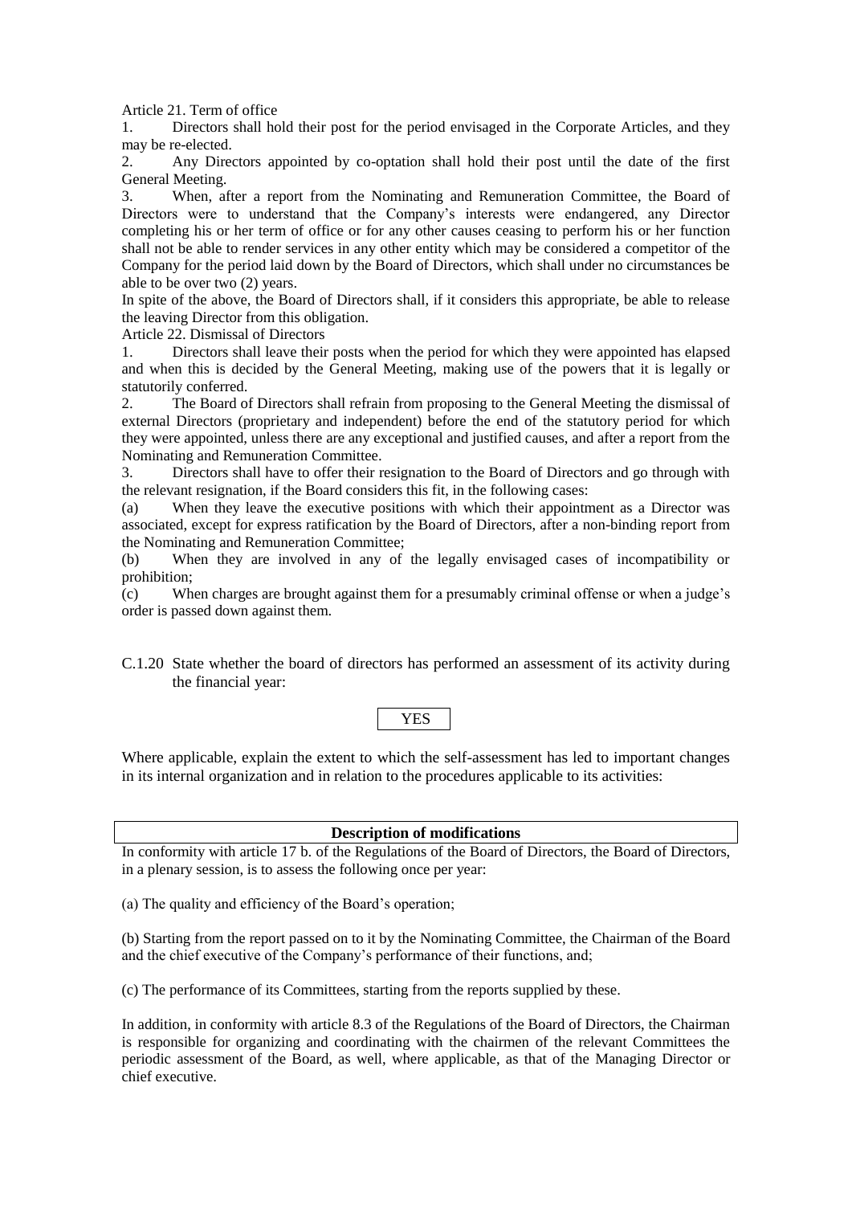Article 21. Term of office

1. Directors shall hold their post for the period envisaged in the Corporate Articles, and they may be re-elected.

2. Any Directors appointed by co-optation shall hold their post until the date of the first General Meeting.

3. When, after a report from the Nominating and Remuneration Committee, the Board of Directors were to understand that the Company's interests were endangered, any Director completing his or her term of office or for any other causes ceasing to perform his or her function shall not be able to render services in any other entity which may be considered a competitor of the Company for the period laid down by the Board of Directors, which shall under no circumstances be able to be over two (2) years.

In spite of the above, the Board of Directors shall, if it considers this appropriate, be able to release the leaving Director from this obligation.

Article 22. Dismissal of Directors

1. Directors shall leave their posts when the period for which they were appointed has elapsed and when this is decided by the General Meeting, making use of the powers that it is legally or statutorily conferred.

2. The Board of Directors shall refrain from proposing to the General Meeting the dismissal of external Directors (proprietary and independent) before the end of the statutory period for which they were appointed, unless there are any exceptional and justified causes, and after a report from the Nominating and Remuneration Committee.

3. Directors shall have to offer their resignation to the Board of Directors and go through with the relevant resignation, if the Board considers this fit, in the following cases:

(a) When they leave the executive positions with which their appointment as a Director was associated, except for express ratification by the Board of Directors, after a non-binding report from the Nominating and Remuneration Committee;

(b) When they are involved in any of the legally envisaged cases of incompatibility or prohibition;

(c) When charges are brought against them for a presumably criminal offense or when a judge's order is passed down against them.

C.1.20 State whether the board of directors has performed an assessment of its activity during the financial year:

| YES |
|---|

Where applicable, explain the extent to which the self-assessment has led to important changes in its internal organization and in relation to the procedures applicable to its activities:

| Description of modifications |
|---|

In conformity with article 17 b. of the Regulations of the Board of Directors, the Board of Directors, in a plenary session, is to assess the following once per year:

(a) The quality and efficiency of the Board's operation;

(b) Starting from the report passed on to it by the Nominating Committee, the Chairman of the Board and the chief executive of the Company's performance of their functions, and;

(c) The performance of its Committees, starting from the reports supplied by these.

In addition, in conformity with article 8.3 of the Regulations of the Board of Directors, the Chairman is responsible for organizing and coordinating with the chairmen of the relevant Committees the periodic assessment of the Board, as well, where applicable, as that of the Managing Director or chief executive.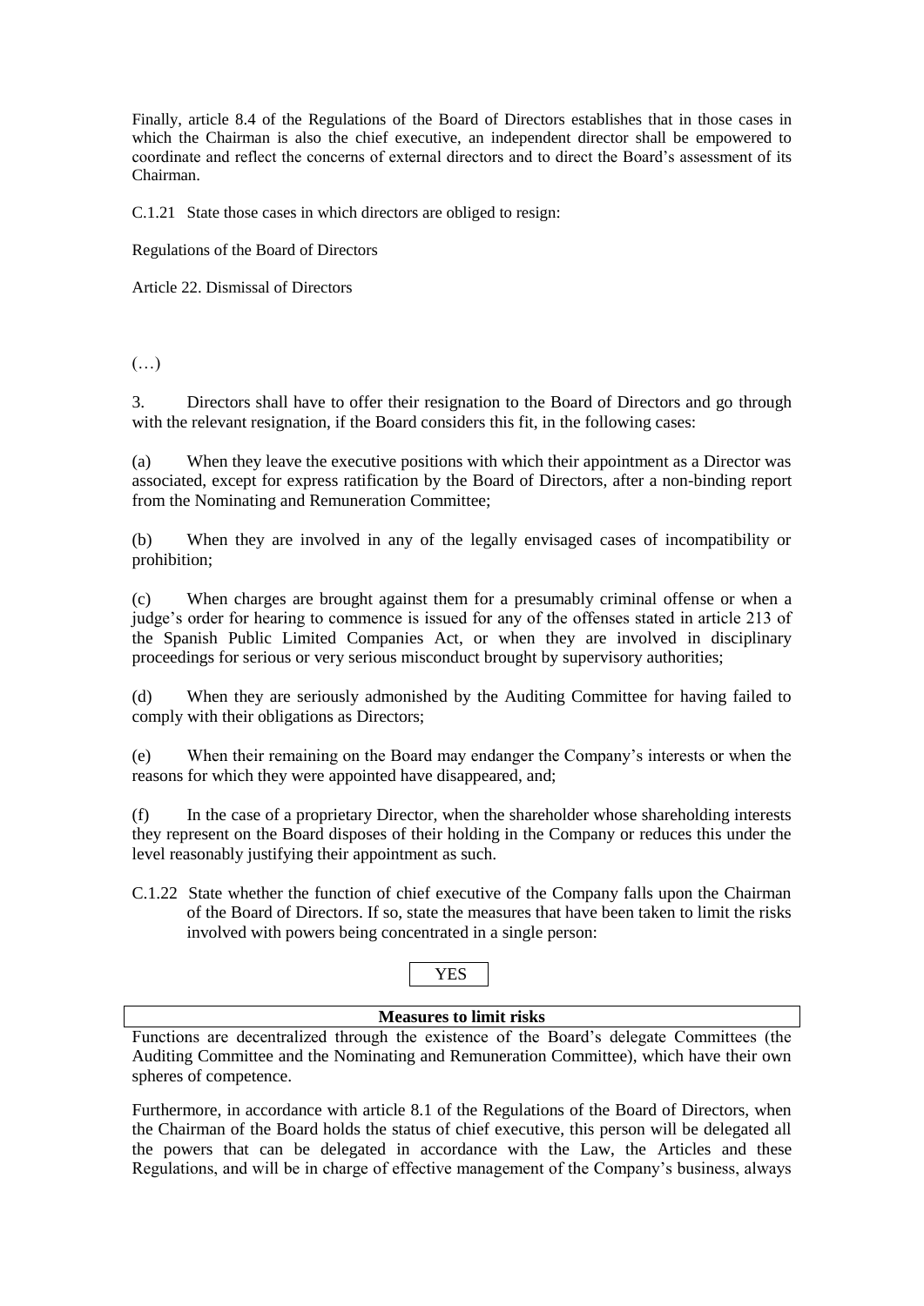Finally, article 8.4 of the Regulations of the Board of Directors establishes that in those cases in which the Chairman is also the chief executive, an independent director shall be empowered to coordinate and reflect the concerns of external directors and to direct the Board's assessment of its Chairman.

C.1.21 State those cases in which directors are obliged to resign:

Regulations of the Board of Directors

Article 22. Dismissal of Directors

(…)

3. Directors shall have to offer their resignation to the Board of Directors and go through with the relevant resignation, if the Board considers this fit, in the following cases:

(a) When they leave the executive positions with which their appointment as a Director was associated, except for express ratification by the Board of Directors, after a non-binding report from the Nominating and Remuneration Committee;

(b) When they are involved in any of the legally envisaged cases of incompatibility or prohibition;

(c) When charges are brought against them for a presumably criminal offense or when a judge's order for hearing to commence is issued for any of the offenses stated in article 213 of the Spanish Public Limited Companies Act, or when they are involved in disciplinary proceedings for serious or very serious misconduct brought by supervisory authorities;

(d) When they are seriously admonished by the Auditing Committee for having failed to comply with their obligations as Directors;

(e) When their remaining on the Board may endanger the Company's interests or when the reasons for which they were appointed have disappeared, and;

(f) In the case of a proprietary Director, when the shareholder whose shareholding interests they represent on the Board disposes of their holding in the Company or reduces this under the level reasonably justifying their appointment as such.

C.1.22 State whether the function of chief executive of the Company falls upon the Chairman of the Board of Directors. If so, state the measures that have been taken to limit the risks involved with powers being concentrated in a single person:

YES

| Measures to limit risks |
| --- |

Functions are decentralized through the existence of the Board's delegate Committees (the Auditing Committee and the Nominating and Remuneration Committee), which have their own spheres of competence.

Furthermore, in accordance with article 8.1 of the Regulations of the Board of Directors, when the Chairman of the Board holds the status of chief executive, this person will be delegated all the powers that can be delegated in accordance with the Law, the Articles and these Regulations, and will be in charge of effective management of the Company's business, always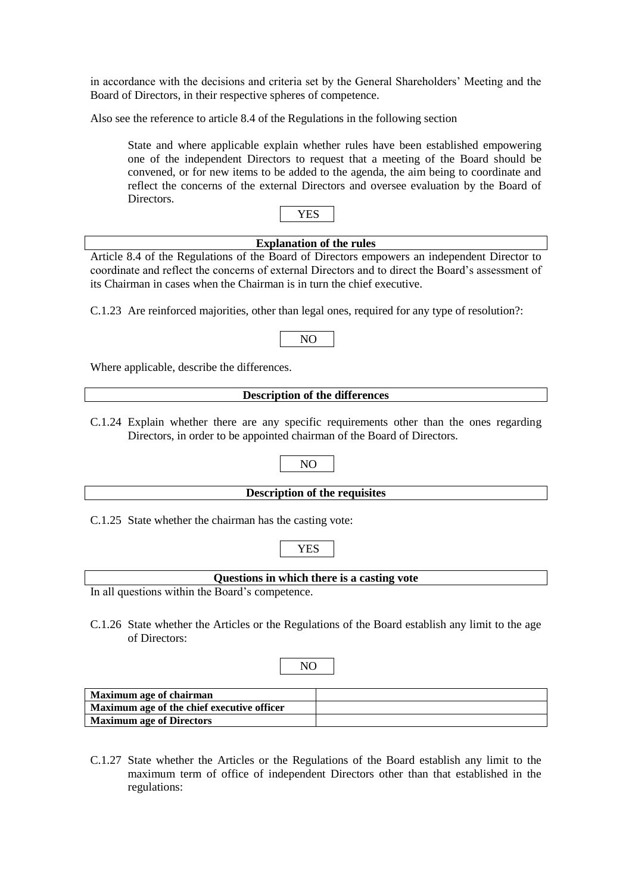in accordance with the decisions and criteria set by the General Shareholders' Meeting and the Board of Directors, in their respective spheres of competence.

Also see the reference to article 8.4 of the Regulations in the following section

State and where applicable explain whether rules have been established empowering one of the independent Directors to request that a meeting of the Board should be convened, or for new items to be added to the agenda, the aim being to coordinate and reflect the concerns of the external Directors and oversee evaluation by the Board of Directors.

YES

| **Explanation of the rules** |
|---|
| Article 8.4 of the Regulations of the Board of Directors empowers an independent Director to coordinate and reflect the concerns of external Directors and to direct the Board's assessment of its Chairman in cases when the Chairman is in turn the chief executive. |

C.1.23 Are reinforced majorities, other than legal ones, required for any type of resolution?:

NO

Where applicable, describe the differences.

| **Description of the differences** |
|---|

C.1.24 Explain whether there are any specific requirements other than the ones regarding Directors, in order to be appointed chairman of the Board of Directors.

NO

| **Description of the requisites** |
|---|

C.1.25 State whether the chairman has the casting vote:

YES

| **Questions in which there is a casting vote** |
|---|
| In all questions within the Board's competence. |

C.1.26 State whether the Articles or the Regulations of the Board establish any limit to the age of Directors:

NO

| **Maximum age of chairman** | |
|---|---|
| **Maximum age of the chief executive officer** | |
| **Maximum age of Directors** | |

C.1.27 State whether the Articles or the Regulations of the Board establish any limit to the maximum term of office of independent Directors other than that established in the regulations: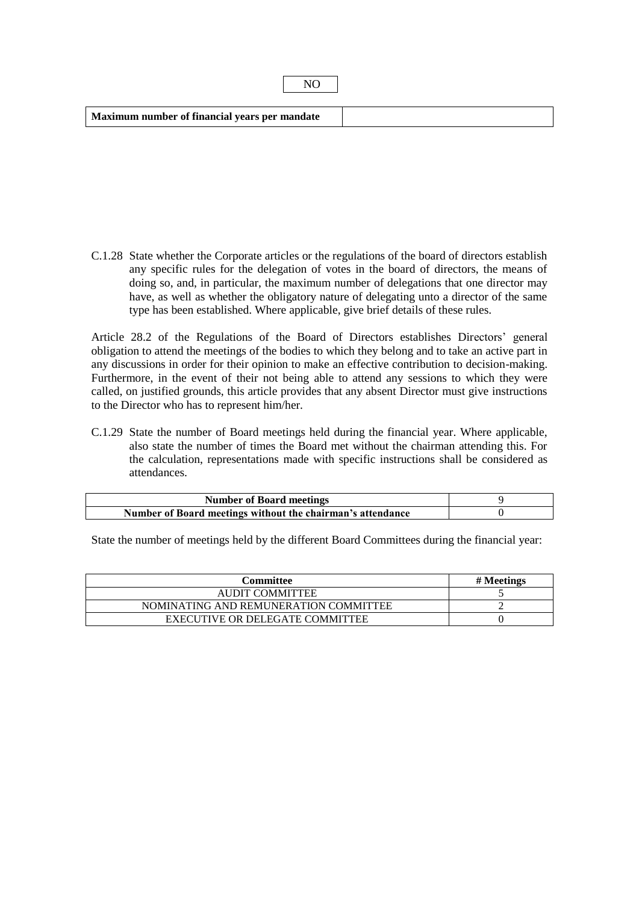NO

| Maximum number of financial years per mandate | |
|---|---|

C.1.28 State whether the Corporate articles or the regulations of the board of directors establish any specific rules for the delegation of votes in the board of directors, the means of doing so, and, in particular, the maximum number of delegations that one director may have, as well as whether the obligatory nature of delegating unto a director of the same type has been established. Where applicable, give brief details of these rules.

Article 28.2 of the Regulations of the Board of Directors establishes Directors' general obligation to attend the meetings of the bodies to which they belong and to take an active part in any discussions in order for their opinion to make an effective contribution to decision-making. Furthermore, in the event of their not being able to attend any sessions to which they were called, on justified grounds, this article provides that any absent Director must give instructions to the Director who has to represent him/her.

C.1.29 State the number of Board meetings held during the financial year. Where applicable, also state the number of times the Board met without the chairman attending this. For the calculation, representations made with specific instructions shall be considered as attendances.

| Number of Board meetings | 9 |
|---|---|
| Number of Board meetings without the chairman's attendance | 0 |

State the number of meetings held by the different Board Committees during the financial year:

| Committee | # Meetings |
|---|---|
| AUDIT COMMITTEE | 5 |
| NOMINATING AND REMUNERATION COMMITTEE | 2 |
| EXECUTIVE OR DELEGATE COMMITTEE | 0 |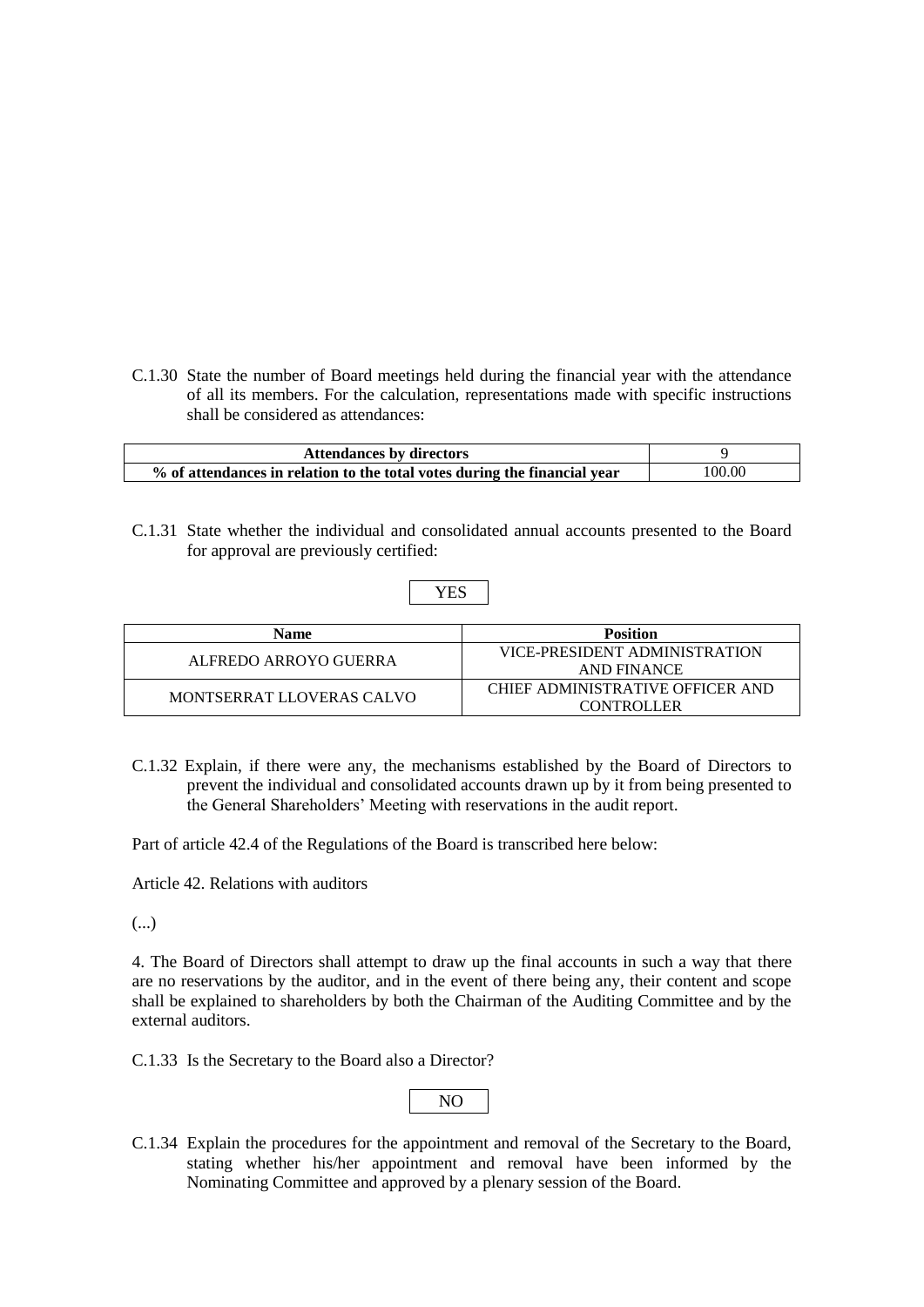C.1.30 State the number of Board meetings held during the financial year with the attendance of all its members. For the calculation, representations made with specific instructions shall be considered as attendances:

| **Attendances by directors** | 9 |
|---|---|
| **% of attendances in relation to the total votes during the financial year** | 100.00 |

C.1.31 State whether the individual and consolidated annual accounts presented to the Board for approval are previously certified:

YES

| Name | Position |
|---|---|
| ALFREDO ARROYO GUERRA | VICE-PRESIDENT ADMINISTRATION AND FINANCE |
| MONTSERRAT LLOVERAS CALVO | CHIEF ADMINISTRATIVE OFFICER AND CONTROLLER |

C.1.32 Explain, if there were any, the mechanisms established by the Board of Directors to prevent the individual and consolidated accounts drawn up by it from being presented to the General Shareholders' Meeting with reservations in the audit report.

Part of article 42.4 of the Regulations of the Board is transcribed here below:

Article 42. Relations with auditors

(...)

4. The Board of Directors shall attempt to draw up the final accounts in such a way that there are no reservations by the auditor, and in the event of there being any, their content and scope shall be explained to shareholders by both the Chairman of the Auditing Committee and by the external auditors.

C.1.33 Is the Secretary to the Board also a Director?

NO

C.1.34 Explain the procedures for the appointment and removal of the Secretary to the Board, stating whether his/her appointment and removal have been informed by the Nominating Committee and approved by a plenary session of the Board.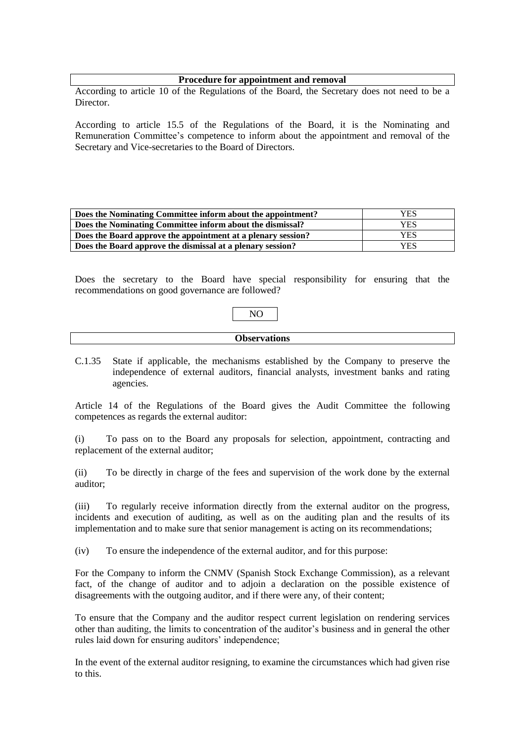| Procedure for appointment and removal |
|---|
| According to article 10 of the Regulations of the Board, the Secretary does not need to be a Director.<br><br>According to article 15.5 of the Regulations of the Board, it is the Nominating and Remuneration Committee's competence to inform about the appointment and removal of the Secretary and Vice-secretaries to the Board of Directors. |

| | |
|---|---|
| **Does the Nominating Committee inform about the appointment?** | YES |
| **Does the Nominating Committee inform about the dismissal?** | YES |
| **Does the Board approve the appointment at a plenary session?** | YES |
| **Does the Board approve the dismissal at a plenary session?** | YES |

Does the secretary to the Board have special responsibility for ensuring that the recommendations on good governance are followed?

NO

| Observations |
|---|
| |

C.1.35 State if applicable, the mechanisms established by the Company to preserve the independence of external auditors, financial analysts, investment banks and rating agencies.

Article 14 of the Regulations of the Board gives the Audit Committee the following competences as regards the external auditor:

(i) To pass on to the Board any proposals for selection, appointment, contracting and replacement of the external auditor;

(ii) To be directly in charge of the fees and supervision of the work done by the external auditor;

(iii) To regularly receive information directly from the external auditor on the progress, incidents and execution of auditing, as well as on the auditing plan and the results of its implementation and to make sure that senior management is acting on its recommendations;

(iv) To ensure the independence of the external auditor, and for this purpose:

For the Company to inform the CNMV (Spanish Stock Exchange Commission), as a relevant fact, of the change of auditor and to adjoin a declaration on the possible existence of disagreements with the outgoing auditor, and if there were any, of their content;

To ensure that the Company and the auditor respect current legislation on rendering services other than auditing, the limits to concentration of the auditor's business and in general the other rules laid down for ensuring auditors' independence;

In the event of the external auditor resigning, to examine the circumstances which had given rise to this.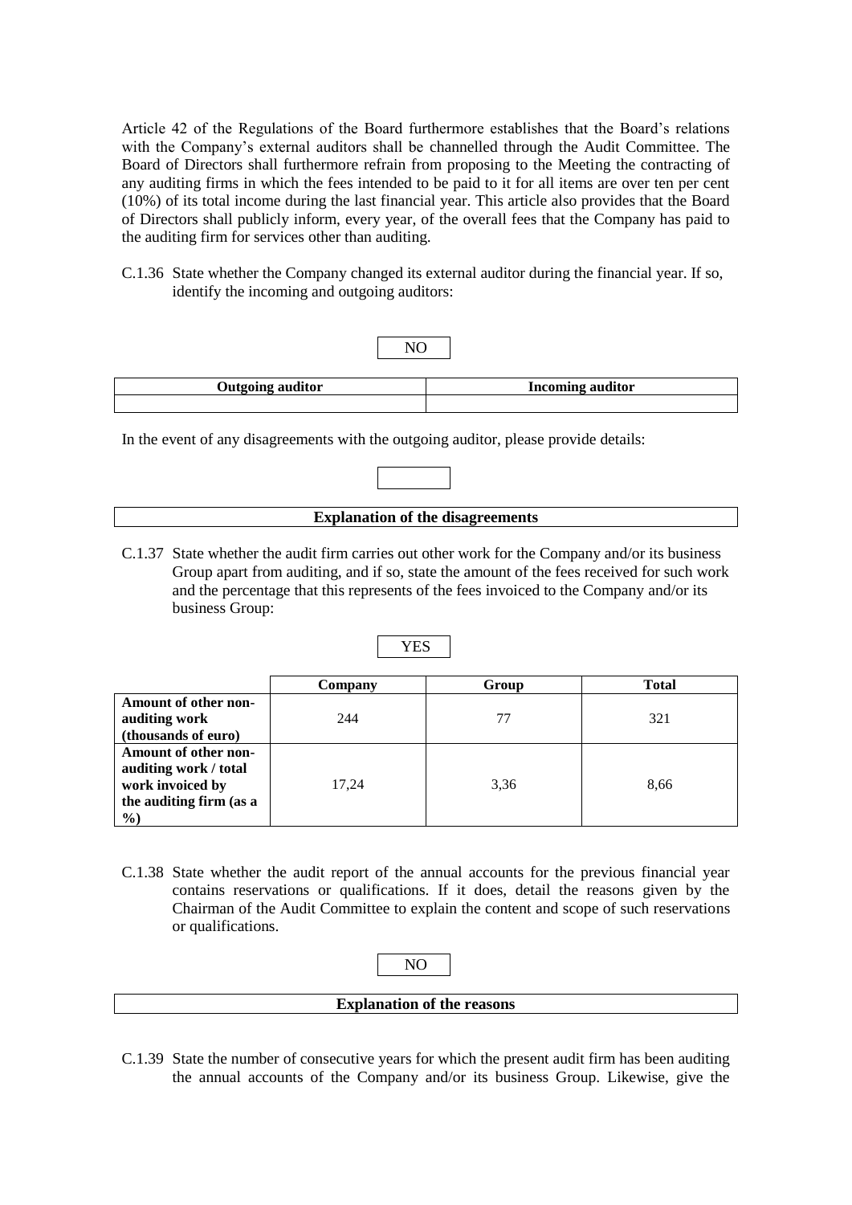Article 42 of the Regulations of the Board furthermore establishes that the Board's relations with the Company's external auditors shall be channelled through the Audit Committee. The Board of Directors shall furthermore refrain from proposing to the Meeting the contracting of any auditing firms in which the fees intended to be paid to it for all items are over ten per cent (10%) of its total income during the last financial year. This article also provides that the Board of Directors shall publicly inform, every year, of the overall fees that the Company has paid to the auditing firm for services other than auditing.

C.1.36 State whether the Company changed its external auditor during the financial year. If so, identify the incoming and outgoing auditors:

NO

| Outgoing auditor | Incoming auditor |
|---|---|
| | |

In the event of any disagreements with the outgoing auditor, please provide details:

| Explanation of the disagreements |
|---|

C.1.37 State whether the audit firm carries out other work for the Company and/or its business Group apart from auditing, and if so, state the amount of the fees received for such work and the percentage that this represents of the fees invoiced to the Company and/or its business Group:

YES

| | Company | Group | Total |
|---|---|---|---|
| **Amount of other non-auditing work (thousands of euro)** | 244 | 77 | 321 |
| **Amount of other non-auditing work / total work invoiced by the auditing firm (as a %)** | 17,24 | 3,36 | 8,66 |

C.1.38 State whether the audit report of the annual accounts for the previous financial year contains reservations or qualifications. If it does, detail the reasons given by the Chairman of the Audit Committee to explain the content and scope of such reservations or qualifications.

NO

| Explanation of the reasons |
|---|

C.1.39 State the number of consecutive years for which the present audit firm has been auditing the annual accounts of the Company and/or its business Group. Likewise, give the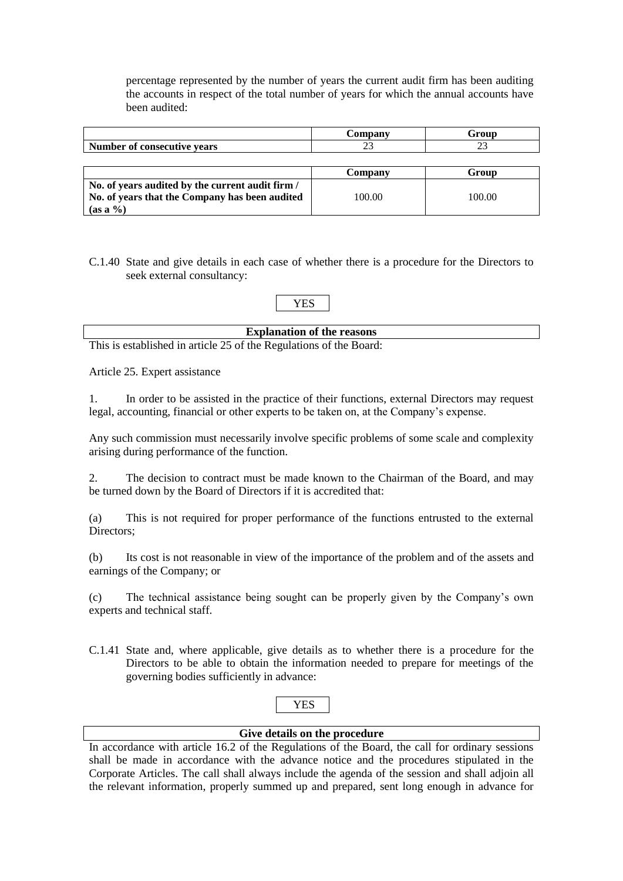percentage represented by the number of years the current audit firm has been auditing the accounts in respect of the total number of years for which the annual accounts have been audited:

| | Company | Group |
|---|---|---|
| **Number of consecutive years** | 23 | 23 |

| | Company | Group |
|---|---|---|
| **No. of years audited by the current audit firm / No. of years that the Company has been audited (as a %)** | 100.00 | 100.00 |

C.1.40 State and give details in each case of whether there is a procedure for the Directors to seek external consultancy:

YES

**Explanation of the reasons**

This is established in article 25 of the Regulations of the Board:

Article 25. Expert assistance

1. In order to be assisted in the practice of their functions, external Directors may request legal, accounting, financial or other experts to be taken on, at the Company's expense.

Any such commission must necessarily involve specific problems of some scale and complexity arising during performance of the function.

2. The decision to contract must be made known to the Chairman of the Board, and may be turned down by the Board of Directors if it is accredited that:

(a) This is not required for proper performance of the functions entrusted to the external Directors;

(b) Its cost is not reasonable in view of the importance of the problem and of the assets and earnings of the Company; or

(c) The technical assistance being sought can be properly given by the Company's own experts and technical staff.

C.1.41 State and, where applicable, give details as to whether there is a procedure for the Directors to be able to obtain the information needed to prepare for meetings of the governing bodies sufficiently in advance:

YES

**Give details on the procedure**

In accordance with article 16.2 of the Regulations of the Board, the call for ordinary sessions shall be made in accordance with the advance notice and the procedures stipulated in the Corporate Articles. The call shall always include the agenda of the session and shall adjoin all the relevant information, properly summed up and prepared, sent long enough in advance for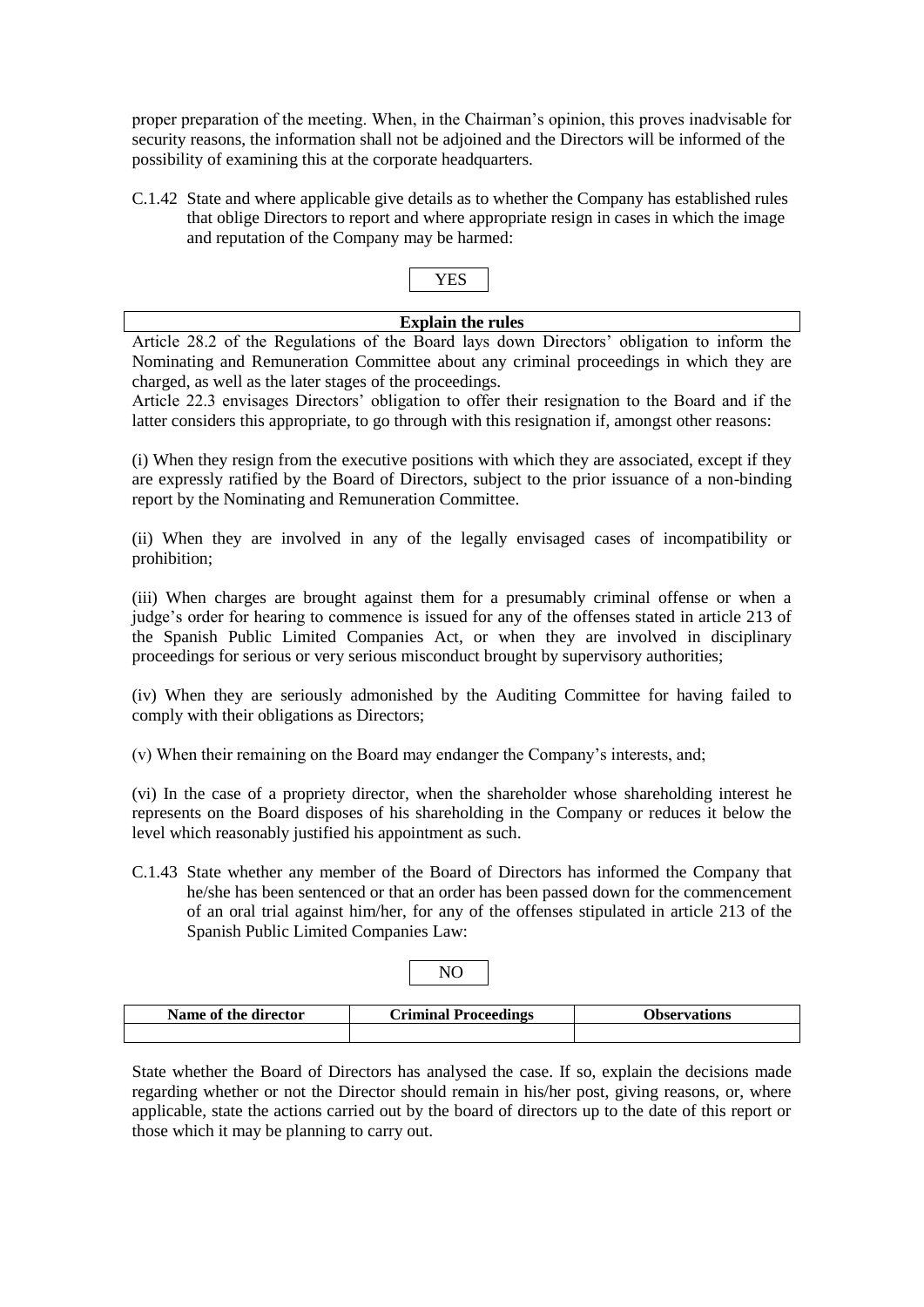proper preparation of the meeting. When, in the Chairman's opinion, this proves inadvisable for security reasons, the information shall not be adjoined and the Directors will be informed of the possibility of examining this at the corporate headquarters.

C.1.42 State and where applicable give details as to whether the Company has established rules that oblige Directors to report and where appropriate resign in cases in which the image and reputation of the Company may be harmed:

YES

| Explain the rules |
|---|
| Article 28.2 of the Regulations of the Board lays down Directors' obligation to inform the Nominating and Remuneration Committee about any criminal proceedings in which they are charged, as well as the later stages of the proceedings.<br>Article 22.3 envisages Directors' obligation to offer their resignation to the Board and if the latter considers this appropriate, to go through with this resignation if, amongst other reasons:<br><br>(i) When they resign from the executive positions with which they are associated, except if they are expressly ratified by the Board of Directors, subject to the prior issuance of a non-binding report by the Nominating and Remuneration Committee.<br><br>(ii) When they are involved in any of the legally envisaged cases of incompatibility or prohibition;<br><br>(iii) When charges are brought against them for a presumably criminal offense or when a judge's order for hearing to commence is issued for any of the offenses stated in article 213 of the Spanish Public Limited Companies Act, or when they are involved in disciplinary proceedings for serious or very serious misconduct brought by supervisory authorities;<br><br>(iv) When they are seriously admonished by the Auditing Committee for having failed to comply with their obligations as Directors;<br><br>(v) When their remaining on the Board may endanger the Company's interests, and;<br><br>(vi) In the case of a propriety director, when the shareholder whose shareholding interest he represents on the Board disposes of his shareholding in the Company or reduces it below the level which reasonably justified his appointment as such. |

C.1.43 State whether any member of the Board of Directors has informed the Company that he/she has been sentenced or that an order has been passed down for the commencement of an oral trial against him/her, for any of the offenses stipulated in article 213 of the Spanish Public Limited Companies Law:

NO

| Name of the director | Criminal Proceedings | Observations |
|---|---|---|
| | | |

State whether the Board of Directors has analysed the case. If so, explain the decisions made regarding whether or not the Director should remain in his/her post, giving reasons, or, where applicable, state the actions carried out by the board of directors up to the date of this report or those which it may be planning to carry out.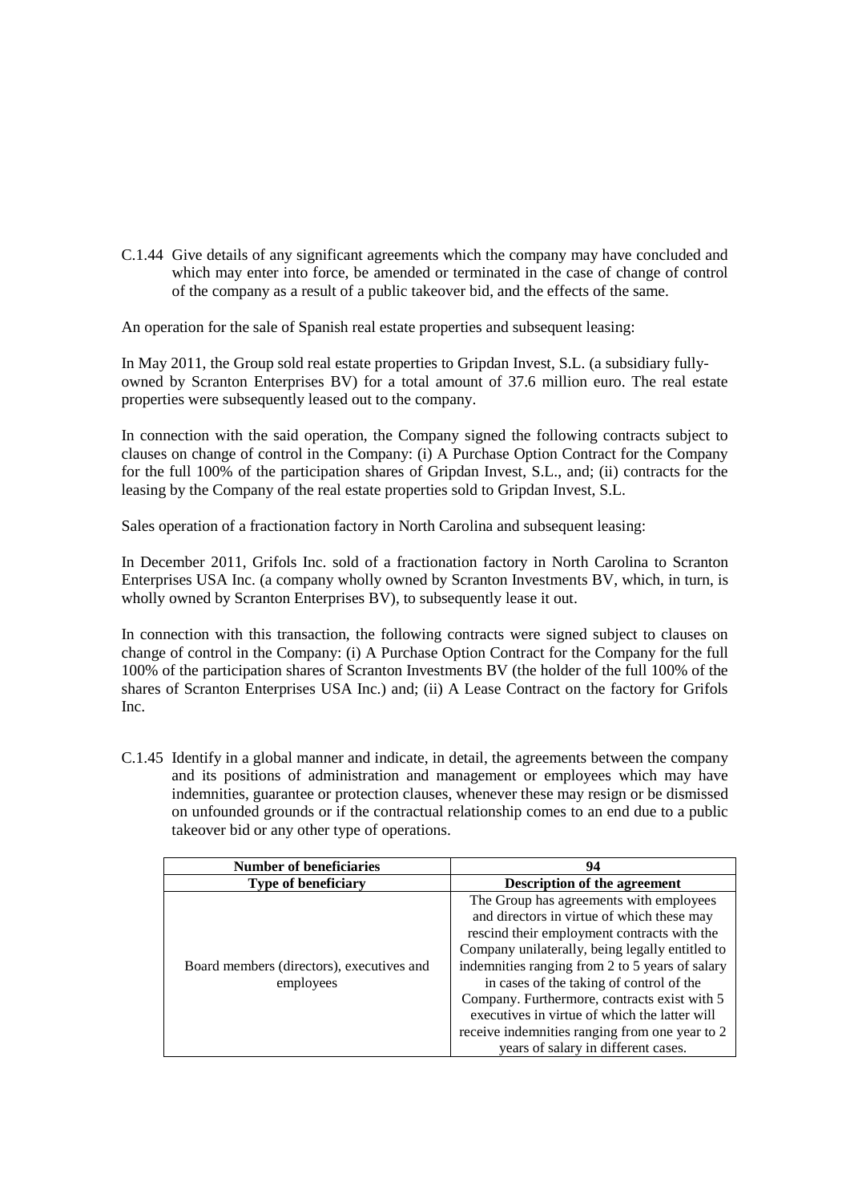C.1.44 Give details of any significant agreements which the company may have concluded and which may enter into force, be amended or terminated in the case of change of control of the company as a result of a public takeover bid, and the effects of the same.

An operation for the sale of Spanish real estate properties and subsequent leasing:

In May 2011, the Group sold real estate properties to Gripdan Invest, S.L. (a subsidiary fully-owned by Scranton Enterprises BV) for a total amount of 37.6 million euro. The real estate properties were subsequently leased out to the company.

In connection with the said operation, the Company signed the following contracts subject to clauses on change of control in the Company: (i) A Purchase Option Contract for the Company for the full 100% of the participation shares of Gripdan Invest, S.L., and; (ii) contracts for the leasing by the Company of the real estate properties sold to Gripdan Invest, S.L.

Sales operation of a fractionation factory in North Carolina and subsequent leasing:

In December 2011, Grifols Inc. sold of a fractionation factory in North Carolina to Scranton Enterprises USA Inc. (a company wholly owned by Scranton Investments BV, which, in turn, is wholly owned by Scranton Enterprises BV), to subsequently lease it out.

In connection with this transaction, the following contracts were signed subject to clauses on change of control in the Company: (i) A Purchase Option Contract for the Company for the full 100% of the participation shares of Scranton Investments BV (the holder of the full 100% of the shares of Scranton Enterprises USA Inc.) and; (ii) A Lease Contract on the factory for Grifols Inc.

C.1.45 Identify in a global manner and indicate, in detail, the agreements between the company and its positions of administration and management or employees which may have indemnities, guarantee or protection clauses, whenever these may resign or be dismissed on unfounded grounds or if the contractual relationship comes to an end due to a public takeover bid or any other type of operations.

| Number of beneficiaries | 94 |
|---|---|
| **Type of beneficiary** | **Description of the agreement** |
| Board members (directors), executives and employees | The Group has agreements with employees and directors in virtue of which these may rescind their employment contracts with the Company unilaterally, being legally entitled to indemnities ranging from 2 to 5 years of salary in cases of the taking of control of the Company. Furthermore, contracts exist with 5 executives in virtue of which the latter will receive indemnities ranging from one year to 2 years of salary in different cases. |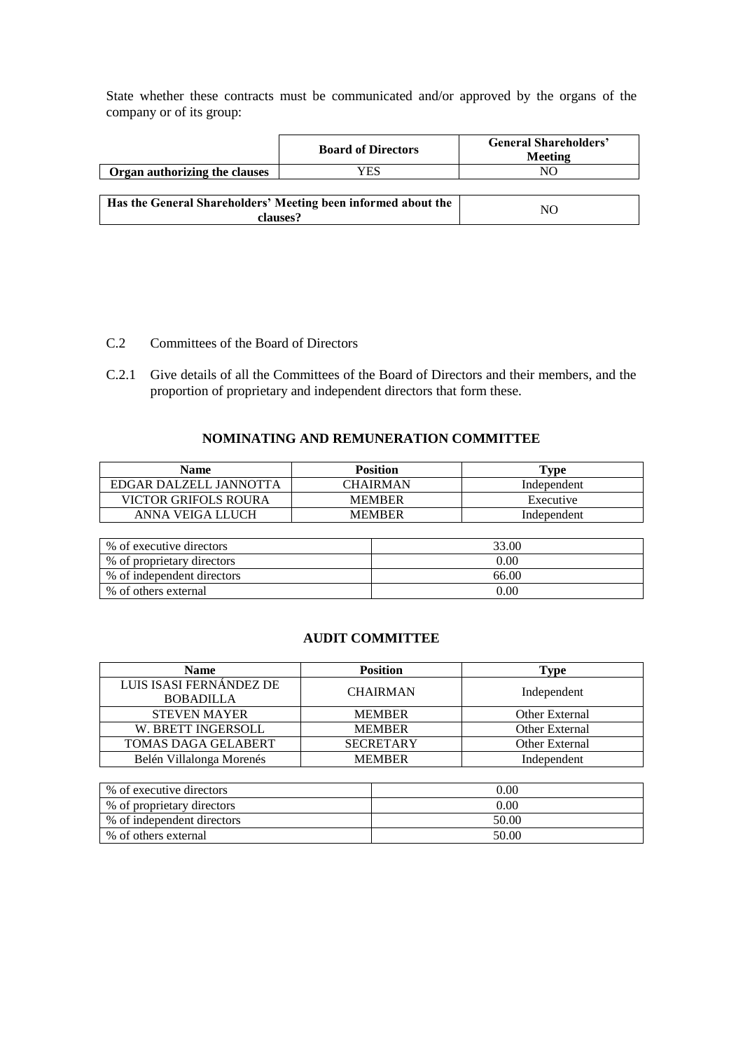State whether these contracts must be communicated and/or approved by the organs of the company or of its group:

| | **Board of Directors** | **General Shareholders' Meeting** |
|---|---|---|
| **Organ authorizing the clauses** | YES | NO |

| **Has the General Shareholders' Meeting been informed about the clauses?** | NO |
|---|---|

C.2 Committees of the Board of Directors

C.2.1 Give details of all the Committees of the Board of Directors and their members, and the proportion of proprietary and independent directors that form these.

### NOMINATING AND REMUNERATION COMMITTEE

| Name | Position | Type |
|---|---|---|
| EDGAR DALZELL JANNOTTA | CHAIRMAN | Independent |
| VICTOR GRIFOLS ROURA | MEMBER | Executive |
| ANNA VEIGA LLUCH | MEMBER | Independent |

| | |
|---|---|
| % of executive directors | 33.00 |
| % of proprietary directors | 0.00 |
| % of independent directors | 66.00 |
| % of others external | 0.00 |

### AUDIT COMMITTEE

| Name | Position | Type |
|---|---|---|
| LUIS ISASI FERNÁNDEZ DE BOBADILLA | CHAIRMAN | Independent |
| STEVEN MAYER | MEMBER | Other External |
| W. BRETT INGERSOLL | MEMBER | Other External |
| TOMAS DAGA GELABERT | SECRETARY | Other External |
| Belén Villalonga Morenés | MEMBER | Independent |

| | |
|---|---|
| % of executive directors | 0.00 |
| % of proprietary directors | 0.00 |
| % of independent directors | 50.00 |
| % of others external | 50.00 |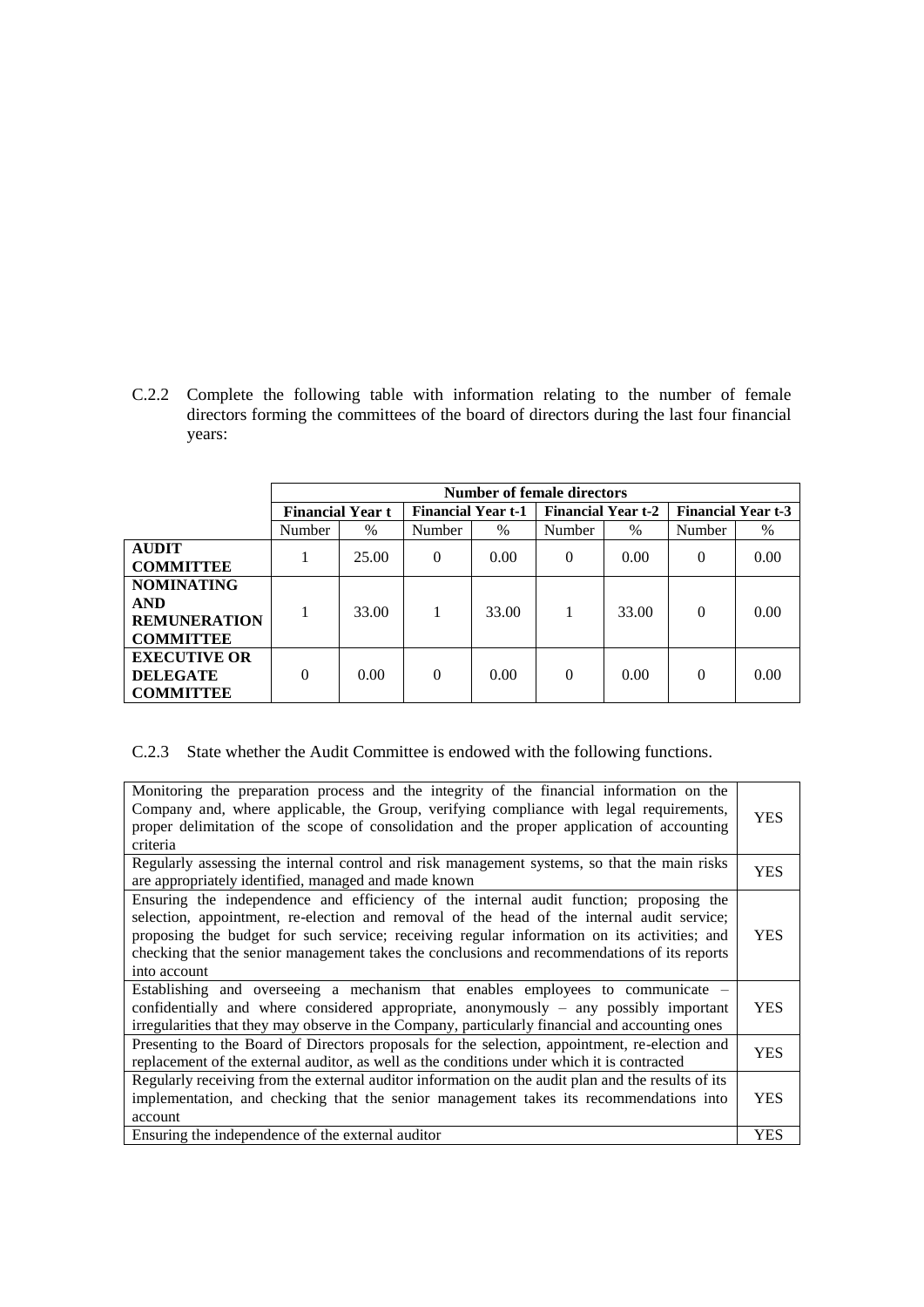C.2.2 Complete the following table with information relating to the number of female directors forming the committees of the board of directors during the last four financial years:

| | Number of female directors | | | | | | | |
|---|---|---|---|---|---|---|---|---|
| | Financial Year t | | Financial Year t-1 | | Financial Year t-2 | | Financial Year t-3 | |
| | Number | % | Number | % | Number | % | Number | % |
| **AUDIT COMMITTEE** | 1 | 25.00 | 0 | 0.00 | 0 | 0.00 | 0 | 0.00 |
| **NOMINATING AND REMUNERATION COMMITTEE** | 1 | 33.00 | 1 | 33.00 | 1 | 33.00 | 0 | 0.00 |
| **EXECUTIVE OR DELEGATE COMMITTEE** | 0 | 0.00 | 0 | 0.00 | 0 | 0.00 | 0 | 0.00 |

C.2.3 State whether the Audit Committee is endowed with the following functions.

| | |
|---|---|
| Monitoring the preparation process and the integrity of the financial information on the Company and, where applicable, the Group, verifying compliance with legal requirements, proper delimitation of the scope of consolidation and the proper application of accounting criteria | YES |
| Regularly assessing the internal control and risk management systems, so that the main risks are appropriately identified, managed and made known | YES |
| Ensuring the independence and efficiency of the internal audit function; proposing the selection, appointment, re-election and removal of the head of the internal audit service; proposing the budget for such service; receiving regular information on its activities; and checking that the senior management takes the conclusions and recommendations of its reports into account | YES |
| Establishing and overseeing a mechanism that enables employees to communicate – confidentially and where considered appropriate, anonymously – any possibly important irregularities that they may observe in the Company, particularly financial and accounting ones | YES |
| Presenting to the Board of Directors proposals for the selection, appointment, re-election and replacement of the external auditor, as well as the conditions under which it is contracted | YES |
| Regularly receiving from the external auditor information on the audit plan and the results of its implementation, and checking that the senior management takes its recommendations into account | YES |
| Ensuring the independence of the external auditor | YES |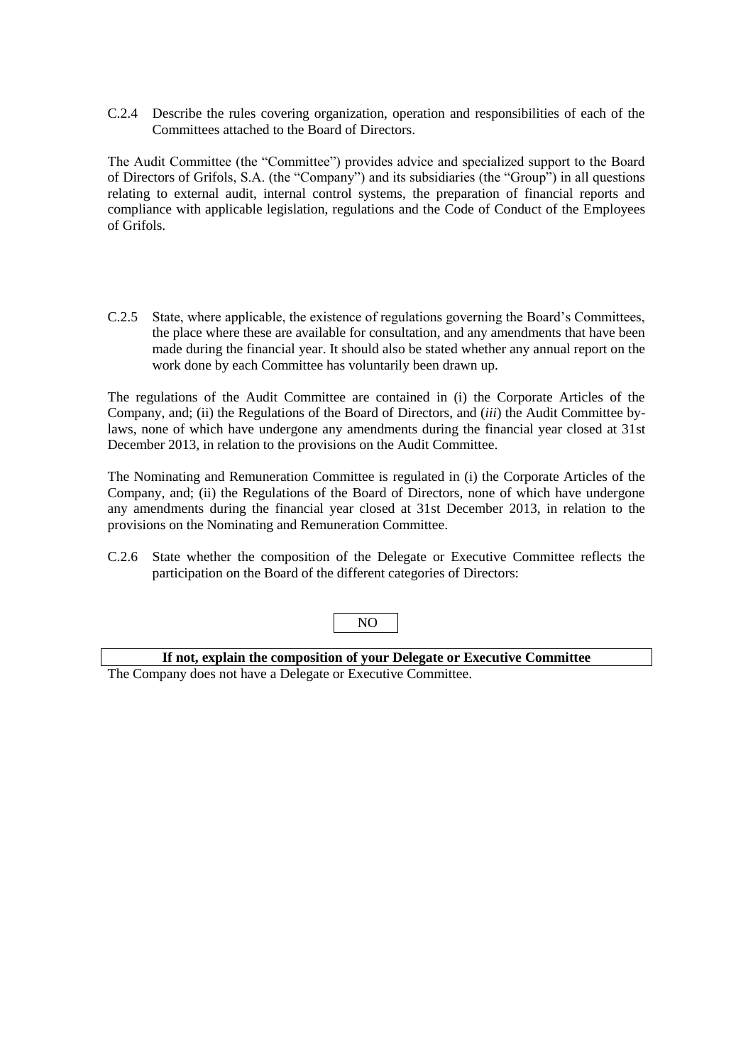C.2.4 Describe the rules covering organization, operation and responsibilities of each of the Committees attached to the Board of Directors.

The Audit Committee (the "Committee") provides advice and specialized support to the Board of Directors of Grifols, S.A. (the "Company") and its subsidiaries (the "Group") in all questions relating to external audit, internal control systems, the preparation of financial reports and compliance with applicable legislation, regulations and the Code of Conduct of the Employees of Grifols.

C.2.5 State, where applicable, the existence of regulations governing the Board's Committees, the place where these are available for consultation, and any amendments that have been made during the financial year. It should also be stated whether any annual report on the work done by each Committee has voluntarily been drawn up.

The regulations of the Audit Committee are contained in (i) the Corporate Articles of the Company, and; (ii) the Regulations of the Board of Directors, and (*iii*) the Audit Committee by-laws, none of which have undergone any amendments during the financial year closed at 31st December 2013, in relation to the provisions on the Audit Committee.

The Nominating and Remuneration Committee is regulated in (i) the Corporate Articles of the Company, and; (ii) the Regulations of the Board of Directors, none of which have undergone any amendments during the financial year closed at 31st December 2013, in relation to the provisions on the Nominating and Remuneration Committee.

C.2.6 State whether the composition of the Delegate or Executive Committee reflects the participation on the Board of the different categories of Directors:

NO

| **If not, explain the composition of your Delegate or Executive Committee** |
|---|
| The Company does not have a Delegate or Executive Committee. |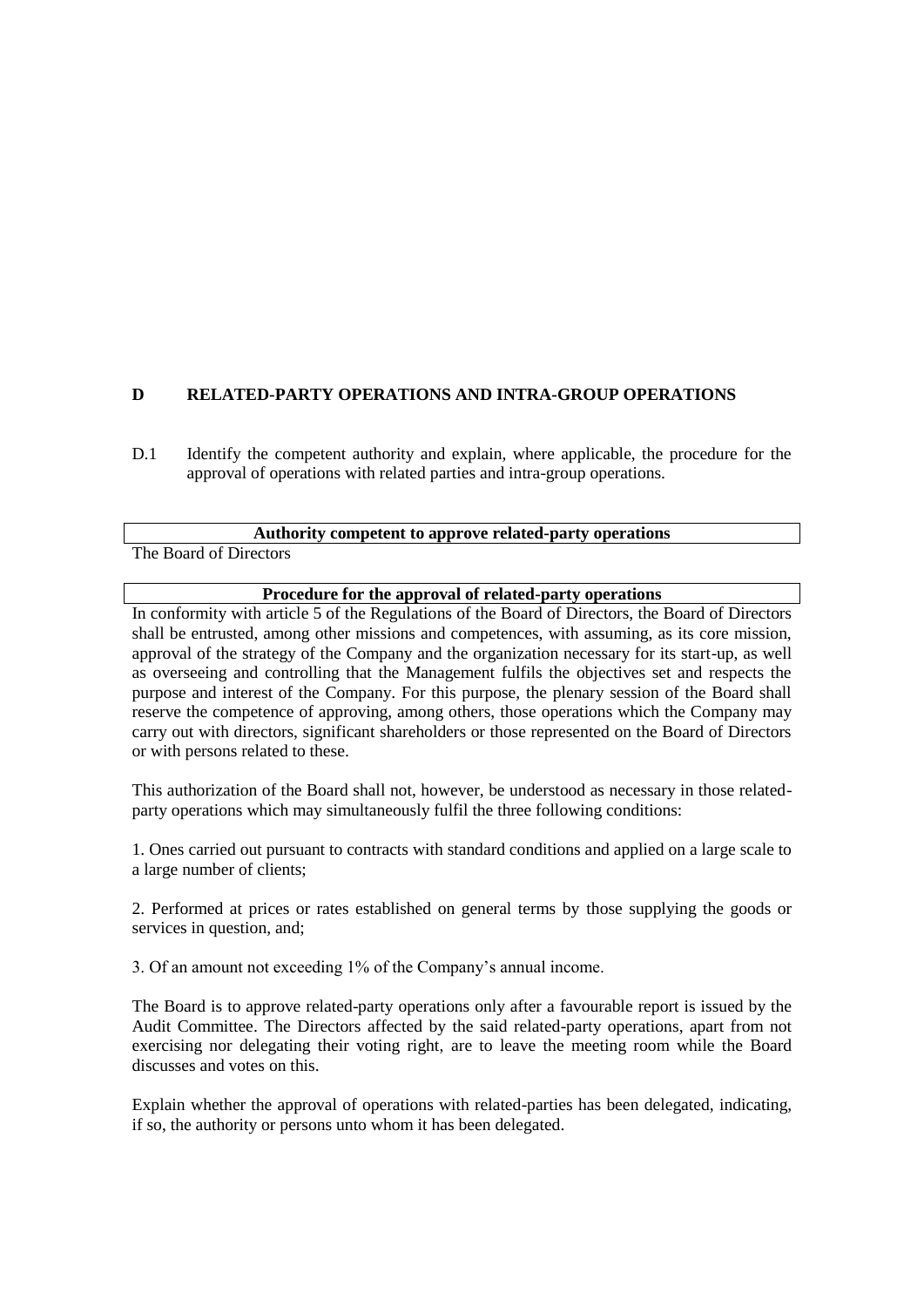## D RELATED-PARTY OPERATIONS AND INTRA-GROUP OPERATIONS

D.1 Identify the competent authority and explain, where applicable, the procedure for the approval of operations with related parties and intra-group operations.

| Authority competent to approve related-party operations |
| --- |
| The Board of Directors |

| Procedure for the approval of related-party operations |
| --- |
| In conformity with article 5 of the Regulations of the Board of Directors, the Board of Directors shall be entrusted, among other missions and competences, with assuming, as its core mission, approval of the strategy of the Company and the organization necessary for its start-up, as well as overseeing and controlling that the Management fulfils the objectives set and respects the purpose and interest of the Company. For this purpose, the plenary session of the Board shall reserve the competence of approving, among others, those operations which the Company may carry out with directors, significant shareholders or those represented on the Board of Directors or with persons related to these. |

This authorization of the Board shall not, however, be understood as necessary in those related-party operations which may simultaneously fulfil the three following conditions:

1. Ones carried out pursuant to contracts with standard conditions and applied on a large scale to a large number of clients;

2. Performed at prices or rates established on general terms by those supplying the goods or services in question, and;

3. Of an amount not exceeding 1% of the Company's annual income.

The Board is to approve related-party operations only after a favourable report is issued by the Audit Committee. The Directors affected by the said related-party operations, apart from not exercising nor delegating their voting right, are to leave the meeting room while the Board discusses and votes on this.

Explain whether the approval of operations with related-parties has been delegated, indicating, if so, the authority or persons unto whom it has been delegated.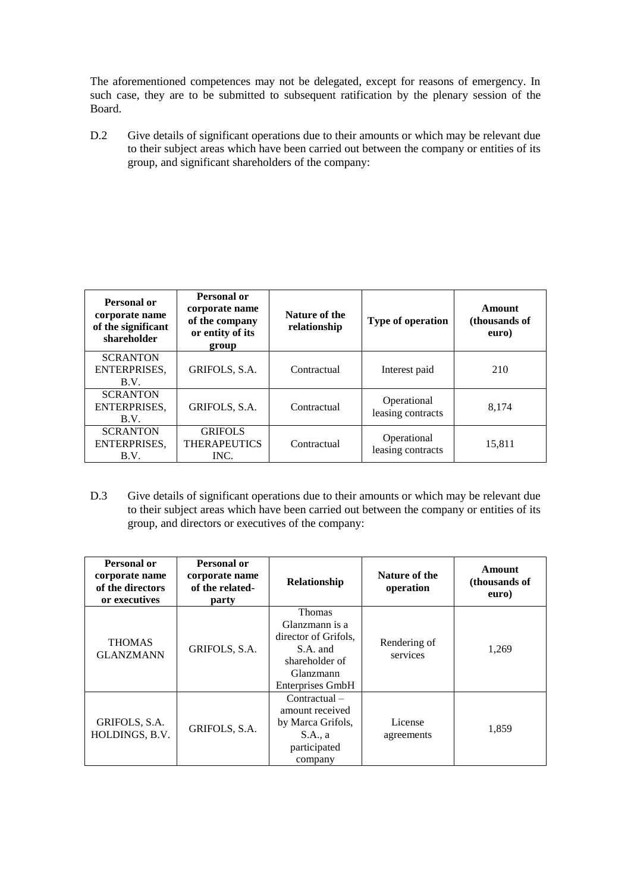The aforementioned competences may not be delegated, except for reasons of emergency. In such case, they are to be submitted to subsequent ratification by the plenary session of the Board.

D.2 Give details of significant operations due to their amounts or which may be relevant due to their subject areas which have been carried out between the company or entities of its group, and significant shareholders of the company:

| Personal or corporate name of the significant shareholder | Personal or corporate name of the company or entity of its group | Nature of the relationship | Type of operation | Amount (thousands of euro) |
| --- | --- | --- | --- | --- |
| SCRANTON ENTERPRISES, B.V. | GRIFOLS, S.A. | Contractual | Interest paid | 210 |
| SCRANTON ENTERPRISES, B.V. | GRIFOLS, S.A. | Contractual | Operational leasing contracts | 8,174 |
| SCRANTON ENTERPRISES, B.V. | GRIFOLS THERAPEUTICS INC. | Contractual | Operational leasing contracts | 15,811 |

D.3 Give details of significant operations due to their amounts or which may be relevant due to their subject areas which have been carried out between the company or entities of its group, and directors or executives of the company:

| Personal or corporate name of the directors or executives | Personal or corporate name of the related-party | Relationship | Nature of the operation | Amount (thousands of euro) |
| --- | --- | --- | --- | --- |
| THOMAS GLANZMANN | GRIFOLS, S.A. | Thomas Glanzmann is a director of Grifols, S.A. and shareholder of Glanzmann Enterprises GmbH | Rendering of services | 1,269 |
| GRIFOLS, S.A. HOLDINGS, B.V. | GRIFOLS, S.A. | Contractual – amount received by Marca Grifols, S.A., a participated company | License agreements | 1,859 |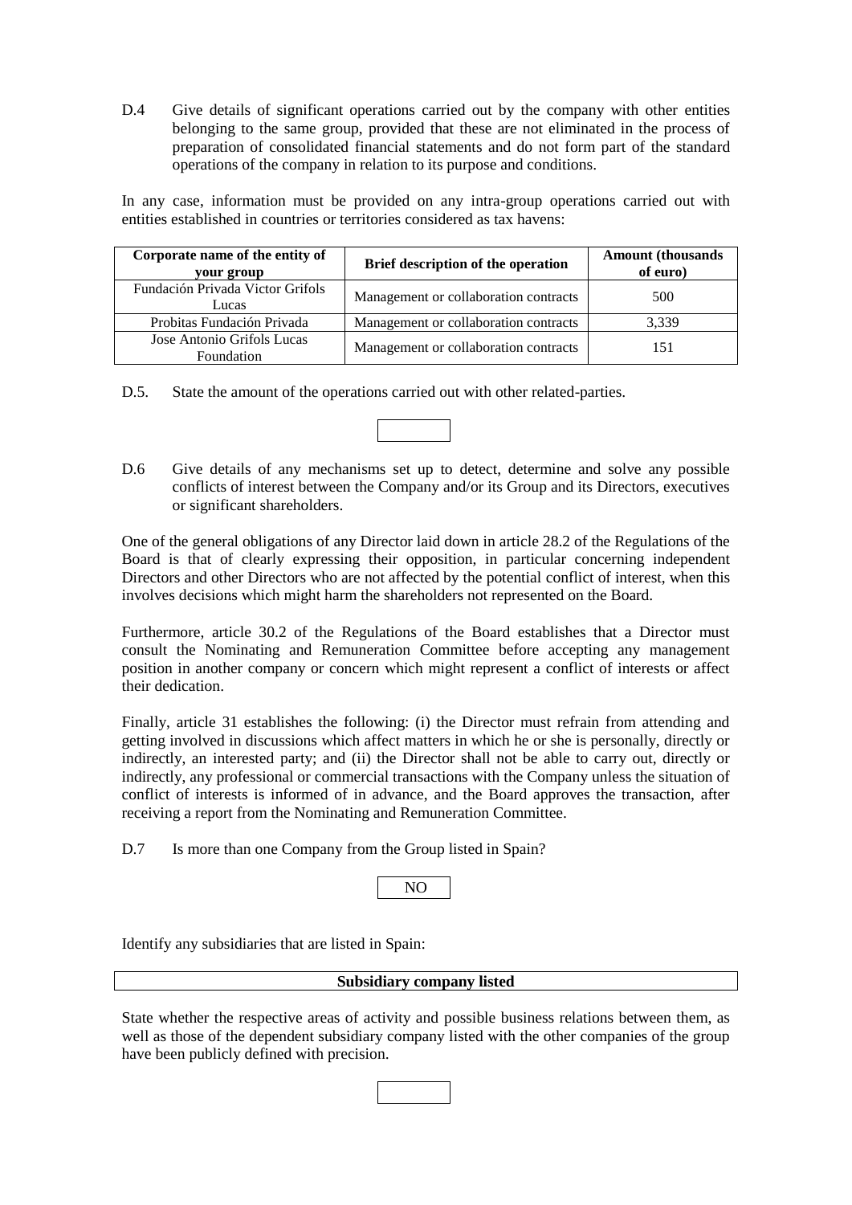D.4 Give details of significant operations carried out by the company with other entities belonging to the same group, provided that these are not eliminated in the process of preparation of consolidated financial statements and do not form part of the standard operations of the company in relation to its purpose and conditions.

In any case, information must be provided on any intra-group operations carried out with entities established in countries or territories considered as tax havens:

| Corporate name of the entity of your group | Brief description of the operation | Amount (thousands of euro) |
|---|---|---|
| Fundación Privada Victor Grifols Lucas | Management or collaboration contracts | 500 |
| Probitas Fundación Privada | Management or collaboration contracts | 3,339 |
| Jose Antonio Grifols Lucas Foundation | Management or collaboration contracts | 151 |

D.5. State the amount of the operations carried out with other related-parties.

D.6 Give details of any mechanisms set up to detect, determine and solve any possible conflicts of interest between the Company and/or its Group and its Directors, executives or significant shareholders.

One of the general obligations of any Director laid down in article 28.2 of the Regulations of the Board is that of clearly expressing their opposition, in particular concerning independent Directors and other Directors who are not affected by the potential conflict of interest, when this involves decisions which might harm the shareholders not represented on the Board.

Furthermore, article 30.2 of the Regulations of the Board establishes that a Director must consult the Nominating and Remuneration Committee before accepting any management position in another company or concern which might represent a conflict of interests or affect their dedication.

Finally, article 31 establishes the following: (i) the Director must refrain from attending and getting involved in discussions which affect matters in which he or she is personally, directly or indirectly, an interested party; and (ii) the Director shall not be able to carry out, directly or indirectly, any professional or commercial transactions with the Company unless the situation of conflict of interests is informed of in advance, and the Board approves the transaction, after receiving a report from the Nominating and Remuneration Committee.

D.7 Is more than one Company from the Group listed in Spain?

NO

Identify any subsidiaries that are listed in Spain:

| Subsidiary company listed |
|---|

State whether the respective areas of activity and possible business relations between them, as well as those of the dependent subsidiary company listed with the other companies of the group have been publicly defined with precision.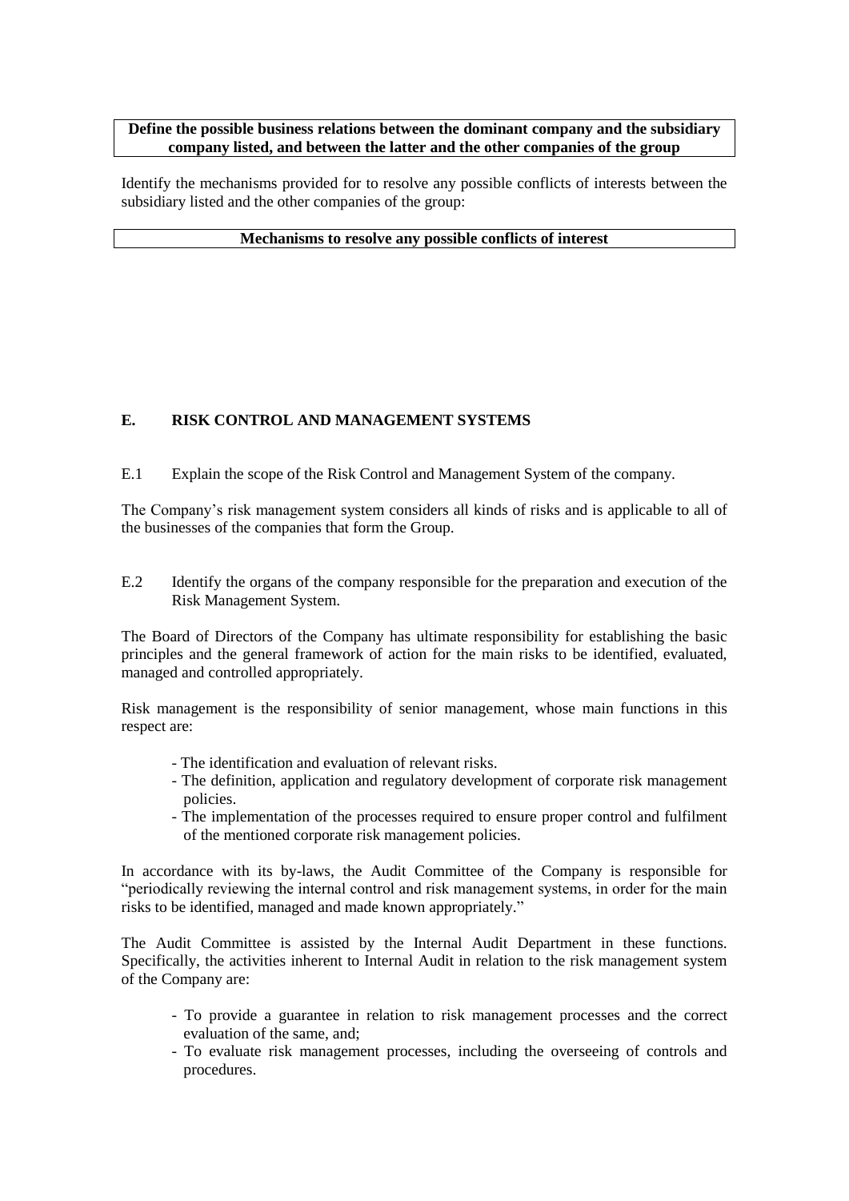| **Define the possible business relations between the dominant company and the subsidiary company listed, and between the latter and the other companies of the group** |
|---|

Identify the mechanisms provided for to resolve any possible conflicts of interests between the subsidiary listed and the other companies of the group:

| **Mechanisms to resolve any possible conflicts of interest** |
|---|

## E. RISK CONTROL AND MANAGEMENT SYSTEMS

E.1 Explain the scope of the Risk Control and Management System of the company.

The Company's risk management system considers all kinds of risks and is applicable to all of the businesses of the companies that form the Group.

E.2 Identify the organs of the company responsible for the preparation and execution of the Risk Management System.

The Board of Directors of the Company has ultimate responsibility for establishing the basic principles and the general framework of action for the main risks to be identified, evaluated, managed and controlled appropriately.

Risk management is the responsibility of senior management, whose main functions in this respect are:

- The identification and evaluation of relevant risks.
- The definition, application and regulatory development of corporate risk management policies.
- The implementation of the processes required to ensure proper control and fulfilment of the mentioned corporate risk management policies.

In accordance with its by-laws, the Audit Committee of the Company is responsible for "periodically reviewing the internal control and risk management systems, in order for the main risks to be identified, managed and made known appropriately."

The Audit Committee is assisted by the Internal Audit Department in these functions. Specifically, the activities inherent to Internal Audit in relation to the risk management system of the Company are:

- To provide a guarantee in relation to risk management processes and the correct evaluation of the same, and;
- To evaluate risk management processes, including the overseeing of controls and procedures.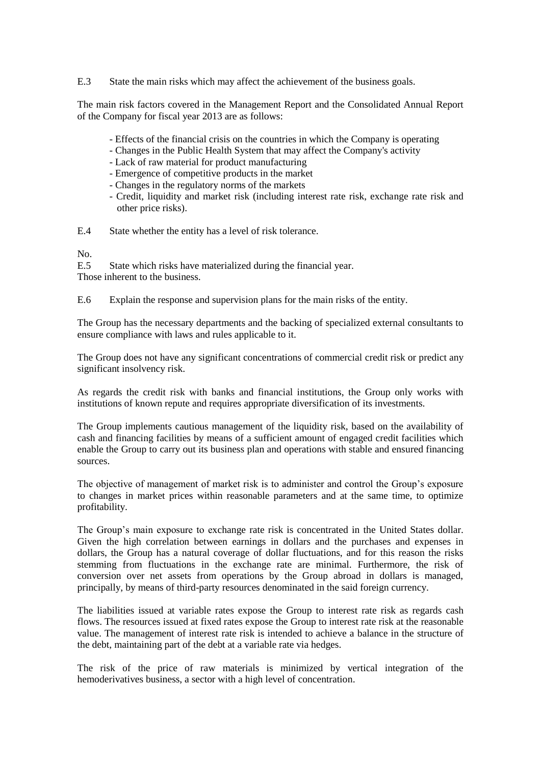E.3 State the main risks which may affect the achievement of the business goals.

The main risk factors covered in the Management Report and the Consolidated Annual Report of the Company for fiscal year 2013 are as follows:

- Effects of the financial crisis on the countries in which the Company is operating
- Changes in the Public Health System that may affect the Company's activity
- Lack of raw material for product manufacturing
- Emergence of competitive products in the market
- Changes in the regulatory norms of the markets
- Credit, liquidity and market risk (including interest rate risk, exchange rate risk and other price risks).

E.4 State whether the entity has a level of risk tolerance.

No.

E.5 State which risks have materialized during the financial year.

Those inherent to the business.

E.6 Explain the response and supervision plans for the main risks of the entity.

The Group has the necessary departments and the backing of specialized external consultants to ensure compliance with laws and rules applicable to it.

The Group does not have any significant concentrations of commercial credit risk or predict any significant insolvency risk.

As regards the credit risk with banks and financial institutions, the Group only works with institutions of known repute and requires appropriate diversification of its investments.

The Group implements cautious management of the liquidity risk, based on the availability of cash and financing facilities by means of a sufficient amount of engaged credit facilities which enable the Group to carry out its business plan and operations with stable and ensured financing sources.

The objective of management of market risk is to administer and control the Group's exposure to changes in market prices within reasonable parameters and at the same time, to optimize profitability.

The Group's main exposure to exchange rate risk is concentrated in the United States dollar. Given the high correlation between earnings in dollars and the purchases and expenses in dollars, the Group has a natural coverage of dollar fluctuations, and for this reason the risks stemming from fluctuations in the exchange rate are minimal. Furthermore, the risk of conversion over net assets from operations by the Group abroad in dollars is managed, principally, by means of third-party resources denominated in the said foreign currency.

The liabilities issued at variable rates expose the Group to interest rate risk as regards cash flows. The resources issued at fixed rates expose the Group to interest rate risk at the reasonable value. The management of interest rate risk is intended to achieve a balance in the structure of the debt, maintaining part of the debt at a variable rate via hedges.

The risk of the price of raw materials is minimized by vertical integration of the hemoderivatives business, a sector with a high level of concentration.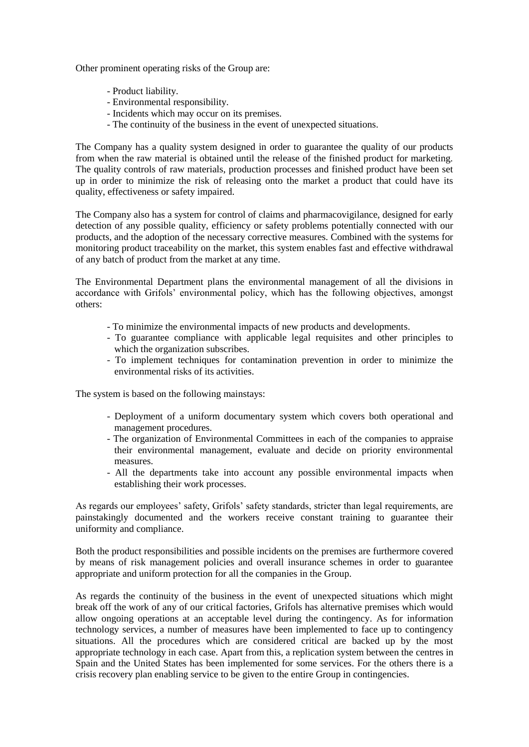Other prominent operating risks of the Group are:

- Product liability.
- Environmental responsibility.
- Incidents which may occur on its premises.
- The continuity of the business in the event of unexpected situations.

The Company has a quality system designed in order to guarantee the quality of our products from when the raw material is obtained until the release of the finished product for marketing. The quality controls of raw materials, production processes and finished product have been set up in order to minimize the risk of releasing onto the market a product that could have its quality, effectiveness or safety impaired.

The Company also has a system for control of claims and pharmacovigilance, designed for early detection of any possible quality, efficiency or safety problems potentially connected with our products, and the adoption of the necessary corrective measures. Combined with the systems for monitoring product traceability on the market, this system enables fast and effective withdrawal of any batch of product from the market at any time.

The Environmental Department plans the environmental management of all the divisions in accordance with Grifols' environmental policy, which has the following objectives, amongst others:

- To minimize the environmental impacts of new products and developments.
- To guarantee compliance with applicable legal requisites and other principles to which the organization subscribes.
- To implement techniques for contamination prevention in order to minimize the environmental risks of its activities.

The system is based on the following mainstays:

- Deployment of a uniform documentary system which covers both operational and management procedures.
- The organization of Environmental Committees in each of the companies to appraise their environmental management, evaluate and decide on priority environmental measures.
- All the departments take into account any possible environmental impacts when establishing their work processes.

As regards our employees' safety, Grifols' safety standards, stricter than legal requirements, are painstakingly documented and the workers receive constant training to guarantee their uniformity and compliance.

Both the product responsibilities and possible incidents on the premises are furthermore covered by means of risk management policies and overall insurance schemes in order to guarantee appropriate and uniform protection for all the companies in the Group.

As regards the continuity of the business in the event of unexpected situations which might break off the work of any of our critical factories, Grifols has alternative premises which would allow ongoing operations at an acceptable level during the contingency. As for information technology services, a number of measures have been implemented to face up to contingency situations. All the procedures which are considered critical are backed up by the most appropriate technology in each case. Apart from this, a replication system between the centres in Spain and the United States has been implemented for some services. For the others there is a crisis recovery plan enabling service to be given to the entire Group in contingencies.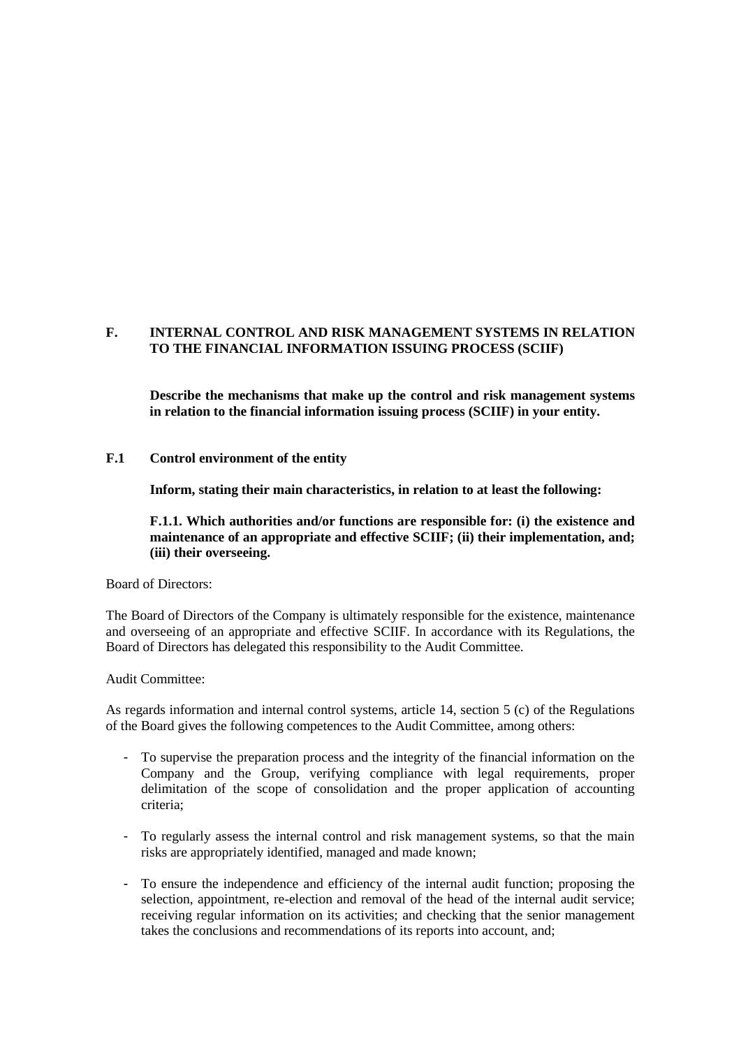## F. INTERNAL CONTROL AND RISK MANAGEMENT SYSTEMS IN RELATION TO THE FINANCIAL INFORMATION ISSUING PROCESS (SCIIF)

**Describe the mechanisms that make up the control and risk management systems in relation to the financial information issuing process (SCIIF) in your entity.**

### F.1 Control environment of the entity

**Inform, stating their main characteristics, in relation to at least the following:**

**F.1.1. Which authorities and/or functions are responsible for: (i) the existence and maintenance of an appropriate and effective SCIIF; (ii) their implementation, and; (iii) their overseeing.**

Board of Directors:

The Board of Directors of the Company is ultimately responsible for the existence, maintenance and overseeing of an appropriate and effective SCIIF. In accordance with its Regulations, the Board of Directors has delegated this responsibility to the Audit Committee.

Audit Committee:

As regards information and internal control systems, article 14, section 5 (c) of the Regulations of the Board gives the following competences to the Audit Committee, among others:

- To supervise the preparation process and the integrity of the financial information on the Company and the Group, verifying compliance with legal requirements, proper delimitation of the scope of consolidation and the proper application of accounting criteria;
- To regularly assess the internal control and risk management systems, so that the main risks are appropriately identified, managed and made known;
- To ensure the independence and efficiency of the internal audit function; proposing the selection, appointment, re-election and removal of the head of the internal audit service; receiving regular information on its activities; and checking that the senior management takes the conclusions and recommendations of its reports into account, and;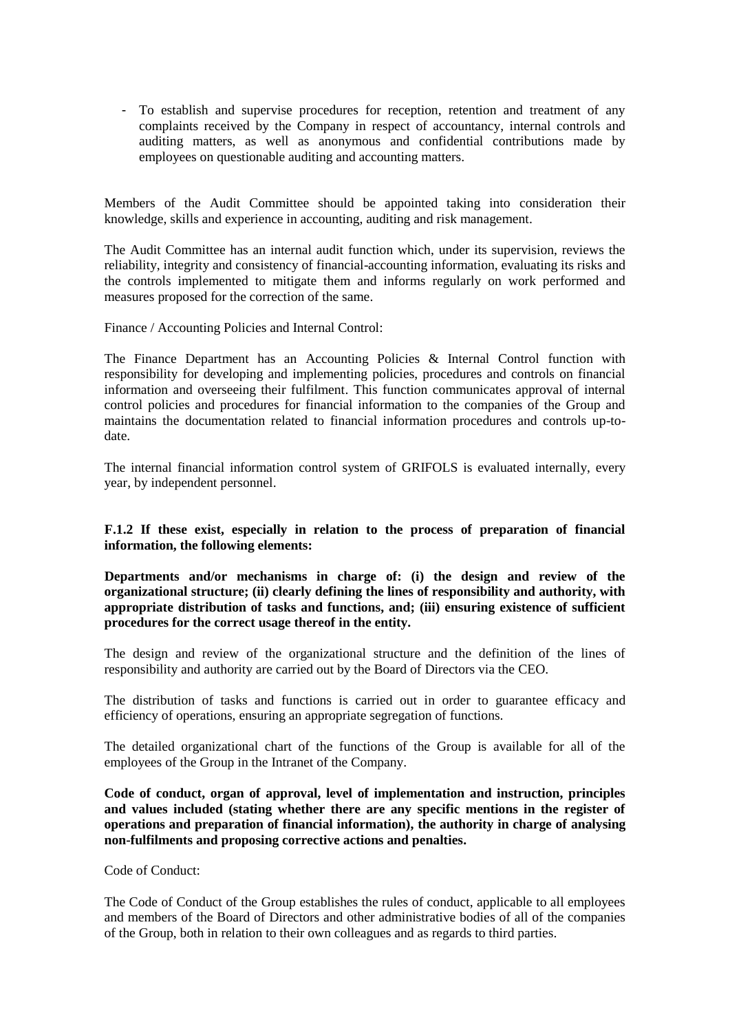- To establish and supervise procedures for reception, retention and treatment of any complaints received by the Company in respect of accountancy, internal controls and auditing matters, as well as anonymous and confidential contributions made by employees on questionable auditing and accounting matters.

Members of the Audit Committee should be appointed taking into consideration their knowledge, skills and experience in accounting, auditing and risk management.

The Audit Committee has an internal audit function which, under its supervision, reviews the reliability, integrity and consistency of financial-accounting information, evaluating its risks and the controls implemented to mitigate them and informs regularly on work performed and measures proposed for the correction of the same.

Finance / Accounting Policies and Internal Control:

The Finance Department has an Accounting Policies & Internal Control function with responsibility for developing and implementing policies, procedures and controls on financial information and overseeing their fulfilment. This function communicates approval of internal control policies and procedures for financial information to the companies of the Group and maintains the documentation related to financial information procedures and controls up-to-date.

The internal financial information control system of GRIFOLS is evaluated internally, every year, by independent personnel.

**F.1.2 If these exist, especially in relation to the process of preparation of financial information, the following elements:**

**Departments and/or mechanisms in charge of: (i) the design and review of the organizational structure; (ii) clearly defining the lines of responsibility and authority, with appropriate distribution of tasks and functions, and; (iii) ensuring existence of sufficient procedures for the correct usage thereof in the entity.**

The design and review of the organizational structure and the definition of the lines of responsibility and authority are carried out by the Board of Directors via the CEO.

The distribution of tasks and functions is carried out in order to guarantee efficacy and efficiency of operations, ensuring an appropriate segregation of functions.

The detailed organizational chart of the functions of the Group is available for all of the employees of the Group in the Intranet of the Company.

**Code of conduct, organ of approval, level of implementation and instruction, principles and values included (stating whether there are any specific mentions in the register of operations and preparation of financial information), the authority in charge of analysing non-fulfilments and proposing corrective actions and penalties.**

Code of Conduct:

The Code of Conduct of the Group establishes the rules of conduct, applicable to all employees and members of the Board of Directors and other administrative bodies of all of the companies of the Group, both in relation to their own colleagues and as regards to third parties.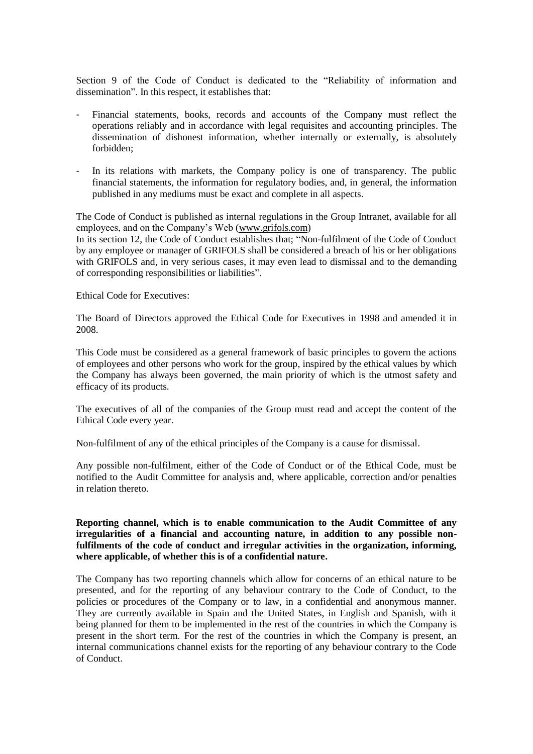Section 9 of the Code of Conduct is dedicated to the "Reliability of information and dissemination". In this respect, it establishes that:

- Financial statements, books, records and accounts of the Company must reflect the operations reliably and in accordance with legal requisites and accounting principles. The dissemination of dishonest information, whether internally or externally, is absolutely forbidden;

- In its relations with markets, the Company policy is one of transparency. The public financial statements, the information for regulatory bodies, and, in general, the information published in any mediums must be exact and complete in all aspects.

The Code of Conduct is published as internal regulations in the Group Intranet, available for all employees, and on the Company's Web (www.grifols.com)

In its section 12, the Code of Conduct establishes that; "Non-fulfilment of the Code of Conduct by any employee or manager of GRIFOLS shall be considered a breach of his or her obligations with GRIFOLS and, in very serious cases, it may even lead to dismissal and to the demanding of corresponding responsibilities or liabilities".

Ethical Code for Executives:

The Board of Directors approved the Ethical Code for Executives in 1998 and amended it in 2008.

This Code must be considered as a general framework of basic principles to govern the actions of employees and other persons who work for the group, inspired by the ethical values by which the Company has always been governed, the main priority of which is the utmost safety and efficacy of its products.

The executives of all of the companies of the Group must read and accept the content of the Ethical Code every year.

Non-fulfilment of any of the ethical principles of the Company is a cause for dismissal.

Any possible non-fulfilment, either of the Code of Conduct or of the Ethical Code, must be notified to the Audit Committee for analysis and, where applicable, correction and/or penalties in relation thereto.

**Reporting channel, which is to enable communication to the Audit Committee of any irregularities of a financial and accounting nature, in addition to any possible non-fulfilments of the code of conduct and irregular activities in the organization, informing, where applicable, of whether this is of a confidential nature.**

The Company has two reporting channels which allow for concerns of an ethical nature to be presented, and for the reporting of any behaviour contrary to the Code of Conduct, to the policies or procedures of the Company or to law, in a confidential and anonymous manner. They are currently available in Spain and the United States, in English and Spanish, with it being planned for them to be implemented in the rest of the countries in which the Company is present in the short term. For the rest of the countries in which the Company is present, an internal communications channel exists for the reporting of any behaviour contrary to the Code of Conduct.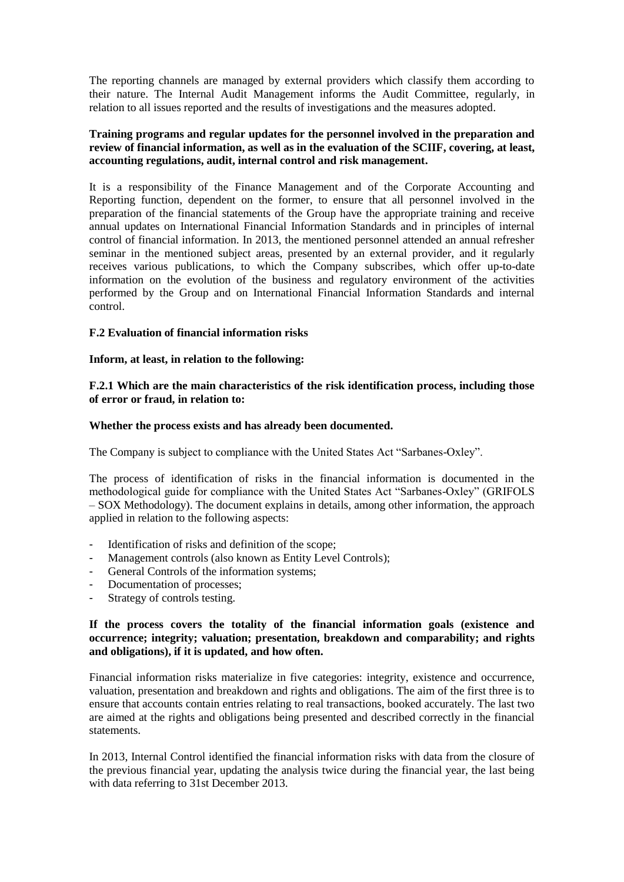The reporting channels are managed by external providers which classify them according to their nature. The Internal Audit Management informs the Audit Committee, regularly, in relation to all issues reported and the results of investigations and the measures adopted.

**Training programs and regular updates for the personnel involved in the preparation and review of financial information, as well as in the evaluation of the SCIIF, covering, at least, accounting regulations, audit, internal control and risk management.**

It is a responsibility of the Finance Management and of the Corporate Accounting and Reporting function, dependent on the former, to ensure that all personnel involved in the preparation of the financial statements of the Group have the appropriate training and receive annual updates on International Financial Information Standards and in principles of internal control of financial information. In 2013, the mentioned personnel attended an annual refresher seminar in the mentioned subject areas, presented by an external provider, and it regularly receives various publications, to which the Company subscribes, which offer up-to-date information on the evolution of the business and regulatory environment of the activities performed by the Group and on International Financial Information Standards and internal control.

**F.2 Evaluation of financial information risks**

**Inform, at least, in relation to the following:**

**F.2.1 Which are the main characteristics of the risk identification process, including those of error or fraud, in relation to:**

**Whether the process exists and has already been documented.**

The Company is subject to compliance with the United States Act "Sarbanes-Oxley".

The process of identification of risks in the financial information is documented in the methodological guide for compliance with the United States Act "Sarbanes-Oxley" (GRIFOLS – SOX Methodology). The document explains in details, among other information, the approach applied in relation to the following aspects:

- Identification of risks and definition of the scope;
- Management controls (also known as Entity Level Controls);
- General Controls of the information systems;
- Documentation of processes;
- Strategy of controls testing.

**If the process covers the totality of the financial information goals (existence and occurrence; integrity; valuation; presentation, breakdown and comparability; and rights and obligations), if it is updated, and how often.**

Financial information risks materialize in five categories: integrity, existence and occurrence, valuation, presentation and breakdown and rights and obligations. The aim of the first three is to ensure that accounts contain entries relating to real transactions, booked accurately. The last two are aimed at the rights and obligations being presented and described correctly in the financial statements.

In 2013, Internal Control identified the financial information risks with data from the closure of the previous financial year, updating the analysis twice during the financial year, the last being with data referring to 31st December 2013.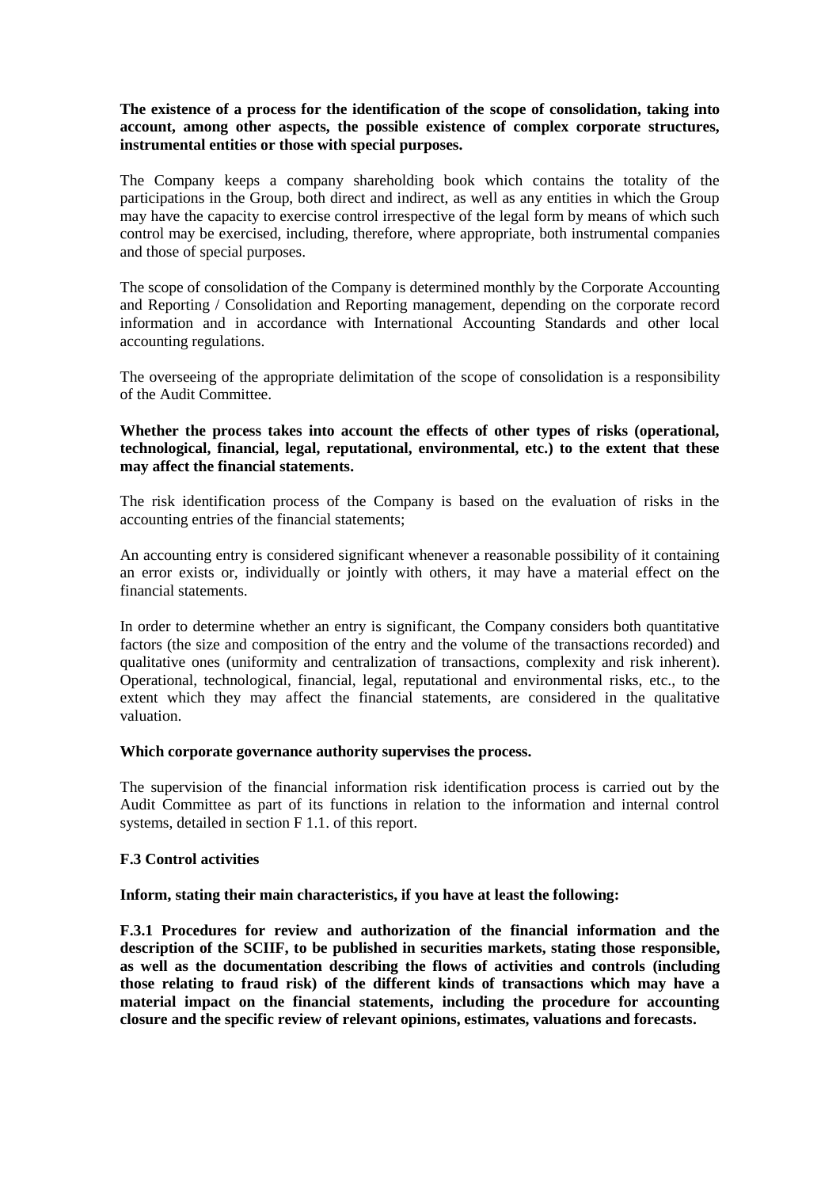**The existence of a process for the identification of the scope of consolidation, taking into account, among other aspects, the possible existence of complex corporate structures, instrumental entities or those with special purposes.**

The Company keeps a company shareholding book which contains the totality of the participations in the Group, both direct and indirect, as well as any entities in which the Group may have the capacity to exercise control irrespective of the legal form by means of which such control may be exercised, including, therefore, where appropriate, both instrumental companies and those of special purposes.

The scope of consolidation of the Company is determined monthly by the Corporate Accounting and Reporting / Consolidation and Reporting management, depending on the corporate record information and in accordance with International Accounting Standards and other local accounting regulations.

The overseeing of the appropriate delimitation of the scope of consolidation is a responsibility of the Audit Committee.

**Whether the process takes into account the effects of other types of risks (operational, technological, financial, legal, reputational, environmental, etc.) to the extent that these may affect the financial statements.**

The risk identification process of the Company is based on the evaluation of risks in the accounting entries of the financial statements;

An accounting entry is considered significant whenever a reasonable possibility of it containing an error exists or, individually or jointly with others, it may have a material effect on the financial statements.

In order to determine whether an entry is significant, the Company considers both quantitative factors (the size and composition of the entry and the volume of the transactions recorded) and qualitative ones (uniformity and centralization of transactions, complexity and risk inherent). Operational, technological, financial, legal, reputational and environmental risks, etc., to the extent which they may affect the financial statements, are considered in the qualitative valuation.

**Which corporate governance authority supervises the process.**

The supervision of the financial information risk identification process is carried out by the Audit Committee as part of its functions in relation to the information and internal control systems, detailed in section F 1.1. of this report.

**F.3 Control activities**

**Inform, stating their main characteristics, if you have at least the following:**

**F.3.1 Procedures for review and authorization of the financial information and the description of the SCIIF, to be published in securities markets, stating those responsible, as well as the documentation describing the flows of activities and controls (including those relating to fraud risk) of the different kinds of transactions which may have a material impact on the financial statements, including the procedure for accounting closure and the specific review of relevant opinions, estimates, valuations and forecasts.**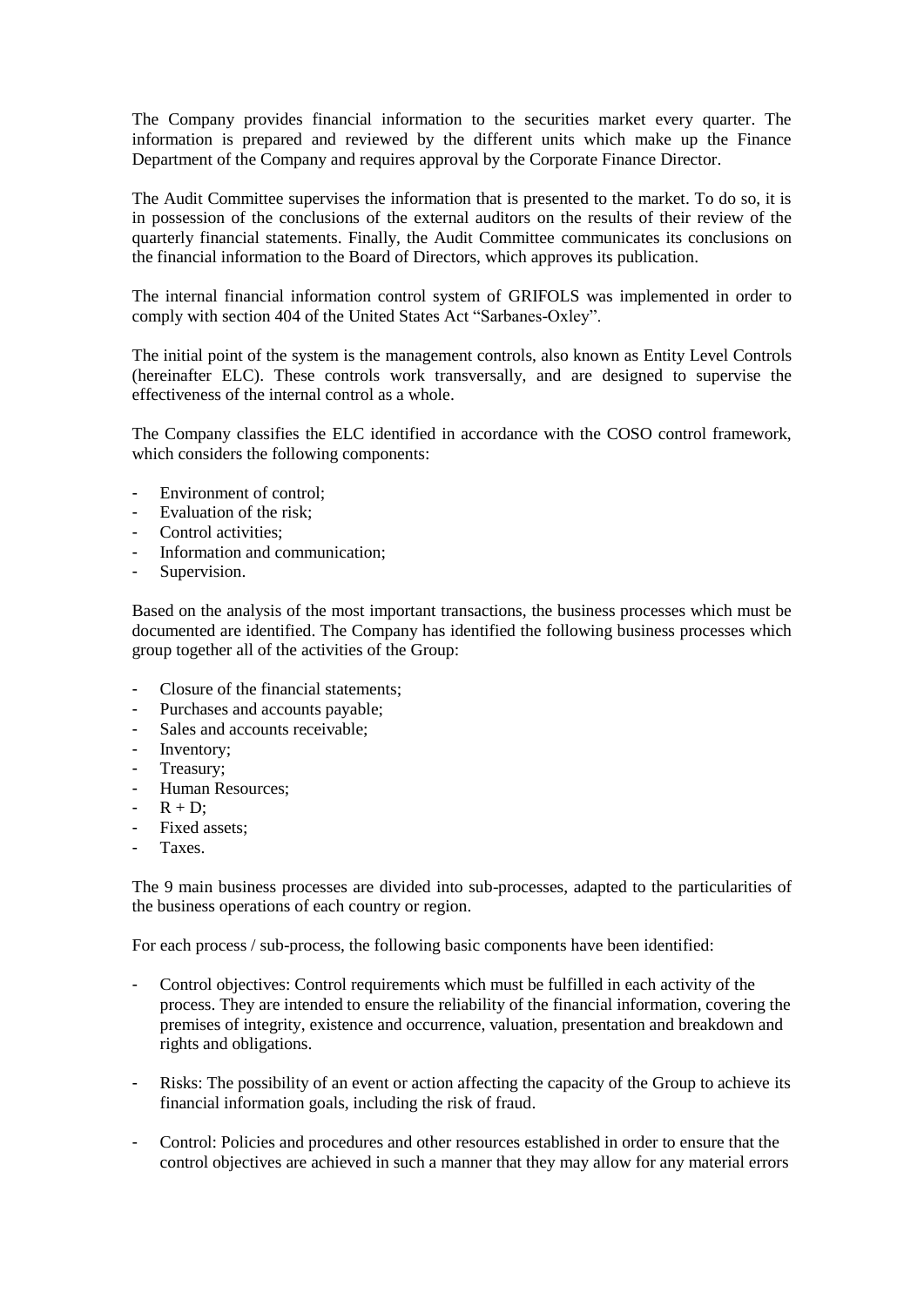The Company provides financial information to the securities market every quarter. The information is prepared and reviewed by the different units which make up the Finance Department of the Company and requires approval by the Corporate Finance Director.

The Audit Committee supervises the information that is presented to the market. To do so, it is in possession of the conclusions of the external auditors on the results of their review of the quarterly financial statements. Finally, the Audit Committee communicates its conclusions on the financial information to the Board of Directors, which approves its publication.

The internal financial information control system of GRIFOLS was implemented in order to comply with section 404 of the United States Act "Sarbanes-Oxley".

The initial point of the system is the management controls, also known as Entity Level Controls (hereinafter ELC). These controls work transversally, and are designed to supervise the effectiveness of the internal control as a whole.

The Company classifies the ELC identified in accordance with the COSO control framework, which considers the following components:

- Environment of control;
- Evaluation of the risk;
- Control activities;
- Information and communication;
- Supervision.

Based on the analysis of the most important transactions, the business processes which must be documented are identified. The Company has identified the following business processes which group together all of the activities of the Group:

- Closure of the financial statements;
- Purchases and accounts payable;
- Sales and accounts receivable;
- Inventory;
- Treasury;
- Human Resources;
- R + D;
- Fixed assets;
- Taxes.

The 9 main business processes are divided into sub-processes, adapted to the particularities of the business operations of each country or region.

For each process / sub-process, the following basic components have been identified:

- Control objectives: Control requirements which must be fulfilled in each activity of the process. They are intended to ensure the reliability of the financial information, covering the premises of integrity, existence and occurrence, valuation, presentation and breakdown and rights and obligations.

- Risks: The possibility of an event or action affecting the capacity of the Group to achieve its financial information goals, including the risk of fraud.

- Control: Policies and procedures and other resources established in order to ensure that the control objectives are achieved in such a manner that they may allow for any material errors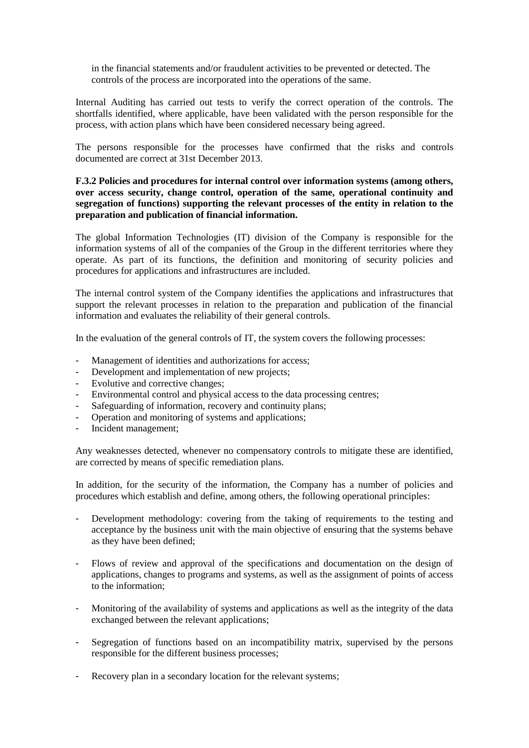in the financial statements and/or fraudulent activities to be prevented or detected. The controls of the process are incorporated into the operations of the same.

Internal Auditing has carried out tests to verify the correct operation of the controls. The shortfalls identified, where applicable, have been validated with the person responsible for the process, with action plans which have been considered necessary being agreed.

The persons responsible for the processes have confirmed that the risks and controls documented are correct at 31st December 2013.

**F.3.2 Policies and procedures for internal control over information systems (among others, over access security, change control, operation of the same, operational continuity and segregation of functions) supporting the relevant processes of the entity in relation to the preparation and publication of financial information.**

The global Information Technologies (IT) division of the Company is responsible for the information systems of all of the companies of the Group in the different territories where they operate. As part of its functions, the definition and monitoring of security policies and procedures for applications and infrastructures are included.

The internal control system of the Company identifies the applications and infrastructures that support the relevant processes in relation to the preparation and publication of the financial information and evaluates the reliability of their general controls.

In the evaluation of the general controls of IT, the system covers the following processes:

- Management of identities and authorizations for access;
- Development and implementation of new projects;
- Evolutive and corrective changes;
- Environmental control and physical access to the data processing centres;
- Safeguarding of information, recovery and continuity plans;
- Operation and monitoring of systems and applications;
- Incident management;

Any weaknesses detected, whenever no compensatory controls to mitigate these are identified, are corrected by means of specific remediation plans.

In addition, for the security of the information, the Company has a number of policies and procedures which establish and define, among others, the following operational principles:

- Development methodology: covering from the taking of requirements to the testing and acceptance by the business unit with the main objective of ensuring that the systems behave as they have been defined;

- Flows of review and approval of the specifications and documentation on the design of applications, changes to programs and systems, as well as the assignment of points of access to the information;

- Monitoring of the availability of systems and applications as well as the integrity of the data exchanged between the relevant applications;

- Segregation of functions based on an incompatibility matrix, supervised by the persons responsible for the different business processes;

- Recovery plan in a secondary location for the relevant systems;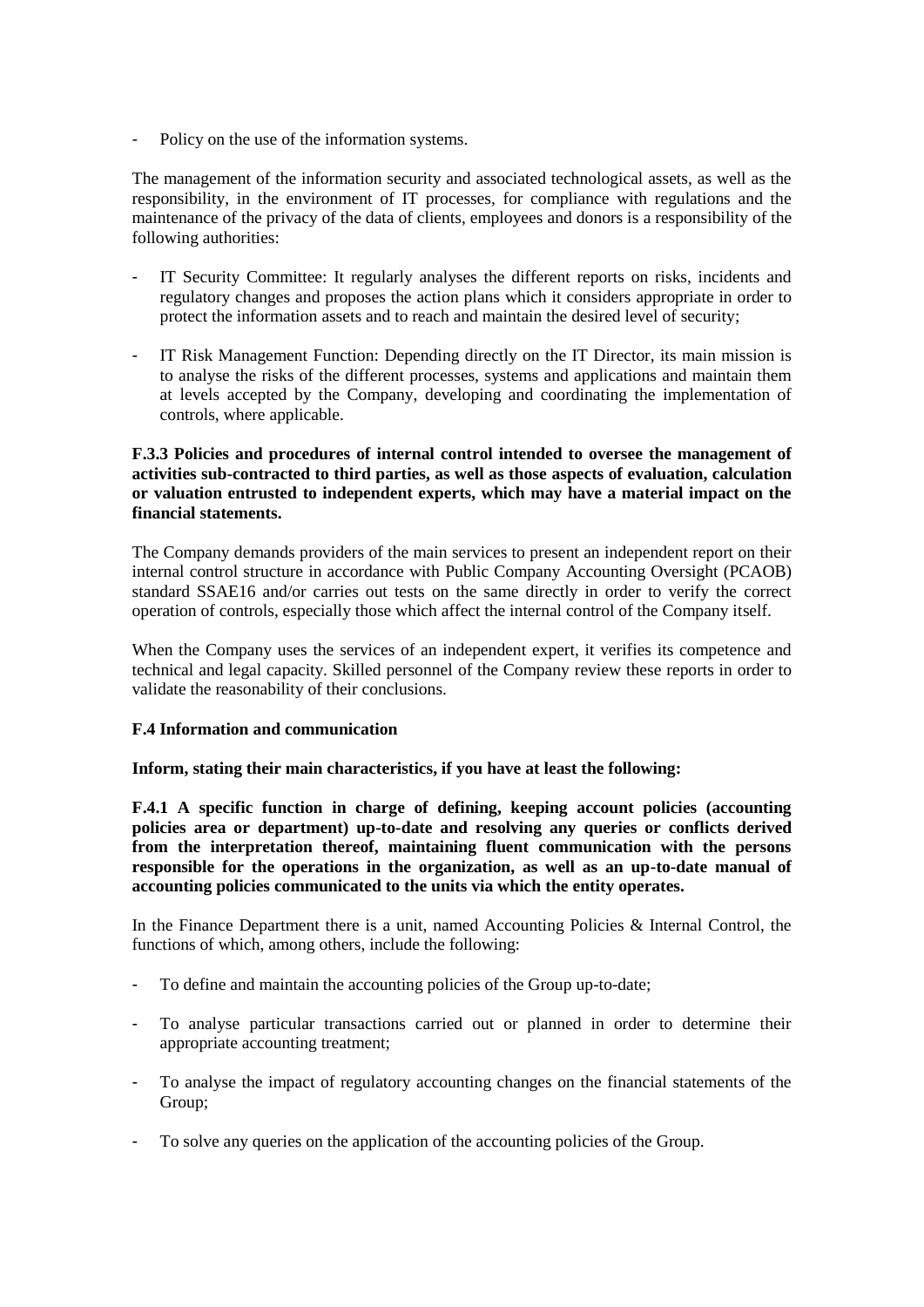- Policy on the use of the information systems.

The management of the information security and associated technological assets, as well as the responsibility, in the environment of IT processes, for compliance with regulations and the maintenance of the privacy of the data of clients, employees and donors is a responsibility of the following authorities:

- IT Security Committee: It regularly analyses the different reports on risks, incidents and regulatory changes and proposes the action plans which it considers appropriate in order to protect the information assets and to reach and maintain the desired level of security;
- IT Risk Management Function: Depending directly on the IT Director, its main mission is to analyse the risks of the different processes, systems and applications and maintain them at levels accepted by the Company, developing and coordinating the implementation of controls, where applicable.

**F.3.3 Policies and procedures of internal control intended to oversee the management of activities sub-contracted to third parties, as well as those aspects of evaluation, calculation or valuation entrusted to independent experts, which may have a material impact on the financial statements.**

The Company demands providers of the main services to present an independent report on their internal control structure in accordance with Public Company Accounting Oversight (PCAOB) standard SSAE16 and/or carries out tests on the same directly in order to verify the correct operation of controls, especially those which affect the internal control of the Company itself.

When the Company uses the services of an independent expert, it verifies its competence and technical and legal capacity. Skilled personnel of the Company review these reports in order to validate the reasonability of their conclusions.

**F.4 Information and communication**

**Inform, stating their main characteristics, if you have at least the following:**

**F.4.1 A specific function in charge of defining, keeping account policies (accounting policies area or department) up-to-date and resolving any queries or conflicts derived from the interpretation thereof, maintaining fluent communication with the persons responsible for the operations in the organization, as well as an up-to-date manual of accounting policies communicated to the units via which the entity operates.**

In the Finance Department there is a unit, named Accounting Policies & Internal Control, the functions of which, among others, include the following:

- To define and maintain the accounting policies of the Group up-to-date;
- To analyse particular transactions carried out or planned in order to determine their appropriate accounting treatment;
- To analyse the impact of regulatory accounting changes on the financial statements of the Group;
- To solve any queries on the application of the accounting policies of the Group.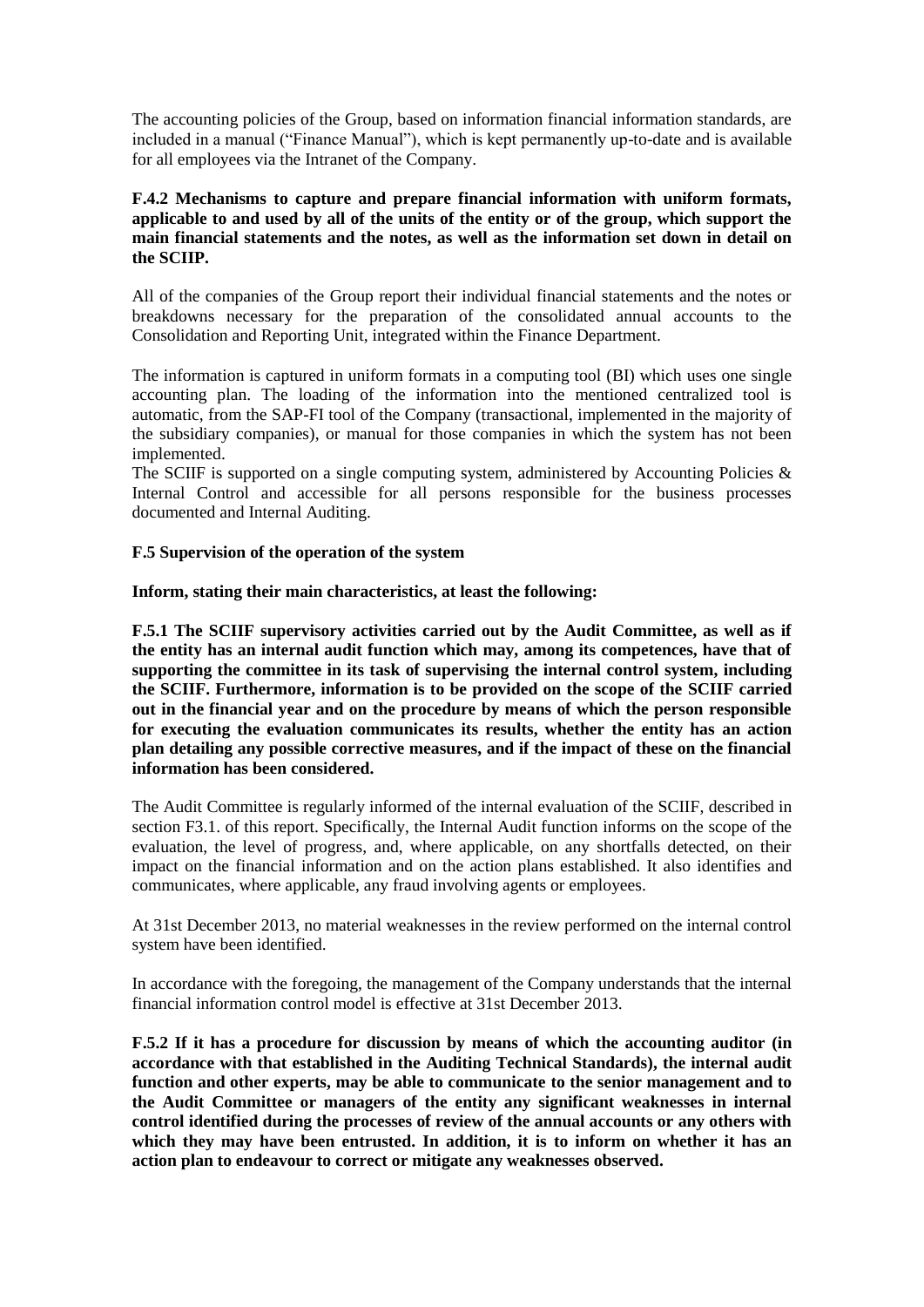The accounting policies of the Group, based on information financial information standards, are included in a manual ("Finance Manual"), which is kept permanently up-to-date and is available for all employees via the Intranet of the Company.

**F.4.2 Mechanisms to capture and prepare financial information with uniform formats, applicable to and used by all of the units of the entity or of the group, which support the main financial statements and the notes, as well as the information set down in detail on the SCIIP.**

All of the companies of the Group report their individual financial statements and the notes or breakdowns necessary for the preparation of the consolidated annual accounts to the Consolidation and Reporting Unit, integrated within the Finance Department.

The information is captured in uniform formats in a computing tool (BI) which uses one single accounting plan. The loading of the information into the mentioned centralized tool is automatic, from the SAP-FI tool of the Company (transactional, implemented in the majority of the subsidiary companies), or manual for those companies in which the system has not been implemented.

The SCIIF is supported on a single computing system, administered by Accounting Policies & Internal Control and accessible for all persons responsible for the business processes documented and Internal Auditing.

**F.5 Supervision of the operation of the system**

**Inform, stating their main characteristics, at least the following:**

**F.5.1 The SCIIF supervisory activities carried out by the Audit Committee, as well as if the entity has an internal audit function which may, among its competences, have that of supporting the committee in its task of supervising the internal control system, including the SCIIF. Furthermore, information is to be provided on the scope of the SCIIF carried out in the financial year and on the procedure by means of which the person responsible for executing the evaluation communicates its results, whether the entity has an action plan detailing any possible corrective measures, and if the impact of these on the financial information has been considered.**

The Audit Committee is regularly informed of the internal evaluation of the SCIIF, described in section F3.1. of this report. Specifically, the Internal Audit function informs on the scope of the evaluation, the level of progress, and, where applicable, on any shortfalls detected, on their impact on the financial information and on the action plans established. It also identifies and communicates, where applicable, any fraud involving agents or employees.

At 31st December 2013, no material weaknesses in the review performed on the internal control system have been identified.

In accordance with the foregoing, the management of the Company understands that the internal financial information control model is effective at 31st December 2013.

**F.5.2 If it has a procedure for discussion by means of which the accounting auditor (in accordance with that established in the Auditing Technical Standards), the internal audit function and other experts, may be able to communicate to the senior management and to the Audit Committee or managers of the entity any significant weaknesses in internal control identified during the processes of review of the annual accounts or any others with which they may have been entrusted. In addition, it is to inform on whether it has an action plan to endeavour to correct or mitigate any weaknesses observed.**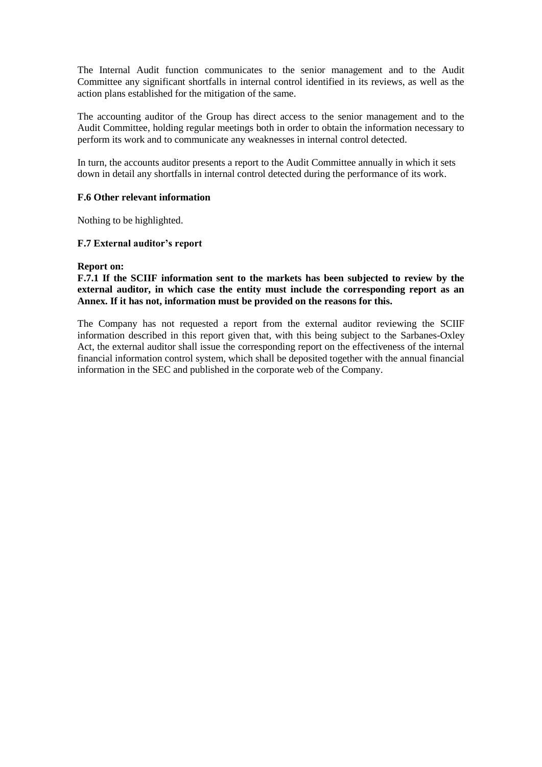The Internal Audit function communicates to the senior management and to the Audit Committee any significant shortfalls in internal control identified in its reviews, as well as the action plans established for the mitigation of the same.

The accounting auditor of the Group has direct access to the senior management and to the Audit Committee, holding regular meetings both in order to obtain the information necessary to perform its work and to communicate any weaknesses in internal control detected.

In turn, the accounts auditor presents a report to the Audit Committee annually in which it sets down in detail any shortfalls in internal control detected during the performance of its work.

**F.6 Other relevant information**

Nothing to be highlighted.

**F.7 External auditor's report**

**Report on:**

**F.7.1 If the SCIIF information sent to the markets has been subjected to review by the external auditor, in which case the entity must include the corresponding report as an Annex. If it has not, information must be provided on the reasons for this.**

The Company has not requested a report from the external auditor reviewing the SCIIF information described in this report given that, with this being subject to the Sarbanes-Oxley Act, the external auditor shall issue the corresponding report on the effectiveness of the internal financial information control system, which shall be deposited together with the annual financial information in the SEC and published in the corporate web of the Company.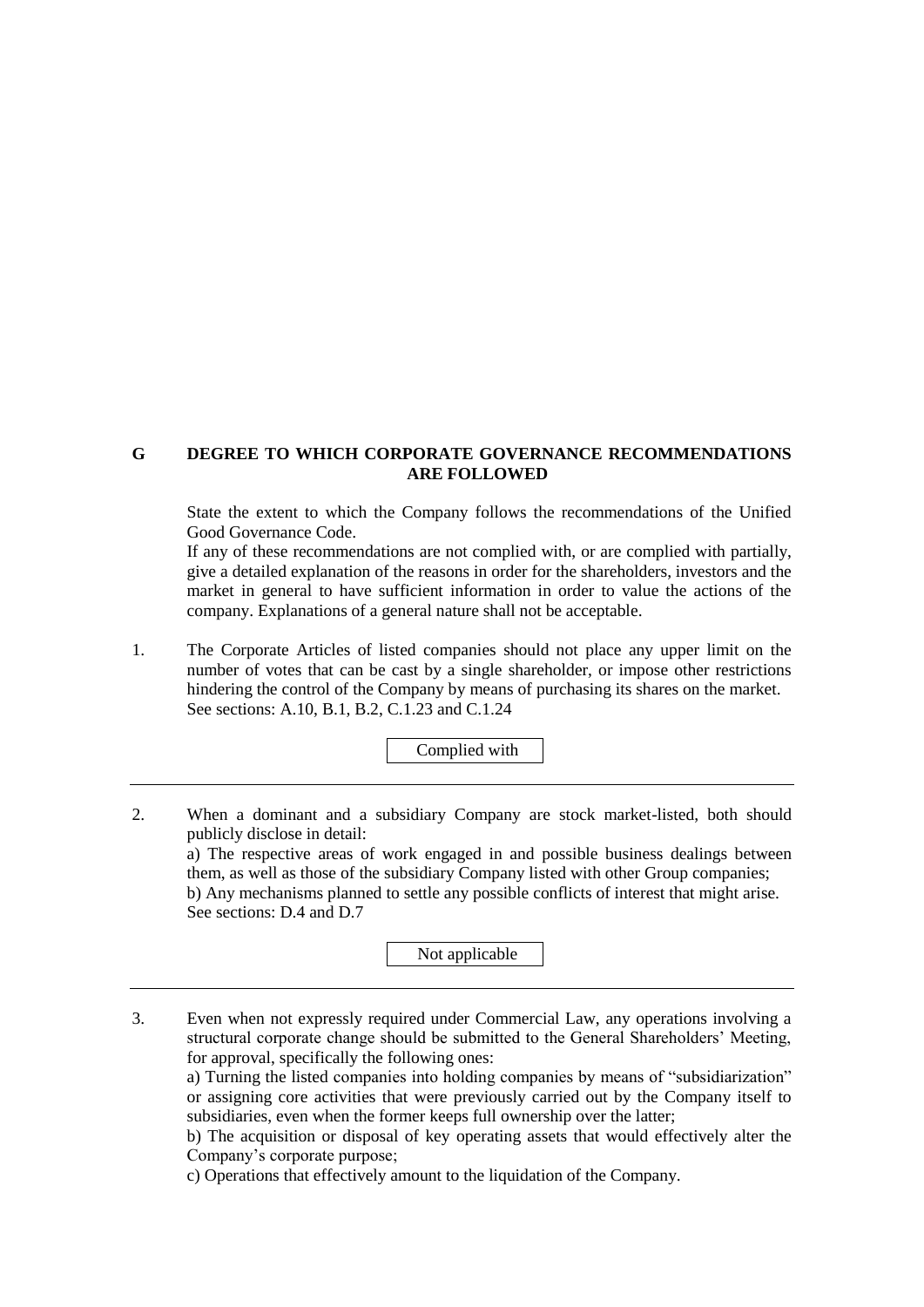# G DEGREE TO WHICH CORPORATE GOVERNANCE RECOMMENDATIONS ARE FOLLOWED

State the extent to which the Company follows the recommendations of the Unified Good Governance Code.

If any of these recommendations are not complied with, or are complied with partially, give a detailed explanation of the reasons in order for the shareholders, investors and the market in general to have sufficient information in order to value the actions of the company. Explanations of a general nature shall not be acceptable.

1. The Corporate Articles of listed companies should not place any upper limit on the number of votes that can be cast by a single shareholder, or impose other restrictions hindering the control of the Company by means of purchasing its shares on the market.
   See sections: A.10, B.1, B.2, C.1.23 and C.1.24

   Complied with

---

2. When a dominant and a subsidiary Company are stock market-listed, both should publicly disclose in detail:
   a) The respective areas of work engaged in and possible business dealings between them, as well as those of the subsidiary Company listed with other Group companies;
   b) Any mechanisms planned to settle any possible conflicts of interest that might arise.
   See sections: D.4 and D.7

   Not applicable

---

3. Even when not expressly required under Commercial Law, any operations involving a structural corporate change should be submitted to the General Shareholders' Meeting, for approval, specifically the following ones:
   a) Turning the listed companies into holding companies by means of "subsidiarization" or assigning core activities that were previously carried out by the Company itself to subsidiaries, even when the former keeps full ownership over the latter;
   b) The acquisition or disposal of key operating assets that would effectively alter the Company's corporate purpose;
   c) Operations that effectively amount to the liquidation of the Company.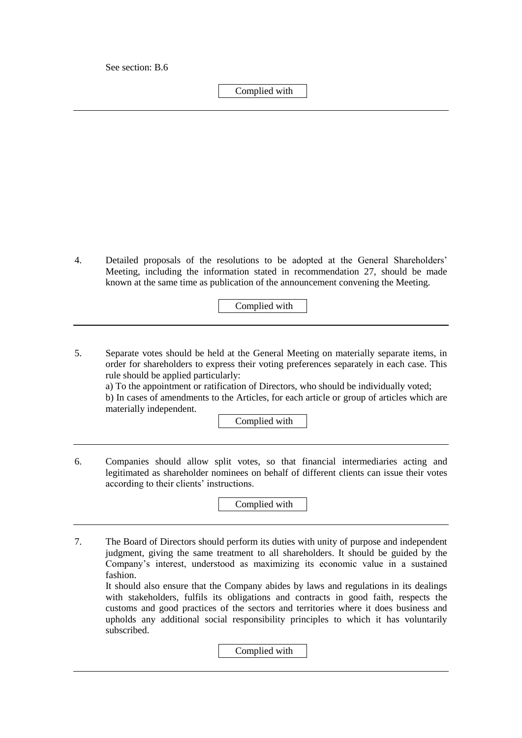See section: B.6

Complied with

---

4. Detailed proposals of the resolutions to be adopted at the General Shareholders' Meeting, including the information stated in recommendation 27, should be made known at the same time as publication of the announcement convening the Meeting.

Complied with

---

5. Separate votes should be held at the General Meeting on materially separate items, in order for shareholders to express their voting preferences separately in each case. This rule should be applied particularly:
a) To the appointment or ratification of Directors, who should be individually voted;
b) In cases of amendments to the Articles, for each article or group of articles which are materially independent.

Complied with

---

6. Companies should allow split votes, so that financial intermediaries acting and legitimated as shareholder nominees on behalf of different clients can issue their votes according to their clients' instructions.

Complied with

---

7. The Board of Directors should perform its duties with unity of purpose and independent judgment, giving the same treatment to all shareholders. It should be guided by the Company's interest, understood as maximizing its economic value in a sustained fashion.
It should also ensure that the Company abides by laws and regulations in its dealings with stakeholders, fulfils its obligations and contracts in good faith, respects the customs and good practices of the sectors and territories where it does business and upholds any additional social responsibility principles to which it has voluntarily subscribed.

Complied with

---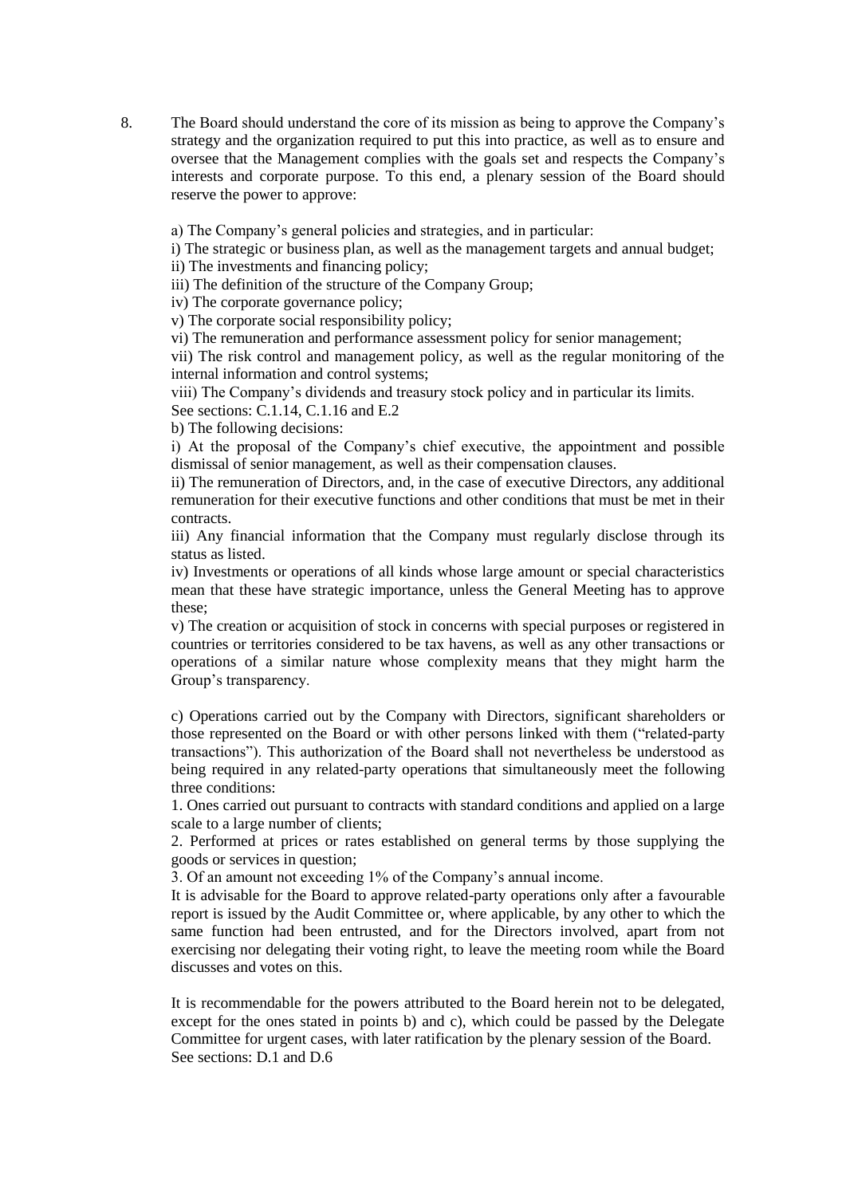8. The Board should understand the core of its mission as being to approve the Company's strategy and the organization required to put this into practice, as well as to ensure and oversee that the Management complies with the goals set and respects the Company's interests and corporate purpose. To this end, a plenary session of the Board should reserve the power to approve:

   a) The Company's general policies and strategies, and in particular:

   i) The strategic or business plan, as well as the management targets and annual budget;

   ii) The investments and financing policy;

   iii) The definition of the structure of the Company Group;

   iv) The corporate governance policy;

   v) The corporate social responsibility policy;

   vi) The remuneration and performance assessment policy for senior management;

   vii) The risk control and management policy, as well as the regular monitoring of the internal information and control systems;

   viii) The Company's dividends and treasury stock policy and in particular its limits.

   See sections: C.1.14, C.1.16 and E.2

   b) The following decisions:

   i) At the proposal of the Company's chief executive, the appointment and possible dismissal of senior management, as well as their compensation clauses.

   ii) The remuneration of Directors, and, in the case of executive Directors, any additional remuneration for their executive functions and other conditions that must be met in their contracts.

   iii) Any financial information that the Company must regularly disclose through its status as listed.

   iv) Investments or operations of all kinds whose large amount or special characteristics mean that these have strategic importance, unless the General Meeting has to approve these;

   v) The creation or acquisition of stock in concerns with special purposes or registered in countries or territories considered to be tax havens, as well as any other transactions or operations of a similar nature whose complexity means that they might harm the Group's transparency.

   c) Operations carried out by the Company with Directors, significant shareholders or those represented on the Board or with other persons linked with them ("related-party transactions"). This authorization of the Board shall not nevertheless be understood as being required in any related-party operations that simultaneously meet the following three conditions:

   1. Ones carried out pursuant to contracts with standard conditions and applied on a large scale to a large number of clients;

   2. Performed at prices or rates established on general terms by those supplying the goods or services in question;

   3. Of an amount not exceeding 1% of the Company's annual income.

   It is advisable for the Board to approve related-party operations only after a favourable report is issued by the Audit Committee or, where applicable, by any other to which the same function had been entrusted, and for the Directors involved, apart from not exercising nor delegating their voting right, to leave the meeting room while the Board discusses and votes on this.

   It is recommendable for the powers attributed to the Board herein not to be delegated, except for the ones stated in points b) and c), which could be passed by the Delegate Committee for urgent cases, with later ratification by the plenary session of the Board.

   See sections: D.1 and D.6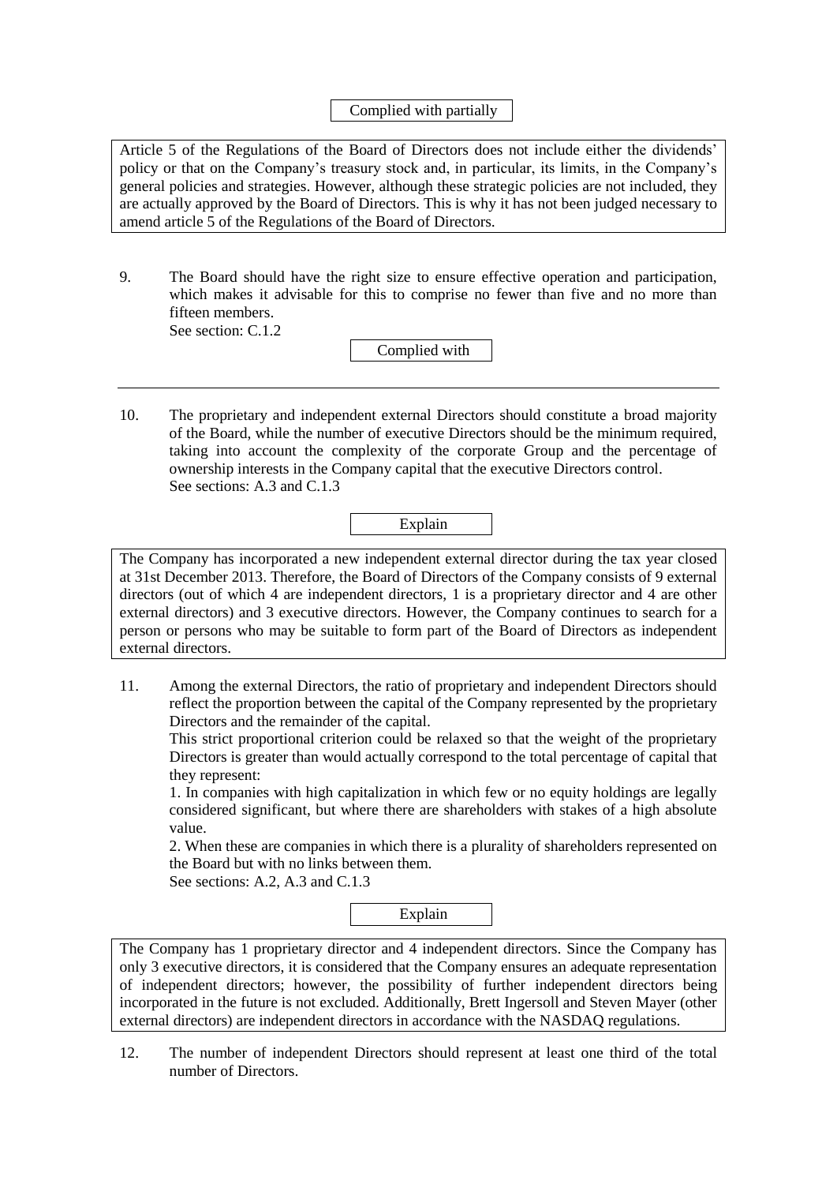Complied with partially

Article 5 of the Regulations of the Board of Directors does not include either the dividends' policy or that on the Company's treasury stock and, in particular, its limits, in the Company's general policies and strategies. However, although these strategic policies are not included, they are actually approved by the Board of Directors. This is why it has not been judged necessary to amend article 5 of the Regulations of the Board of Directors.

9. The Board should have the right size to ensure effective operation and participation, which makes it advisable for this to comprise no fewer than five and no more than fifteen members.
See section: C.1.2

Complied with

---

10. The proprietary and independent external Directors should constitute a broad majority of the Board, while the number of executive Directors should be the minimum required, taking into account the complexity of the corporate Group and the percentage of ownership interests in the Company capital that the executive Directors control.
See sections: A.3 and C.1.3

Explain

The Company has incorporated a new independent external director during the tax year closed at 31st December 2013. Therefore, the Board of Directors of the Company consists of 9 external directors (out of which 4 are independent directors, 1 is a proprietary director and 4 are other external directors) and 3 executive directors. However, the Company continues to search for a person or persons who may be suitable to form part of the Board of Directors as independent external directors.

11. Among the external Directors, the ratio of proprietary and independent Directors should reflect the proportion between the capital of the Company represented by the proprietary Directors and the remainder of the capital.
This strict proportional criterion could be relaxed so that the weight of the proprietary Directors is greater than would actually correspond to the total percentage of capital that they represent:
1. In companies with high capitalization in which few or no equity holdings are legally considered significant, but where there are shareholders with stakes of a high absolute value.
2. When these are companies in which there is a plurality of shareholders represented on the Board but with no links between them.
See sections: A.2, A.3 and C.1.3

Explain

The Company has 1 proprietary director and 4 independent directors. Since the Company has only 3 executive directors, it is considered that the Company ensures an adequate representation of independent directors; however, the possibility of further independent directors being incorporated in the future is not excluded. Additionally, Brett Ingersoll and Steven Mayer (other external directors) are independent directors in accordance with the NASDAQ regulations.

12. The number of independent Directors should represent at least one third of the total number of Directors.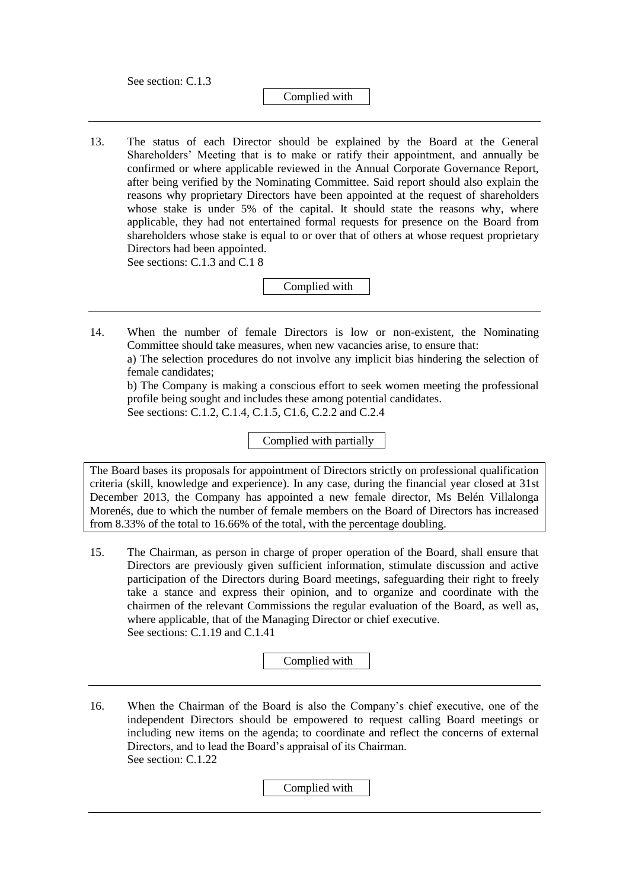See section: C.1.3

Complied with

---

13. The status of each Director should be explained by the Board at the General Shareholders' Meeting that is to make or ratify their appointment, and annually be confirmed or where applicable reviewed in the Annual Corporate Governance Report, after being verified by the Nominating Committee. Said report should also explain the reasons why proprietary Directors have been appointed at the request of shareholders whose stake is under 5% of the capital. It should state the reasons why, where applicable, they had not entertained formal requests for presence on the Board from shareholders whose stake is equal to or over that of others at whose request proprietary Directors had been appointed.
See sections: C.1.3 and C.1 8

Complied with

---

14. When the number of female Directors is low or non-existent, the Nominating Committee should take measures, when new vacancies arise, to ensure that:
a) The selection procedures do not involve any implicit bias hindering the selection of female candidates;
b) The Company is making a conscious effort to seek women meeting the professional profile being sought and includes these among potential candidates.
See sections: C.1.2, C.1.4, C.1.5, C1.6, C.2.2 and C.2.4

Complied with partially

The Board bases its proposals for appointment of Directors strictly on professional qualification criteria (skill, knowledge and experience). In any case, during the financial year closed at 31st December 2013, the Company has appointed a new female director, Ms Belén Villalonga Morenés, due to which the number of female members on the Board of Directors has increased from 8.33% of the total to 16.66% of the total, with the percentage doubling.

15. The Chairman, as person in charge of proper operation of the Board, shall ensure that Directors are previously given sufficient information, stimulate discussion and active participation of the Directors during Board meetings, safeguarding their right to freely take a stance and express their opinion, and to organize and coordinate with the chairmen of the relevant Commissions the regular evaluation of the Board, as well as, where applicable, that of the Managing Director or chief executive.
See sections: C.1.19 and C.1.41

Complied with

---

16. When the Chairman of the Board is also the Company's chief executive, one of the independent Directors should be empowered to request calling Board meetings or including new items on the agenda; to coordinate and reflect the concerns of external Directors, and to lead the Board's appraisal of its Chairman.
See section: C.1.22

Complied with

---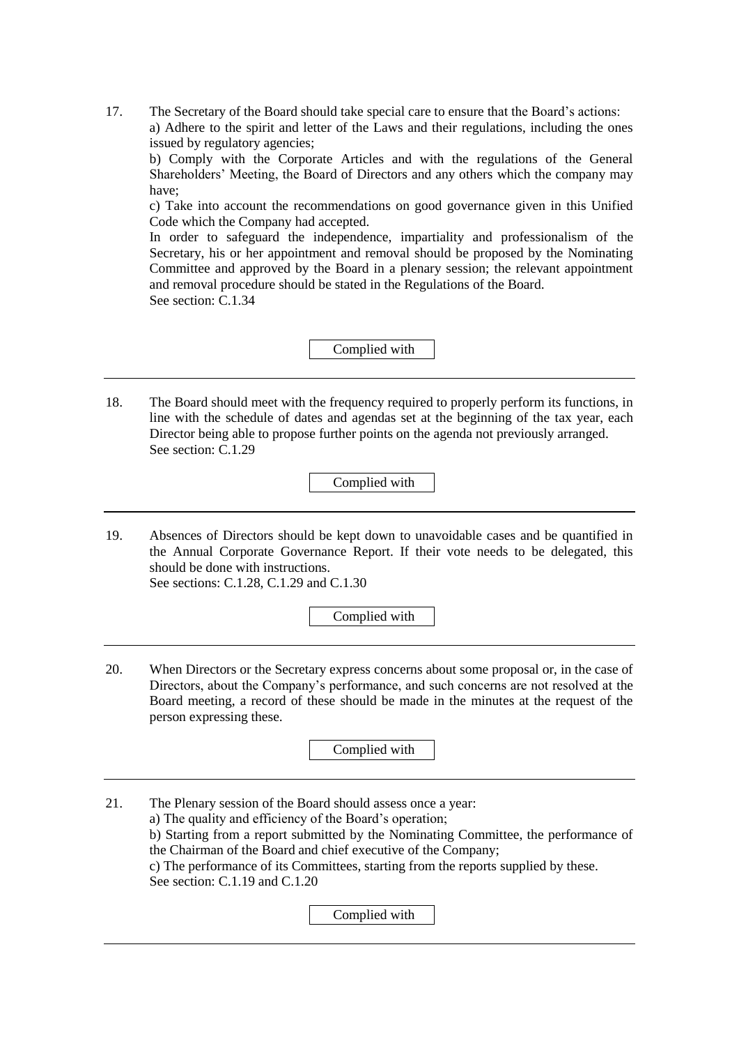17. The Secretary of the Board should take special care to ensure that the Board's actions:
    a) Adhere to the spirit and letter of the Laws and their regulations, including the ones issued by regulatory agencies;
    b) Comply with the Corporate Articles and with the regulations of the General Shareholders' Meeting, the Board of Directors and any others which the company may have;
    c) Take into account the recommendations on good governance given in this Unified Code which the Company had accepted.
    In order to safeguard the independence, impartiality and professionalism of the Secretary, his or her appointment and removal should be proposed by the Nominating Committee and approved by the Board in a plenary session; the relevant appointment and removal procedure should be stated in the Regulations of the Board.
    See section: C.1.34

Complied with

---

18. The Board should meet with the frequency required to properly perform its functions, in line with the schedule of dates and agendas set at the beginning of the tax year, each Director being able to propose further points on the agenda not previously arranged.
    See section: C.1.29

Complied with

---

19. Absences of Directors should be kept down to unavoidable cases and be quantified in the Annual Corporate Governance Report. If their vote needs to be delegated, this should be done with instructions.
    See sections: C.1.28, C.1.29 and C.1.30

Complied with

---

20. When Directors or the Secretary express concerns about some proposal or, in the case of Directors, about the Company's performance, and such concerns are not resolved at the Board meeting, a record of these should be made in the minutes at the request of the person expressing these.

Complied with

---

21. The Plenary session of the Board should assess once a year:
    a) The quality and efficiency of the Board's operation;
    b) Starting from a report submitted by the Nominating Committee, the performance of the Chairman of the Board and chief executive of the Company;
    c) The performance of its Committees, starting from the reports supplied by these.
    See section: C.1.19 and C.1.20

Complied with

---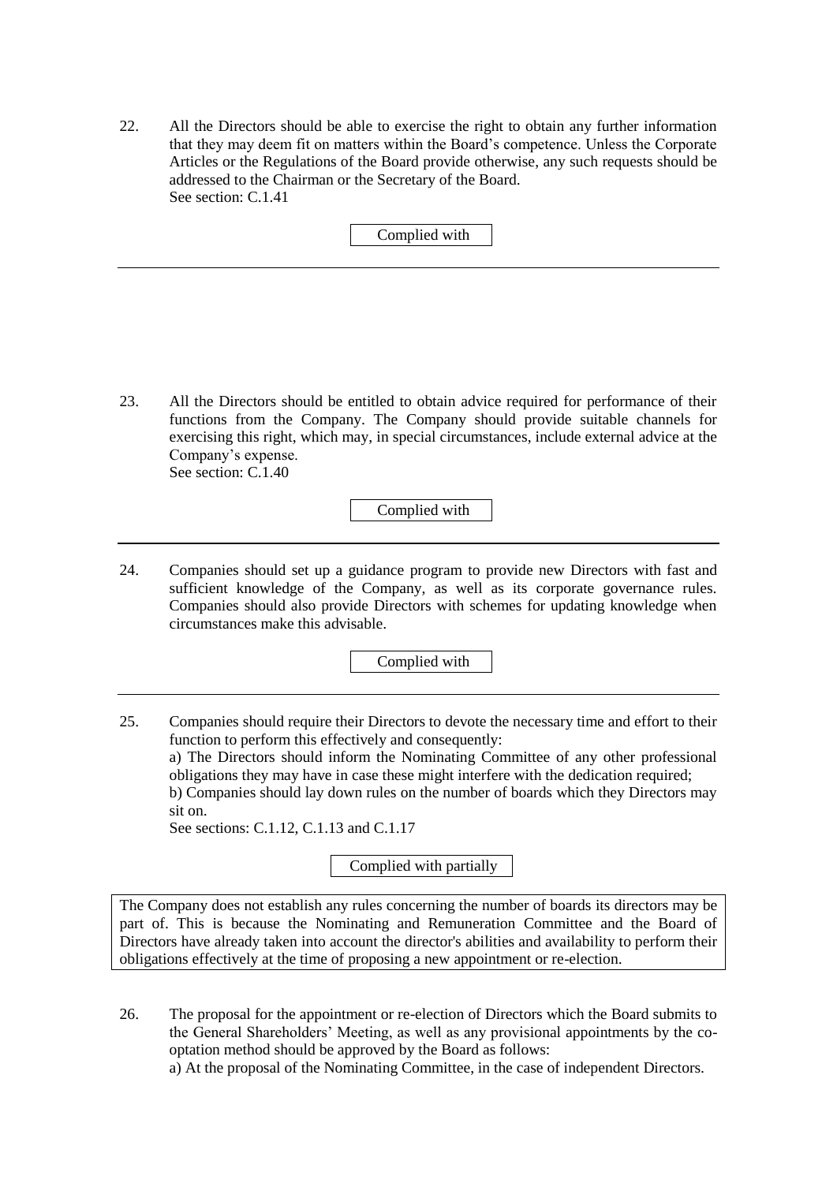22. All the Directors should be able to exercise the right to obtain any further information that they may deem fit on matters within the Board's competence. Unless the Corporate Articles or the Regulations of the Board provide otherwise, any such requests should be addressed to the Chairman or the Secretary of the Board.
See section: C.1.41

Complied with

---

23. All the Directors should be entitled to obtain advice required for performance of their functions from the Company. The Company should provide suitable channels for exercising this right, which may, in special circumstances, include external advice at the Company's expense.
See section: C.1.40

Complied with

---

24. Companies should set up a guidance program to provide new Directors with fast and sufficient knowledge of the Company, as well as its corporate governance rules. Companies should also provide Directors with schemes for updating knowledge when circumstances make this advisable.

Complied with

---

25. Companies should require their Directors to devote the necessary time and effort to their function to perform this effectively and consequently:
a) The Directors should inform the Nominating Committee of any other professional obligations they may have in case these might interfere with the dedication required;
b) Companies should lay down rules on the number of boards which they Directors may sit on.
See sections: C.1.12, C.1.13 and C.1.17

Complied with partially

The Company does not establish any rules concerning the number of boards its directors may be part of. This is because the Nominating and Remuneration Committee and the Board of Directors have already taken into account the director's abilities and availability to perform their obligations effectively at the time of proposing a new appointment or re-election.

26. The proposal for the appointment or re-election of Directors which the Board submits to the General Shareholders' Meeting, as well as any provisional appointments by the co-optation method should be approved by the Board as follows:
a) At the proposal of the Nominating Committee, in the case of independent Directors.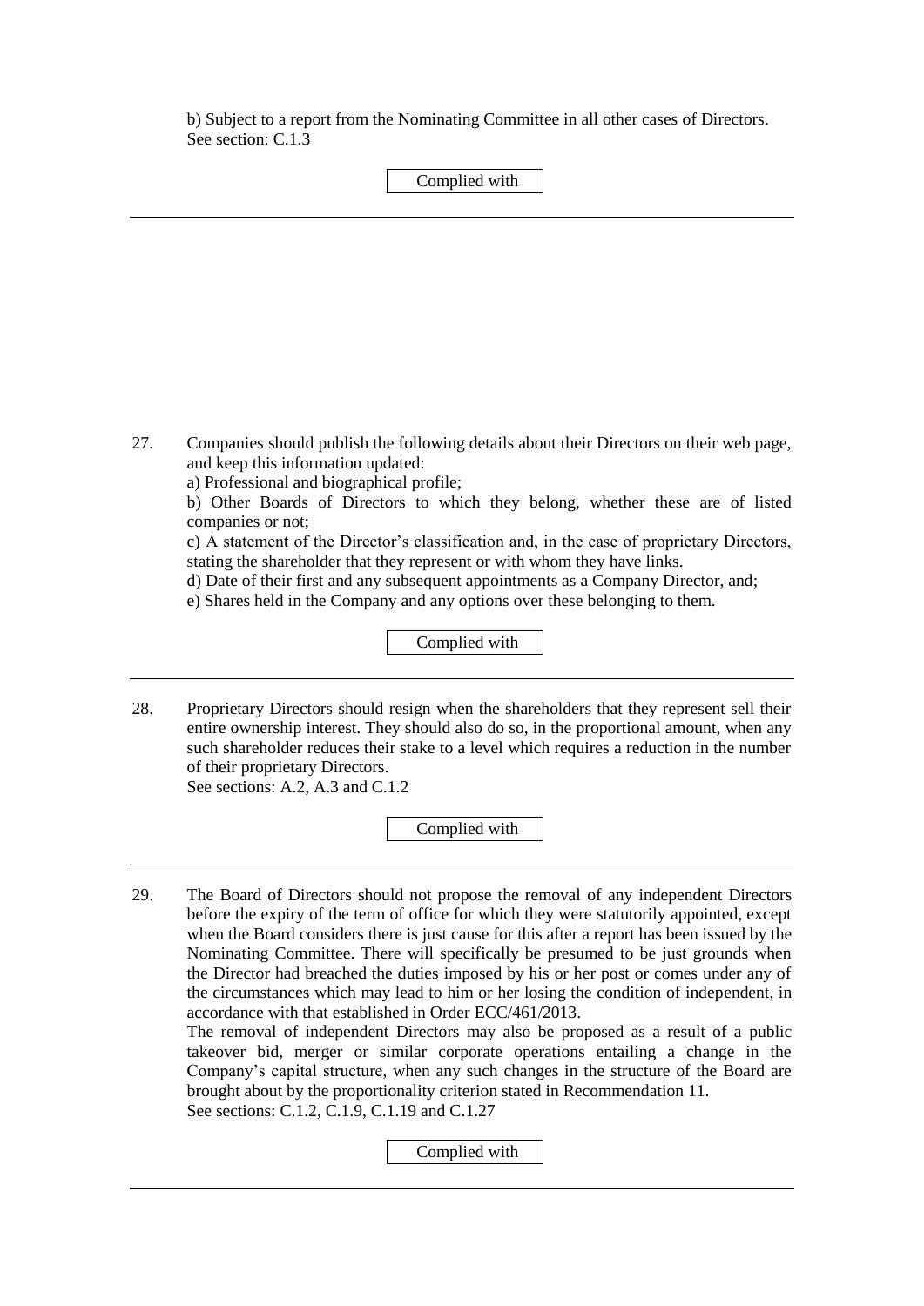b) Subject to a report from the Nominating Committee in all other cases of Directors.
See section: C.1.3

Complied with

---

27. Companies should publish the following details about their Directors on their web page, and keep this information updated:
    a) Professional and biographical profile;
    b) Other Boards of Directors to which they belong, whether these are of listed companies or not;
    c) A statement of the Director's classification and, in the case of proprietary Directors, stating the shareholder that they represent or with whom they have links.
    d) Date of their first and any subsequent appointments as a Company Director, and;
    e) Shares held in the Company and any options over these belonging to them.

Complied with

---

28. Proprietary Directors should resign when the shareholders that they represent sell their entire ownership interest. They should also do so, in the proportional amount, when any such shareholder reduces their stake to a level which requires a reduction in the number of their proprietary Directors.
    See sections: A.2, A.3 and C.1.2

Complied with

---

29. The Board of Directors should not propose the removal of any independent Directors before the expiry of the term of office for which they were statutorily appointed, except when the Board considers there is just cause for this after a report has been issued by the Nominating Committee. There will specifically be presumed to be just grounds when the Director had breached the duties imposed by his or her post or comes under any of the circumstances which may lead to him or her losing the condition of independent, in accordance with that established in Order ECC/461/2013.
    The removal of independent Directors may also be proposed as a result of a public takeover bid, merger or similar corporate operations entailing a change in the Company's capital structure, when any such changes in the structure of the Board are brought about by the proportionality criterion stated in Recommendation 11.
    See sections: C.1.2, C.1.9, C.1.19 and C.1.27

Complied with

---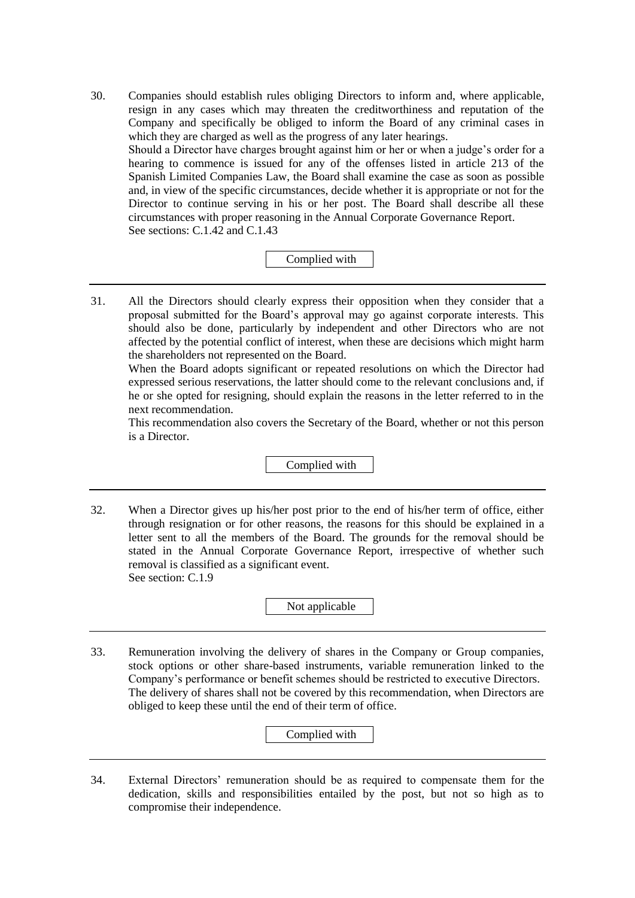30. Companies should establish rules obliging Directors to inform and, where applicable, resign in any cases which may threaten the creditworthiness and reputation of the Company and specifically be obliged to inform the Board of any criminal cases in which they are charged as well as the progress of any later hearings.
    Should a Director have charges brought against him or her or when a judge's order for a hearing to commence is issued for any of the offenses listed in article 213 of the Spanish Limited Companies Law, the Board shall examine the case as soon as possible and, in view of the specific circumstances, decide whether it is appropriate or not for the Director to continue serving in his or her post. The Board shall describe all these circumstances with proper reasoning in the Annual Corporate Governance Report.
    See sections: C.1.42 and C.1.43

Complied with

---

31. All the Directors should clearly express their opposition when they consider that a proposal submitted for the Board's approval may go against corporate interests. This should also be done, particularly by independent and other Directors who are not affected by the potential conflict of interest, when these are decisions which might harm the shareholders not represented on the Board.
    When the Board adopts significant or repeated resolutions on which the Director had expressed serious reservations, the latter should come to the relevant conclusions and, if he or she opted for resigning, should explain the reasons in the letter referred to in the next recommendation.
    This recommendation also covers the Secretary of the Board, whether or not this person is a Director.

Complied with

---

32. When a Director gives up his/her post prior to the end of his/her term of office, either through resignation or for other reasons, the reasons for this should be explained in a letter sent to all the members of the Board. The grounds for the removal should be stated in the Annual Corporate Governance Report, irrespective of whether such removal is classified as a significant event.
    See section: C.1.9

Not applicable

---

33. Remuneration involving the delivery of shares in the Company or Group companies, stock options or other share-based instruments, variable remuneration linked to the Company's performance or benefit schemes should be restricted to executive Directors.
    The delivery of shares shall not be covered by this recommendation, when Directors are obliged to keep these until the end of their term of office.

Complied with

---

34. External Directors' remuneration should be as required to compensate them for the dedication, skills and responsibilities entailed by the post, but not so high as to compromise their independence.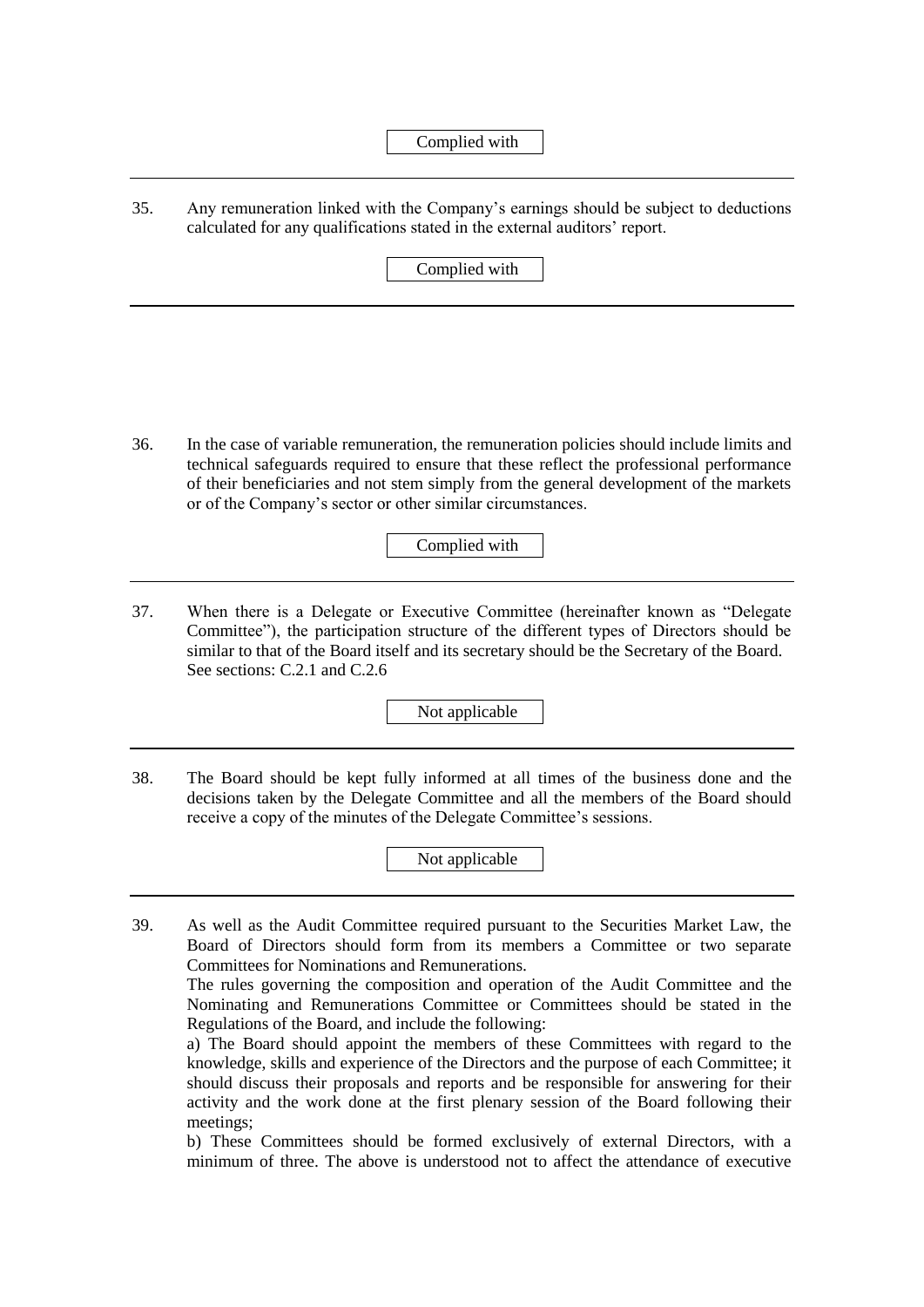Complied with

---

35. Any remuneration linked with the Company's earnings should be subject to deductions calculated for any qualifications stated in the external auditors' report.

Complied with

---

36. In the case of variable remuneration, the remuneration policies should include limits and technical safeguards required to ensure that these reflect the professional performance of their beneficiaries and not stem simply from the general development of the markets or of the Company's sector or other similar circumstances.

Complied with

---

37. When there is a Delegate or Executive Committee (hereinafter known as "Delegate Committee"), the participation structure of the different types of Directors should be similar to that of the Board itself and its secretary should be the Secretary of the Board. See sections: C.2.1 and C.2.6

Not applicable

---

38. The Board should be kept fully informed at all times of the business done and the decisions taken by the Delegate Committee and all the members of the Board should receive a copy of the minutes of the Delegate Committee's sessions.

Not applicable

---

39. As well as the Audit Committee required pursuant to the Securities Market Law, the Board of Directors should form from its members a Committee or two separate Committees for Nominations and Remunerations.
The rules governing the composition and operation of the Audit Committee and the Nominating and Remunerations Committee or Committees should be stated in the Regulations of the Board, and include the following:
a) The Board should appoint the members of these Committees with regard to the knowledge, skills and experience of the Directors and the purpose of each Committee; it should discuss their proposals and reports and be responsible for answering for their activity and the work done at the first plenary session of the Board following their meetings;
b) These Committees should be formed exclusively of external Directors, with a minimum of three. The above is understood not to affect the attendance of executive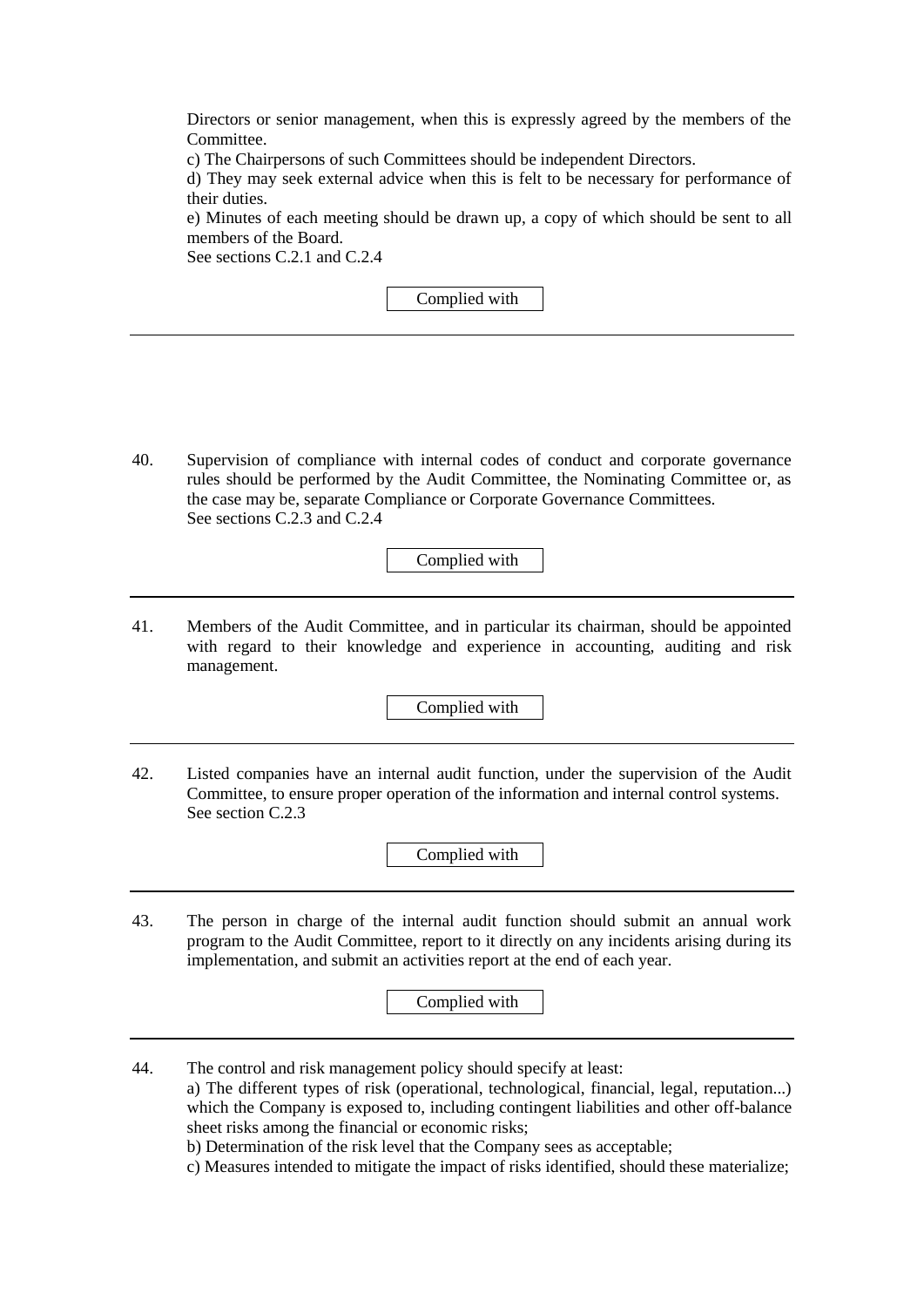Directors or senior management, when this is expressly agreed by the members of the Committee.

c) The Chairpersons of such Committees should be independent Directors.

d) They may seek external advice when this is felt to be necessary for performance of their duties.

e) Minutes of each meeting should be drawn up, a copy of which should be sent to all members of the Board.

See sections C.2.1 and C.2.4

Complied with

---

40. Supervision of compliance with internal codes of conduct and corporate governance rules should be performed by the Audit Committee, the Nominating Committee or, as the case may be, separate Compliance or Corporate Governance Committees.
See sections C.2.3 and C.2.4

Complied with

---

41. Members of the Audit Committee, and in particular its chairman, should be appointed with regard to their knowledge and experience in accounting, auditing and risk management.

Complied with

---

42. Listed companies have an internal audit function, under the supervision of the Audit Committee, to ensure proper operation of the information and internal control systems.
See section C.2.3

Complied with

---

43. The person in charge of the internal audit function should submit an annual work program to the Audit Committee, report to it directly on any incidents arising during its implementation, and submit an activities report at the end of each year.

Complied with

---

44. The control and risk management policy should specify at least:

a) The different types of risk (operational, technological, financial, legal, reputation...) which the Company is exposed to, including contingent liabilities and other off-balance sheet risks among the financial or economic risks;

b) Determination of the risk level that the Company sees as acceptable;

c) Measures intended to mitigate the impact of risks identified, should these materialize;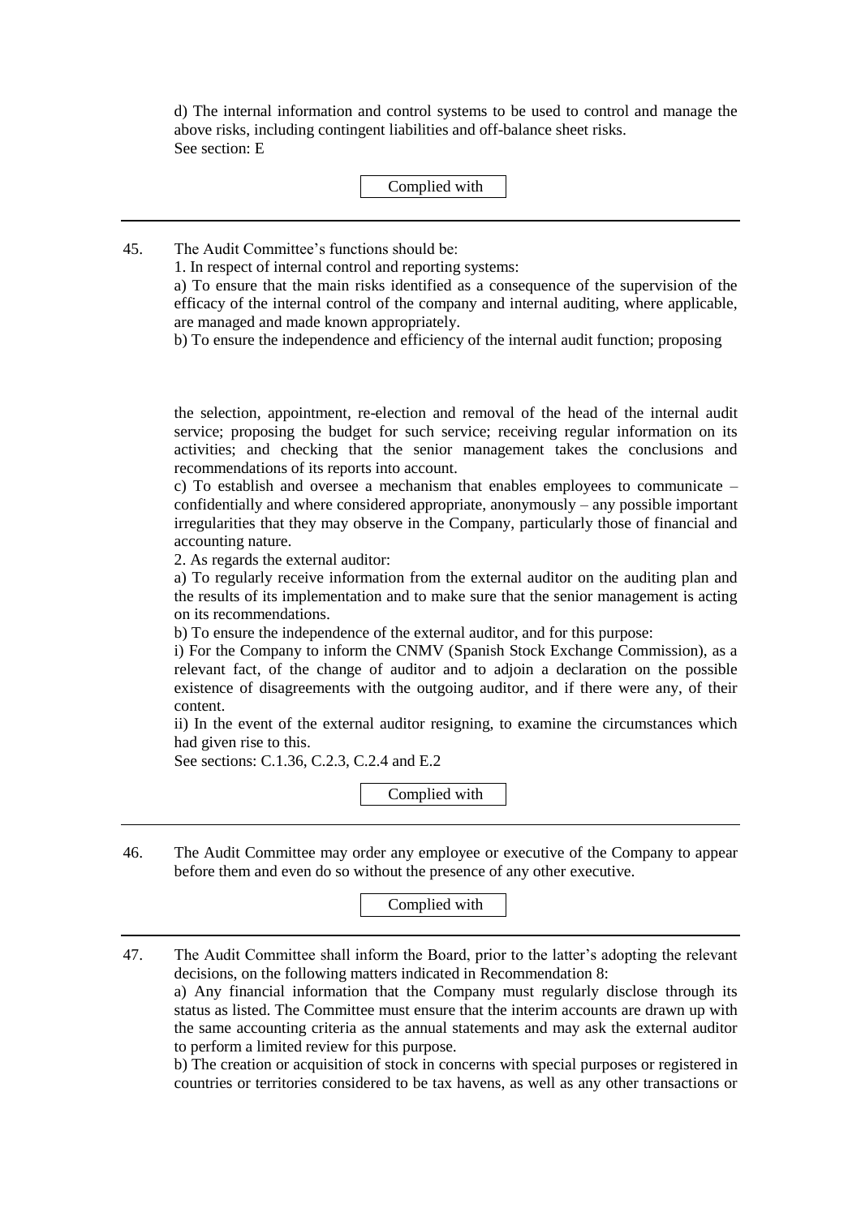d) The internal information and control systems to be used to control and manage the above risks, including contingent liabilities and off-balance sheet risks.
See section: E

Complied with

---

45. The Audit Committee's functions should be:

1. In respect of internal control and reporting systems:

a) To ensure that the main risks identified as a consequence of the supervision of the efficacy of the internal control of the company and internal auditing, where applicable, are managed and made known appropriately.

b) To ensure the independence and efficiency of the internal audit function; proposing the selection, appointment, re-election and removal of the head of the internal audit service; proposing the budget for such service; receiving regular information on its activities; and checking that the senior management takes the conclusions and recommendations of its reports into account.

c) To establish and oversee a mechanism that enables employees to communicate – confidentially and where considered appropriate, anonymously – any possible important irregularities that they may observe in the Company, particularly those of financial and accounting nature.

2. As regards the external auditor:

a) To regularly receive information from the external auditor on the auditing plan and the results of its implementation and to make sure that the senior management is acting on its recommendations.

b) To ensure the independence of the external auditor, and for this purpose:

i) For the Company to inform the CNMV (Spanish Stock Exchange Commission), as a relevant fact, of the change of auditor and to adjoin a declaration on the possible existence of disagreements with the outgoing auditor, and if there were any, of their content.

ii) In the event of the external auditor resigning, to examine the circumstances which had given rise to this.

See sections: C.1.36, C.2.3, C.2.4 and E.2

Complied with

---

46. The Audit Committee may order any employee or executive of the Company to appear before them and even do so without the presence of any other executive.

Complied with

---

47. The Audit Committee shall inform the Board, prior to the latter's adopting the relevant decisions, on the following matters indicated in Recommendation 8:

a) Any financial information that the Company must regularly disclose through its status as listed. The Committee must ensure that the interim accounts are drawn up with the same accounting criteria as the annual statements and may ask the external auditor to perform a limited review for this purpose.

b) The creation or acquisition of stock in concerns with special purposes or registered in countries or territories considered to be tax havens, as well as any other transactions or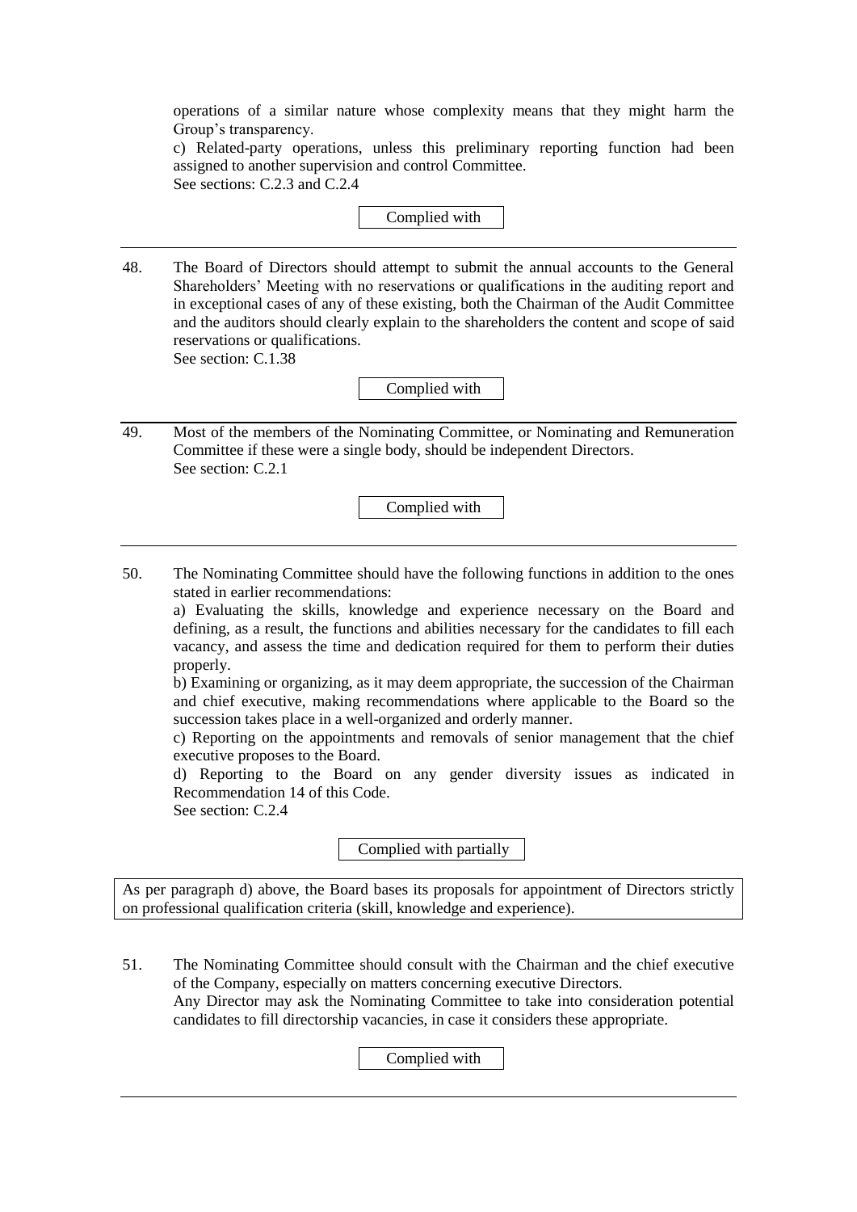operations of a similar nature whose complexity means that they might harm the Group's transparency.

c) Related-party operations, unless this preliminary reporting function had been assigned to another supervision and control Committee.

See sections: C.2.3 and C.2.4

Complied with

---

48. The Board of Directors should attempt to submit the annual accounts to the General Shareholders' Meeting with no reservations or qualifications in the auditing report and in exceptional cases of any of these existing, both the Chairman of the Audit Committee and the auditors should clearly explain to the shareholders the content and scope of said reservations or qualifications.

    See section: C.1.38

Complied with

---

49. Most of the members of the Nominating Committee, or Nominating and Remuneration Committee if these were a single body, should be independent Directors.

    See section: C.2.1

Complied with

---

50. The Nominating Committee should have the following functions in addition to the ones stated in earlier recommendations:

    a) Evaluating the skills, knowledge and experience necessary on the Board and defining, as a result, the functions and abilities necessary for the candidates to fill each vacancy, and assess the time and dedication required for them to perform their duties properly.

    b) Examining or organizing, as it may deem appropriate, the succession of the Chairman and chief executive, making recommendations where applicable to the Board so the succession takes place in a well-organized and orderly manner.

    c) Reporting on the appointments and removals of senior management that the chief executive proposes to the Board.

    d) Reporting to the Board on any gender diversity issues as indicated in Recommendation 14 of this Code.

    See section: C.2.4

Complied with partially

As per paragraph d) above, the Board bases its proposals for appointment of Directors strictly on professional qualification criteria (skill, knowledge and experience).

51. The Nominating Committee should consult with the Chairman and the chief executive of the Company, especially on matters concerning executive Directors.

    Any Director may ask the Nominating Committee to take into consideration potential candidates to fill directorship vacancies, in case it considers these appropriate.

Complied with

---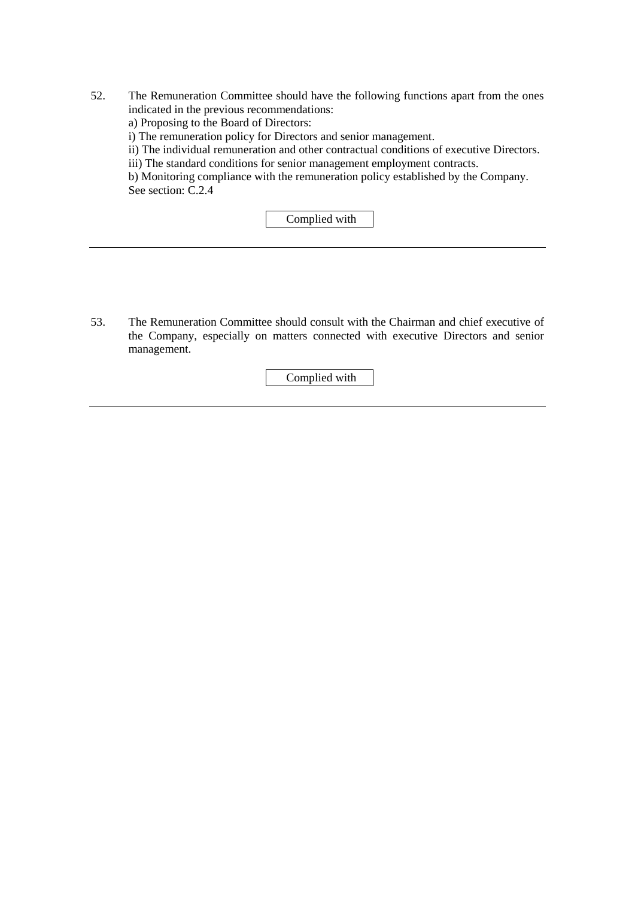52. The Remuneration Committee should have the following functions apart from the ones indicated in the previous recommendations:

 a) Proposing to the Board of Directors:

 i) The remuneration policy for Directors and senior management.

 ii) The individual remuneration and other contractual conditions of executive Directors.

 iii) The standard conditions for senior management employment contracts.

 b) Monitoring compliance with the remuneration policy established by the Company.

 See section: C.2.4

Complied with

---

53. The Remuneration Committee should consult with the Chairman and chief executive of the Company, especially on matters connected with executive Directors and senior management.

Complied with

---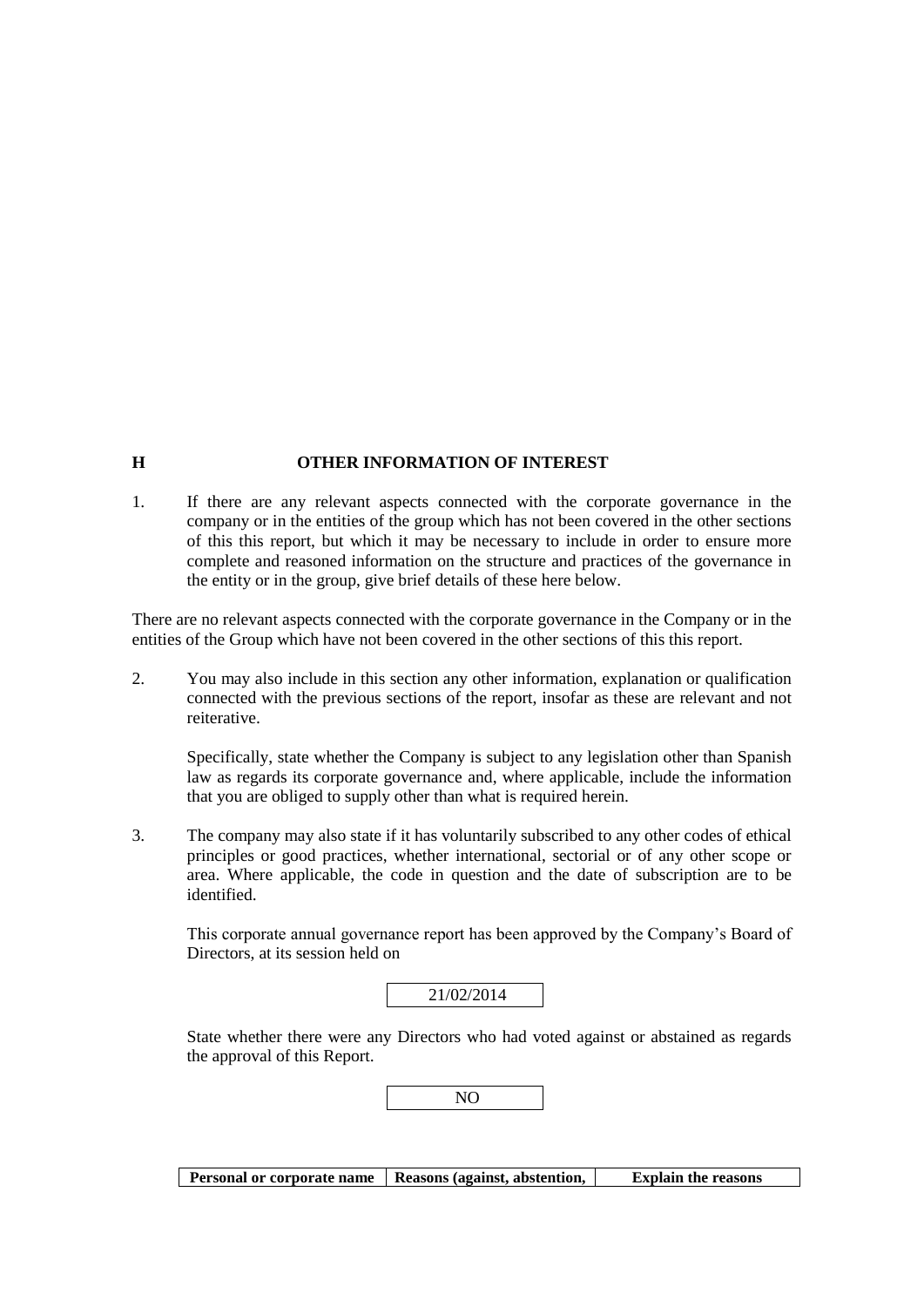## H OTHER INFORMATION OF INTEREST

1. If there are any relevant aspects connected with the corporate governance in the company or in the entities of the group which has not been covered in the other sections of this this report, but which it may be necessary to include in order to ensure more complete and reasoned information on the structure and practices of the governance in the entity or in the group, give brief details of these here below.

There are no relevant aspects connected with the corporate governance in the Company or in the entities of the Group which have not been covered in the other sections of this this report.

2. You may also include in this section any other information, explanation or qualification connected with the previous sections of the report, insofar as these are relevant and not reiterative.

   Specifically, state whether the Company is subject to any legislation other than Spanish law as regards its corporate governance and, where applicable, include the information that you are obliged to supply other than what is required herein.

3. The company may also state if it has voluntarily subscribed to any other codes of ethical principles or good practices, whether international, sectorial or of any other scope or area. Where applicable, the code in question and the date of subscription are to be identified.

   This corporate annual governance report has been approved by the Company's Board of Directors, at its session held on

   | 21/02/2014 |
   |---|

   State whether there were any Directors who had voted against or abstained as regards the approval of this Report.

   | NO |
   |---|

| Personal or corporate name | Reasons (against, abstention, | Explain the reasons |
|---|---|---|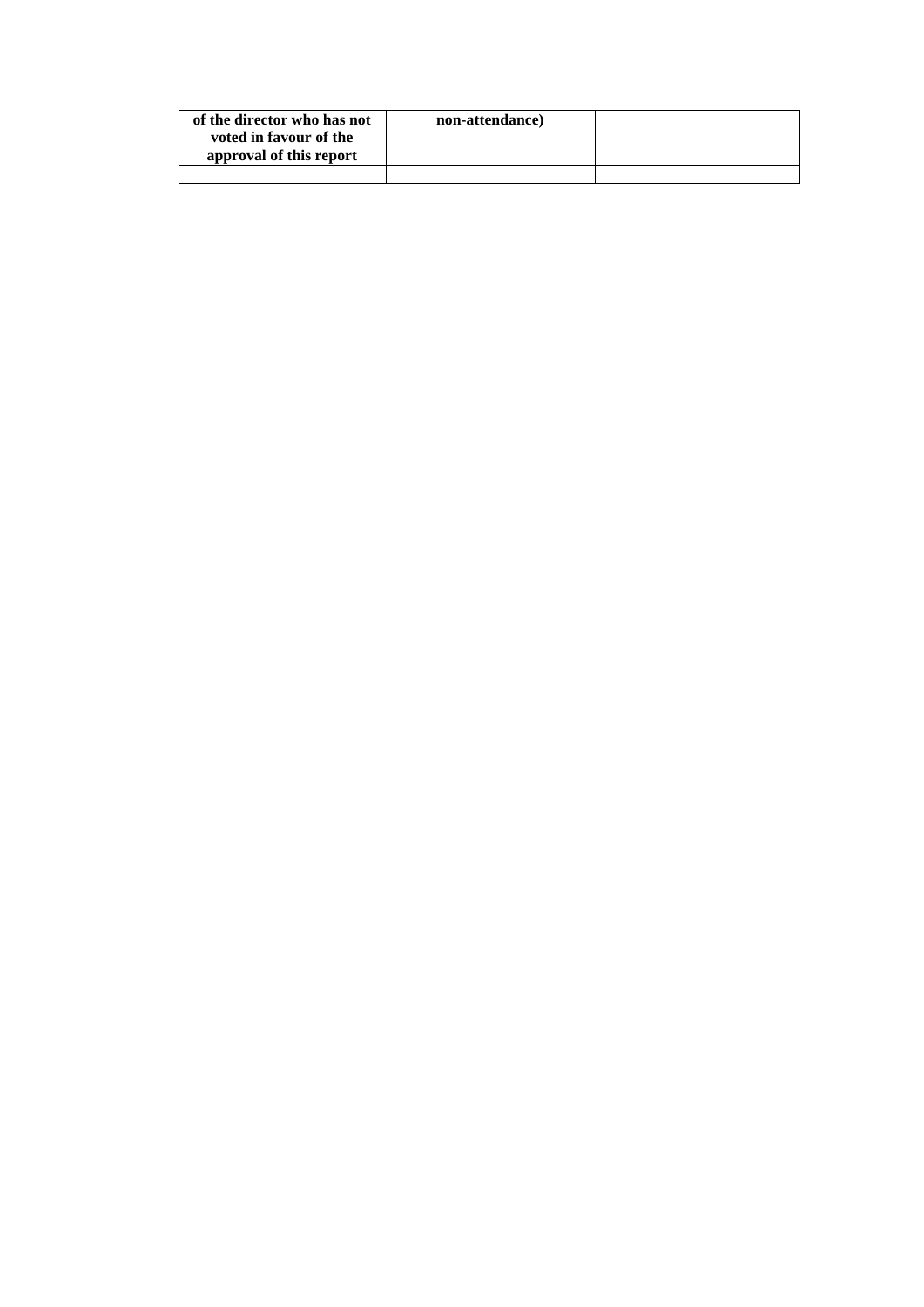| of the director who has not voted in favour of the approval of this report | non-attendance) | |
|---|---|---|
| | | |